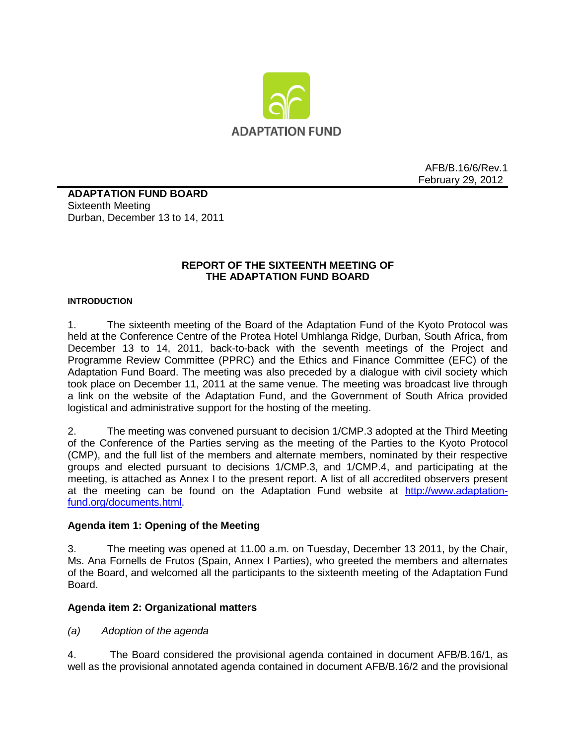ADAPTATION FUND

AFB/B.16/6/Rev.1
February 29, 2012

**ADAPTATION FUND BOARD**
Sixteenth Meeting
Durban, December 13 to 14, 2011

## REPORT OF THE SIXTEENTH MEETING OF THE ADAPTATION FUND BOARD

**INTRODUCTION**

1. The sixteenth meeting of the Board of the Adaptation Fund of the Kyoto Protocol was held at the Conference Centre of the Protea Hotel Umhlanga Ridge, Durban, South Africa, from December 13 to 14, 2011, back-to-back with the seventh meetings of the Project and Programme Review Committee (PPRC) and the Ethics and Finance Committee (EFC) of the Adaptation Fund Board. The meeting was also preceded by a dialogue with civil society which took place on December 11, 2011 at the same venue. The meeting was broadcast live through a link on the website of the Adaptation Fund, and the Government of South Africa provided logistical and administrative support for the hosting of the meeting.

2. The meeting was convened pursuant to decision 1/CMP.3 adopted at the Third Meeting of the Conference of the Parties serving as the meeting of the Parties to the Kyoto Protocol (CMP), and the full list of the members and alternate members, nominated by their respective groups and elected pursuant to decisions 1/CMP.3, and 1/CMP.4, and participating at the meeting, is attached as Annex I to the present report. A list of all accredited observers present at the meeting can be found on the Adaptation Fund website at http://www.adaptation-fund.org/documents.html.

### Agenda item 1: Opening of the Meeting

3. The meeting was opened at 11.00 a.m. on Tuesday, December 13 2011, by the Chair, Ms. Ana Fornells de Frutos (Spain, Annex I Parties), who greeted the members and alternates of the Board, and welcomed all the participants to the sixteenth meeting of the Adaptation Fund Board.

### Agenda item 2: Organizational matters

*(a) Adoption of the agenda*

4. The Board considered the provisional agenda contained in document AFB/B.16/1, as well as the provisional annotated agenda contained in document AFB/B.16/2 and the provisional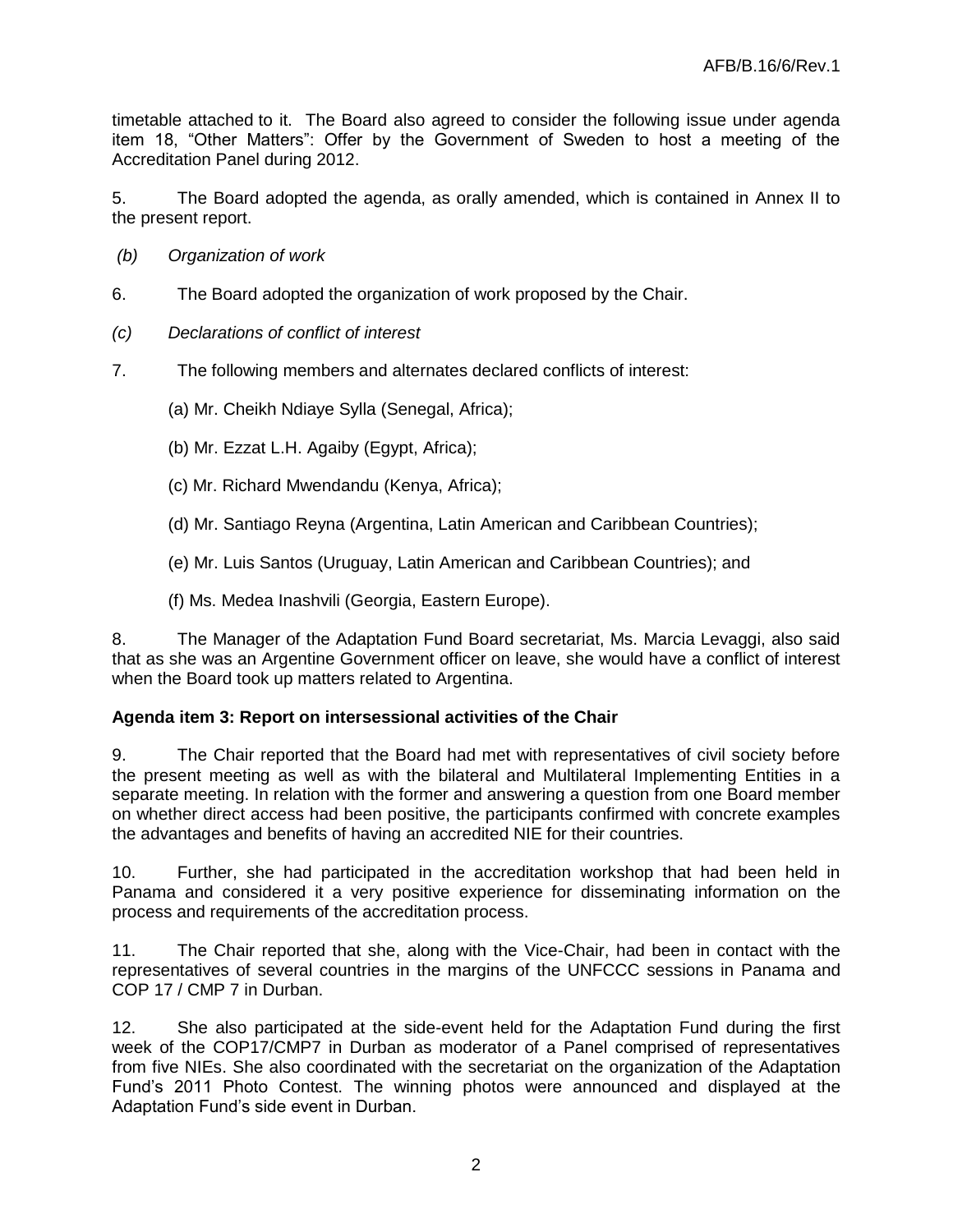timetable attached to it. The Board also agreed to consider the following issue under agenda item 18, "Other Matters": Offer by the Government of Sweden to host a meeting of the Accreditation Panel during 2012.

5. The Board adopted the agenda, as orally amended, which is contained in Annex II to the present report.

*(b) Organization of work*

6. The Board adopted the organization of work proposed by the Chair.

*(c) Declarations of conflict of interest*

7. The following members and alternates declared conflicts of interest:

(a) Mr. Cheikh Ndiaye Sylla (Senegal, Africa);

(b) Mr. Ezzat L.H. Agaiby (Egypt, Africa);

(c) Mr. Richard Mwendandu (Kenya, Africa);

(d) Mr. Santiago Reyna (Argentina, Latin American and Caribbean Countries);

(e) Mr. Luis Santos (Uruguay, Latin American and Caribbean Countries); and

(f) Ms. Medea Inashvili (Georgia, Eastern Europe).

8. The Manager of the Adaptation Fund Board secretariat, Ms. Marcia Levaggi, also said that as she was an Argentine Government officer on leave, she would have a conflict of interest when the Board took up matters related to Argentina.

**Agenda item 3: Report on intersessional activities of the Chair**

9. The Chair reported that the Board had met with representatives of civil society before the present meeting as well as with the bilateral and Multilateral Implementing Entities in a separate meeting. In relation with the former and answering a question from one Board member on whether direct access had been positive, the participants confirmed with concrete examples the advantages and benefits of having an accredited NIE for their countries.

10. Further, she had participated in the accreditation workshop that had been held in Panama and considered it a very positive experience for disseminating information on the process and requirements of the accreditation process.

11. The Chair reported that she, along with the Vice-Chair, had been in contact with the representatives of several countries in the margins of the UNFCCC sessions in Panama and COP 17 / CMP 7 in Durban.

12. She also participated at the side-event held for the Adaptation Fund during the first week of the COP17/CMP7 in Durban as moderator of a Panel comprised of representatives from five NIEs. She also coordinated with the secretariat on the organization of the Adaptation Fund's 2011 Photo Contest. The winning photos were announced and displayed at the Adaptation Fund's side event in Durban.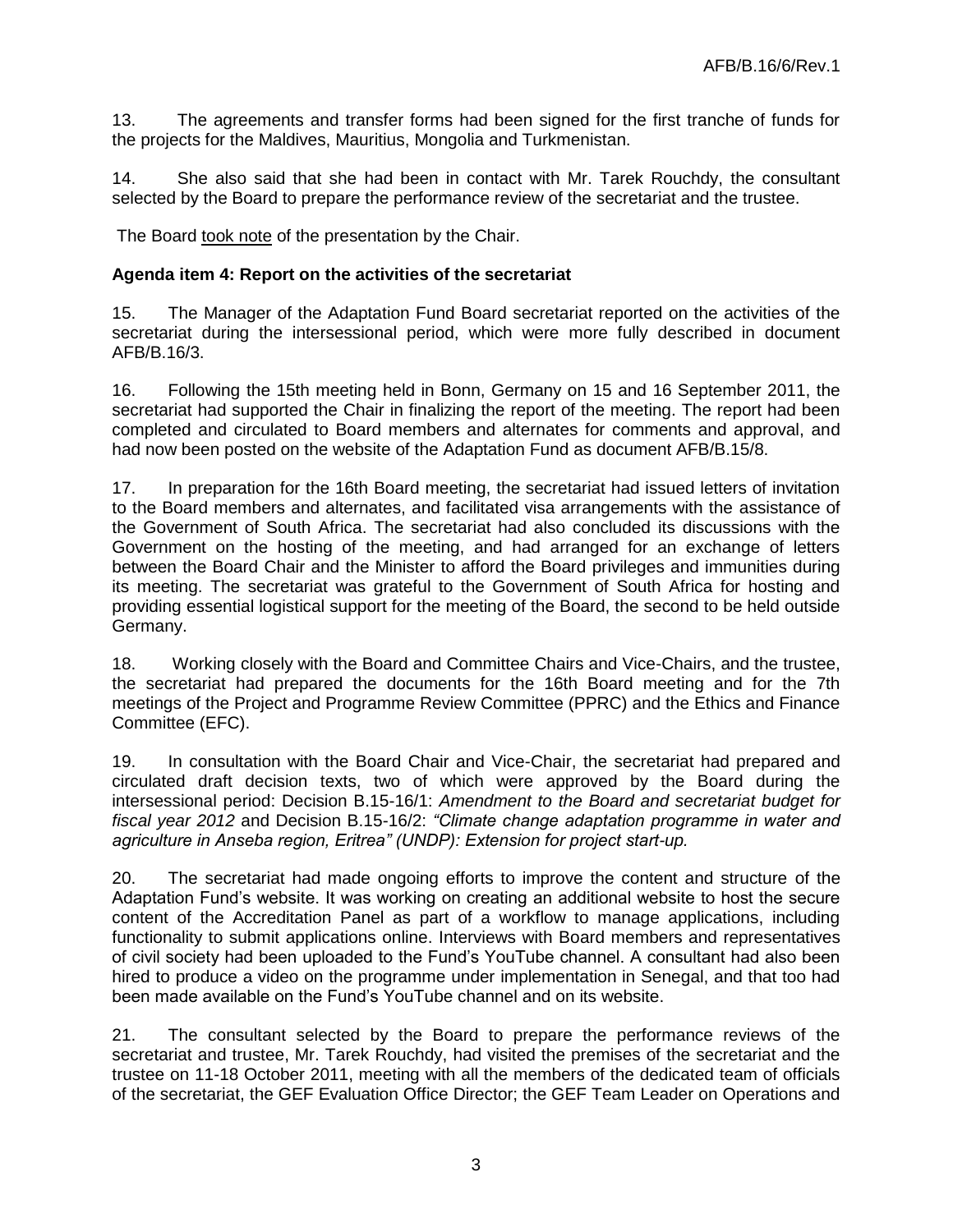13. The agreements and transfer forms had been signed for the first tranche of funds for the projects for the Maldives, Mauritius, Mongolia and Turkmenistan.

14. She also said that she had been in contact with Mr. Tarek Rouchdy, the consultant selected by the Board to prepare the performance review of the secretariat and the trustee.

The Board took note of the presentation by the Chair.

**Agenda item 4: Report on the activities of the secretariat**

15. The Manager of the Adaptation Fund Board secretariat reported on the activities of the secretariat during the intersessional period, which were more fully described in document AFB/B.16/3.

16. Following the 15th meeting held in Bonn, Germany on 15 and 16 September 2011, the secretariat had supported the Chair in finalizing the report of the meeting. The report had been completed and circulated to Board members and alternates for comments and approval, and had now been posted on the website of the Adaptation Fund as document AFB/B.15/8.

17. In preparation for the 16th Board meeting, the secretariat had issued letters of invitation to the Board members and alternates, and facilitated visa arrangements with the assistance of the Government of South Africa. The secretariat had also concluded its discussions with the Government on the hosting of the meeting, and had arranged for an exchange of letters between the Board Chair and the Minister to afford the Board privileges and immunities during its meeting. The secretariat was grateful to the Government of South Africa for hosting and providing essential logistical support for the meeting of the Board, the second to be held outside Germany.

18. Working closely with the Board and Committee Chairs and Vice-Chairs, and the trustee, the secretariat had prepared the documents for the 16th Board meeting and for the 7th meetings of the Project and Programme Review Committee (PPRC) and the Ethics and Finance Committee (EFC).

19. In consultation with the Board Chair and Vice-Chair, the secretariat had prepared and circulated draft decision texts, two of which were approved by the Board during the intersessional period: Decision B.15-16/1: *Amendment to the Board and secretariat budget for fiscal year 2012* and Decision B.15-16/2: *"Climate change adaptation programme in water and agriculture in Anseba region, Eritrea" (UNDP): Extension for project start-up.*

20. The secretariat had made ongoing efforts to improve the content and structure of the Adaptation Fund's website. It was working on creating an additional website to host the secure content of the Accreditation Panel as part of a workflow to manage applications, including functionality to submit applications online. Interviews with Board members and representatives of civil society had been uploaded to the Fund's YouTube channel. A consultant had also been hired to produce a video on the programme under implementation in Senegal, and that too had been made available on the Fund's YouTube channel and on its website.

21. The consultant selected by the Board to prepare the performance reviews of the secretariat and trustee, Mr. Tarek Rouchdy, had visited the premises of the secretariat and the trustee on 11-18 October 2011, meeting with all the members of the dedicated team of officials of the secretariat, the GEF Evaluation Office Director; the GEF Team Leader on Operations and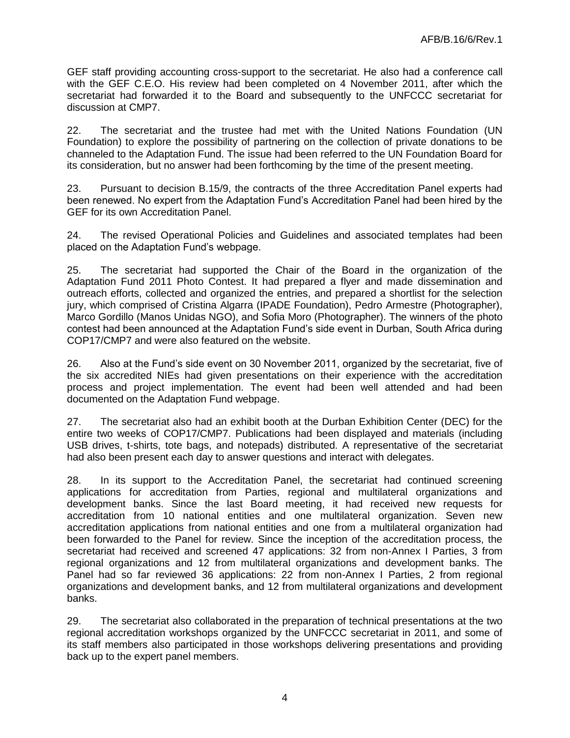GEF staff providing accounting cross-support to the secretariat. He also had a conference call with the GEF C.E.O. His review had been completed on 4 November 2011, after which the secretariat had forwarded it to the Board and subsequently to the UNFCCC secretariat for discussion at CMP7.

22. The secretariat and the trustee had met with the United Nations Foundation (UN Foundation) to explore the possibility of partnering on the collection of private donations to be channeled to the Adaptation Fund. The issue had been referred to the UN Foundation Board for its consideration, but no answer had been forthcoming by the time of the present meeting.

23. Pursuant to decision B.15/9, the contracts of the three Accreditation Panel experts had been renewed. No expert from the Adaptation Fund's Accreditation Panel had been hired by the GEF for its own Accreditation Panel.

24. The revised Operational Policies and Guidelines and associated templates had been placed on the Adaptation Fund's webpage.

25. The secretariat had supported the Chair of the Board in the organization of the Adaptation Fund 2011 Photo Contest. It had prepared a flyer and made dissemination and outreach efforts, collected and organized the entries, and prepared a shortlist for the selection jury, which comprised of Cristina Algarra (IPADE Foundation), Pedro Armestre (Photographer), Marco Gordillo (Manos Unidas NGO), and Sofia Moro (Photographer). The winners of the photo contest had been announced at the Adaptation Fund's side event in Durban, South Africa during COP17/CMP7 and were also featured on the website.

26. Also at the Fund's side event on 30 November 2011, organized by the secretariat, five of the six accredited NIEs had given presentations on their experience with the accreditation process and project implementation. The event had been well attended and had been documented on the Adaptation Fund webpage.

27. The secretariat also had an exhibit booth at the Durban Exhibition Center (DEC) for the entire two weeks of COP17/CMP7. Publications had been displayed and materials (including USB drives, t-shirts, tote bags, and notepads) distributed. A representative of the secretariat had also been present each day to answer questions and interact with delegates.

28. In its support to the Accreditation Panel, the secretariat had continued screening applications for accreditation from Parties, regional and multilateral organizations and development banks. Since the last Board meeting, it had received new requests for accreditation from 10 national entities and one multilateral organization. Seven new accreditation applications from national entities and one from a multilateral organization had been forwarded to the Panel for review. Since the inception of the accreditation process, the secretariat had received and screened 47 applications: 32 from non-Annex I Parties, 3 from regional organizations and 12 from multilateral organizations and development banks. The Panel had so far reviewed 36 applications: 22 from non-Annex I Parties, 2 from regional organizations and development banks, and 12 from multilateral organizations and development banks.

29. The secretariat also collaborated in the preparation of technical presentations at the two regional accreditation workshops organized by the UNFCCC secretariat in 2011, and some of its staff members also participated in those workshops delivering presentations and providing back up to the expert panel members.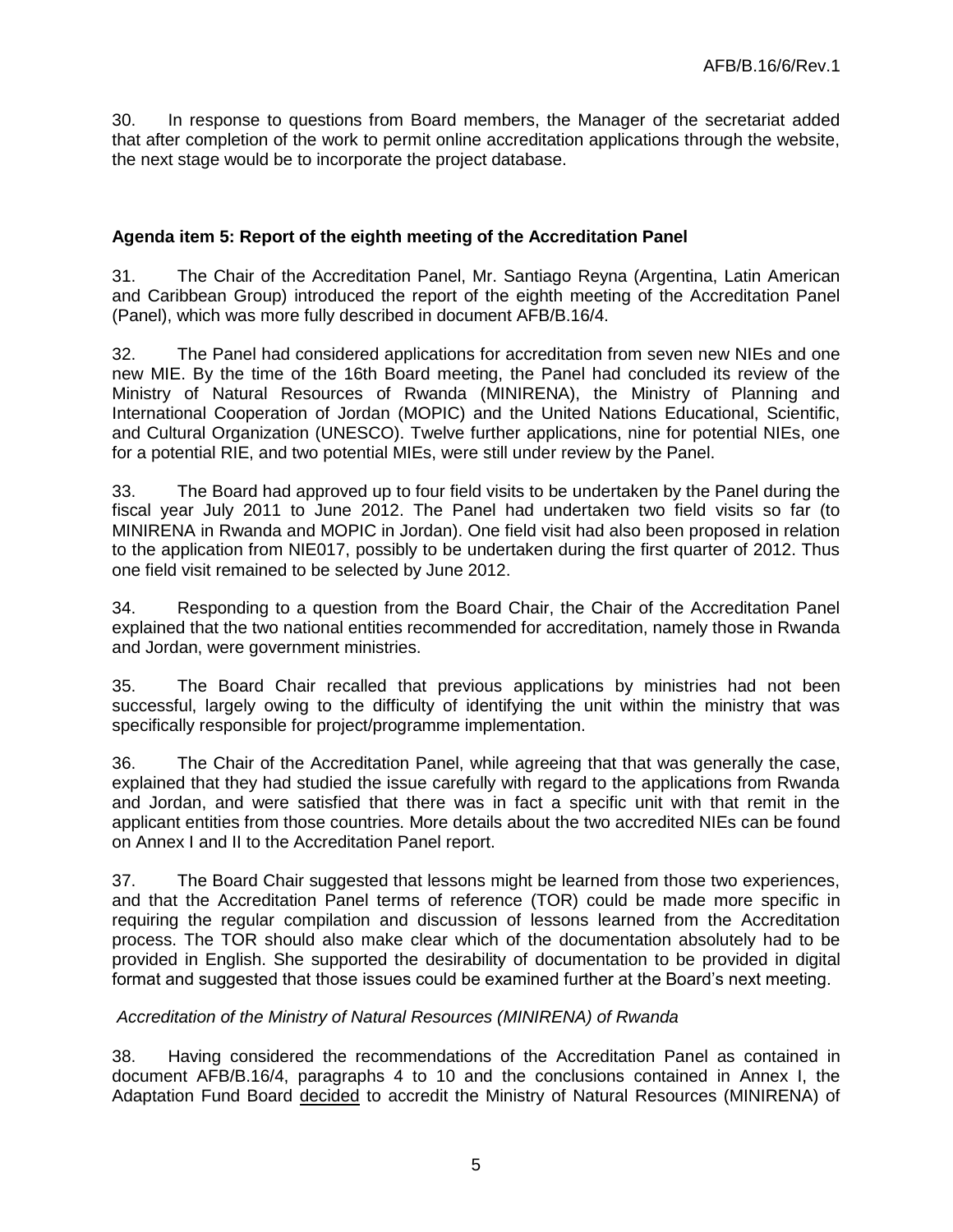30. In response to questions from Board members, the Manager of the secretariat added that after completion of the work to permit online accreditation applications through the website, the next stage would be to incorporate the project database.

**Agenda item 5: Report of the eighth meeting of the Accreditation Panel**

31. The Chair of the Accreditation Panel, Mr. Santiago Reyna (Argentina, Latin American and Caribbean Group) introduced the report of the eighth meeting of the Accreditation Panel (Panel), which was more fully described in document AFB/B.16/4.

32. The Panel had considered applications for accreditation from seven new NIEs and one new MIE. By the time of the 16th Board meeting, the Panel had concluded its review of the Ministry of Natural Resources of Rwanda (MINIRENA), the Ministry of Planning and International Cooperation of Jordan (MOPIC) and the United Nations Educational, Scientific, and Cultural Organization (UNESCO). Twelve further applications, nine for potential NIEs, one for a potential RIE, and two potential MIEs, were still under review by the Panel.

33. The Board had approved up to four field visits to be undertaken by the Panel during the fiscal year July 2011 to June 2012. The Panel had undertaken two field visits so far (to MINIRENA in Rwanda and MOPIC in Jordan). One field visit had also been proposed in relation to the application from NIE017, possibly to be undertaken during the first quarter of 2012. Thus one field visit remained to be selected by June 2012.

34. Responding to a question from the Board Chair, the Chair of the Accreditation Panel explained that the two national entities recommended for accreditation, namely those in Rwanda and Jordan, were government ministries.

35. The Board Chair recalled that previous applications by ministries had not been successful, largely owing to the difficulty of identifying the unit within the ministry that was specifically responsible for project/programme implementation.

36. The Chair of the Accreditation Panel, while agreeing that that was generally the case, explained that they had studied the issue carefully with regard to the applications from Rwanda and Jordan, and were satisfied that there was in fact a specific unit with that remit in the applicant entities from those countries. More details about the two accredited NIEs can be found on Annex I and II to the Accreditation Panel report.

37. The Board Chair suggested that lessons might be learned from those two experiences, and that the Accreditation Panel terms of reference (TOR) could be made more specific in requiring the regular compilation and discussion of lessons learned from the Accreditation process. The TOR should also make clear which of the documentation absolutely had to be provided in English. She supported the desirability of documentation to be provided in digital format and suggested that those issues could be examined further at the Board's next meeting.

*Accreditation of the Ministry of Natural Resources (MINIRENA) of Rwanda*

38. Having considered the recommendations of the Accreditation Panel as contained in document AFB/B.16/4, paragraphs 4 to 10 and the conclusions contained in Annex I, the Adaptation Fund Board decided to accredit the Ministry of Natural Resources (MINIRENA) of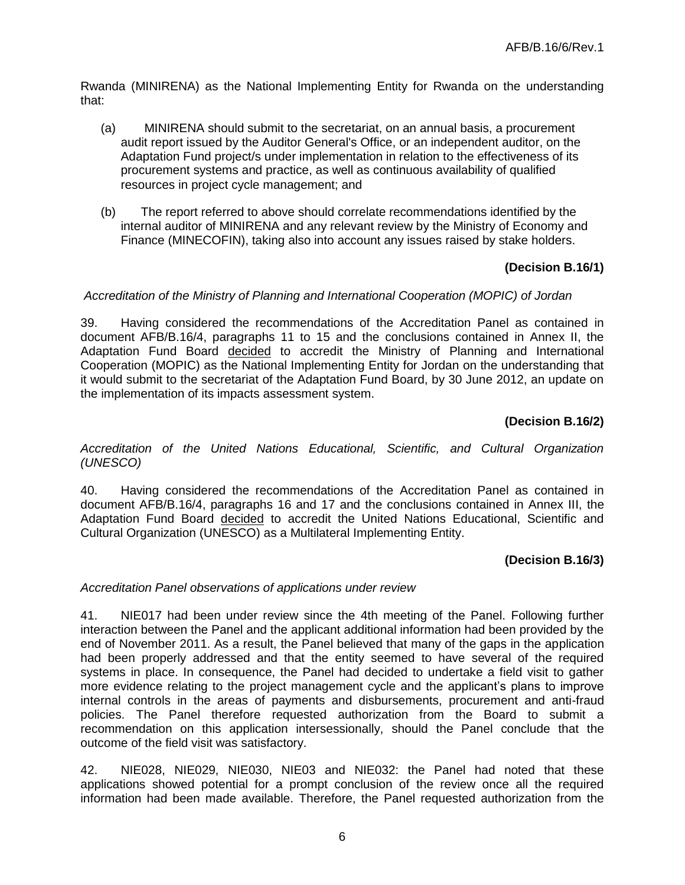Rwanda (MINIRENA) as the National Implementing Entity for Rwanda on the understanding that:

(a) MINIRENA should submit to the secretariat, on an annual basis, a procurement audit report issued by the Auditor General's Office, or an independent auditor, on the Adaptation Fund project/s under implementation in relation to the effectiveness of its procurement systems and practice, as well as continuous availability of qualified resources in project cycle management; and

(b) The report referred to above should correlate recommendations identified by the internal auditor of MINIRENA and any relevant review by the Ministry of Economy and Finance (MINECOFIN), taking also into account any issues raised by stake holders.

**(Decision B.16/1)**

*Accreditation of the Ministry of Planning and International Cooperation (MOPIC) of Jordan*

39. Having considered the recommendations of the Accreditation Panel as contained in document AFB/B.16/4, paragraphs 11 to 15 and the conclusions contained in Annex II, the Adaptation Fund Board decided to accredit the Ministry of Planning and International Cooperation (MOPIC) as the National Implementing Entity for Jordan on the understanding that it would submit to the secretariat of the Adaptation Fund Board, by 30 June 2012, an update on the implementation of its impacts assessment system.

**(Decision B.16/2)**

*Accreditation of the United Nations Educational, Scientific, and Cultural Organization (UNESCO)*

40. Having considered the recommendations of the Accreditation Panel as contained in document AFB/B.16/4, paragraphs 16 and 17 and the conclusions contained in Annex III, the Adaptation Fund Board decided to accredit the United Nations Educational, Scientific and Cultural Organization (UNESCO) as a Multilateral Implementing Entity.

**(Decision B.16/3)**

*Accreditation Panel observations of applications under review*

41. NIE017 had been under review since the 4th meeting of the Panel. Following further interaction between the Panel and the applicant additional information had been provided by the end of November 2011. As a result, the Panel believed that many of the gaps in the application had been properly addressed and that the entity seemed to have several of the required systems in place. In consequence, the Panel had decided to undertake a field visit to gather more evidence relating to the project management cycle and the applicant's plans to improve internal controls in the areas of payments and disbursements, procurement and anti-fraud policies. The Panel therefore requested authorization from the Board to submit a recommendation on this application intersessionally, should the Panel conclude that the outcome of the field visit was satisfactory.

42. NIE028, NIE029, NIE030, NIE03 and NIE032: the Panel had noted that these applications showed potential for a prompt conclusion of the review once all the required information had been made available. Therefore, the Panel requested authorization from the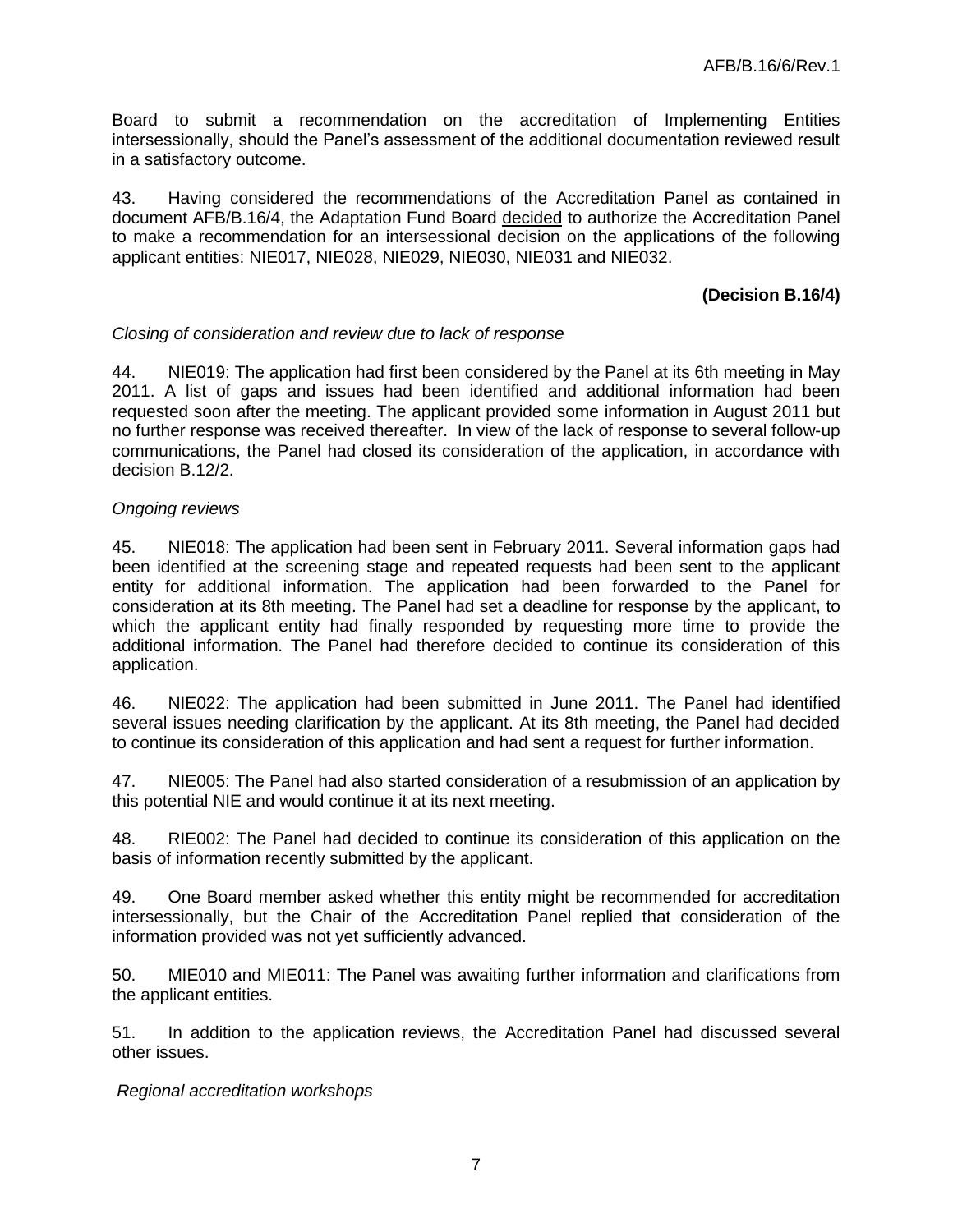Board to submit a recommendation on the accreditation of Implementing Entities intersessionally, should the Panel's assessment of the additional documentation reviewed result in a satisfactory outcome.

43. Having considered the recommendations of the Accreditation Panel as contained in document AFB/B.16/4, the Adaptation Fund Board decided to authorize the Accreditation Panel to make a recommendation for an intersessional decision on the applications of the following applicant entities: NIE017, NIE028, NIE029, NIE030, NIE031 and NIE032.

**(Decision B.16/4)**

*Closing of consideration and review due to lack of response*

44. NIE019: The application had first been considered by the Panel at its 6th meeting in May 2011. A list of gaps and issues had been identified and additional information had been requested soon after the meeting. The applicant provided some information in August 2011 but no further response was received thereafter. In view of the lack of response to several follow-up communications, the Panel had closed its consideration of the application, in accordance with decision B.12/2.

*Ongoing reviews*

45. NIE018: The application had been sent in February 2011. Several information gaps had been identified at the screening stage and repeated requests had been sent to the applicant entity for additional information. The application had been forwarded to the Panel for consideration at its 8th meeting. The Panel had set a deadline for response by the applicant, to which the applicant entity had finally responded by requesting more time to provide the additional information. The Panel had therefore decided to continue its consideration of this application.

46. NIE022: The application had been submitted in June 2011. The Panel had identified several issues needing clarification by the applicant. At its 8th meeting, the Panel had decided to continue its consideration of this application and had sent a request for further information.

47. NIE005: The Panel had also started consideration of a resubmission of an application by this potential NIE and would continue it at its next meeting.

48. RIE002: The Panel had decided to continue its consideration of this application on the basis of information recently submitted by the applicant.

49. One Board member asked whether this entity might be recommended for accreditation intersessionally, but the Chair of the Accreditation Panel replied that consideration of the information provided was not yet sufficiently advanced.

50. MIE010 and MIE011: The Panel was awaiting further information and clarifications from the applicant entities.

51. In addition to the application reviews, the Accreditation Panel had discussed several other issues.

*Regional accreditation workshops*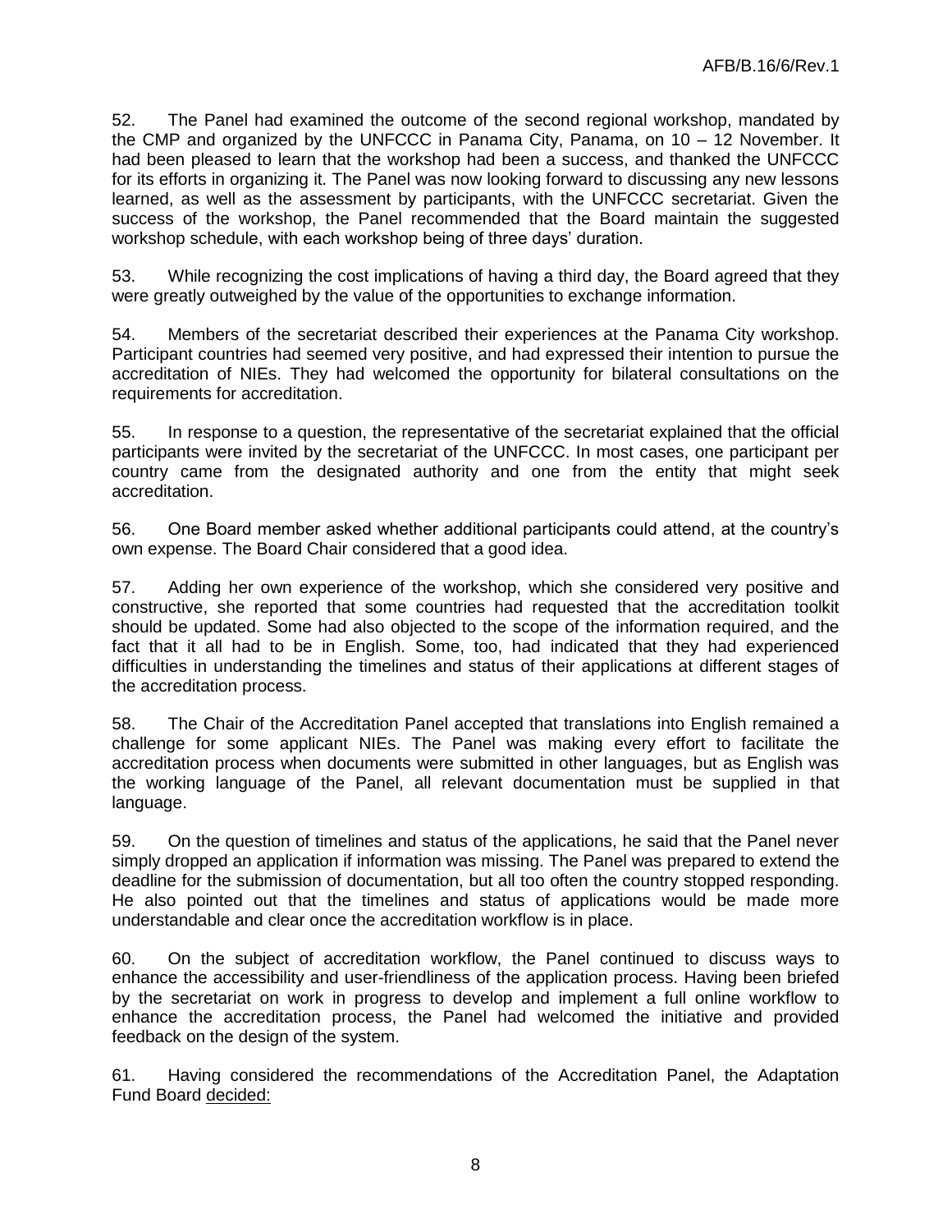52. The Panel had examined the outcome of the second regional workshop, mandated by the CMP and organized by the UNFCCC in Panama City, Panama, on 10 – 12 November. It had been pleased to learn that the workshop had been a success, and thanked the UNFCCC for its efforts in organizing it. The Panel was now looking forward to discussing any new lessons learned, as well as the assessment by participants, with the UNFCCC secretariat. Given the success of the workshop, the Panel recommended that the Board maintain the suggested workshop schedule, with each workshop being of three days' duration.

53. While recognizing the cost implications of having a third day, the Board agreed that they were greatly outweighed by the value of the opportunities to exchange information.

54. Members of the secretariat described their experiences at the Panama City workshop. Participant countries had seemed very positive, and had expressed their intention to pursue the accreditation of NIEs. They had welcomed the opportunity for bilateral consultations on the requirements for accreditation.

55. In response to a question, the representative of the secretariat explained that the official participants were invited by the secretariat of the UNFCCC. In most cases, one participant per country came from the designated authority and one from the entity that might seek accreditation.

56. One Board member asked whether additional participants could attend, at the country's own expense. The Board Chair considered that a good idea.

57. Adding her own experience of the workshop, which she considered very positive and constructive, she reported that some countries had requested that the accreditation toolkit should be updated. Some had also objected to the scope of the information required, and the fact that it all had to be in English. Some, too, had indicated that they had experienced difficulties in understanding the timelines and status of their applications at different stages of the accreditation process.

58. The Chair of the Accreditation Panel accepted that translations into English remained a challenge for some applicant NIEs. The Panel was making every effort to facilitate the accreditation process when documents were submitted in other languages, but as English was the working language of the Panel, all relevant documentation must be supplied in that language.

59. On the question of timelines and status of the applications, he said that the Panel never simply dropped an application if information was missing. The Panel was prepared to extend the deadline for the submission of documentation, but all too often the country stopped responding. He also pointed out that the timelines and status of applications would be made more understandable and clear once the accreditation workflow is in place.

60. On the subject of accreditation workflow, the Panel continued to discuss ways to enhance the accessibility and user-friendliness of the application process. Having been briefed by the secretariat on work in progress to develop and implement a full online workflow to enhance the accreditation process, the Panel had welcomed the initiative and provided feedback on the design of the system.

61. Having considered the recommendations of the Accreditation Panel, the Adaptation Fund Board decided: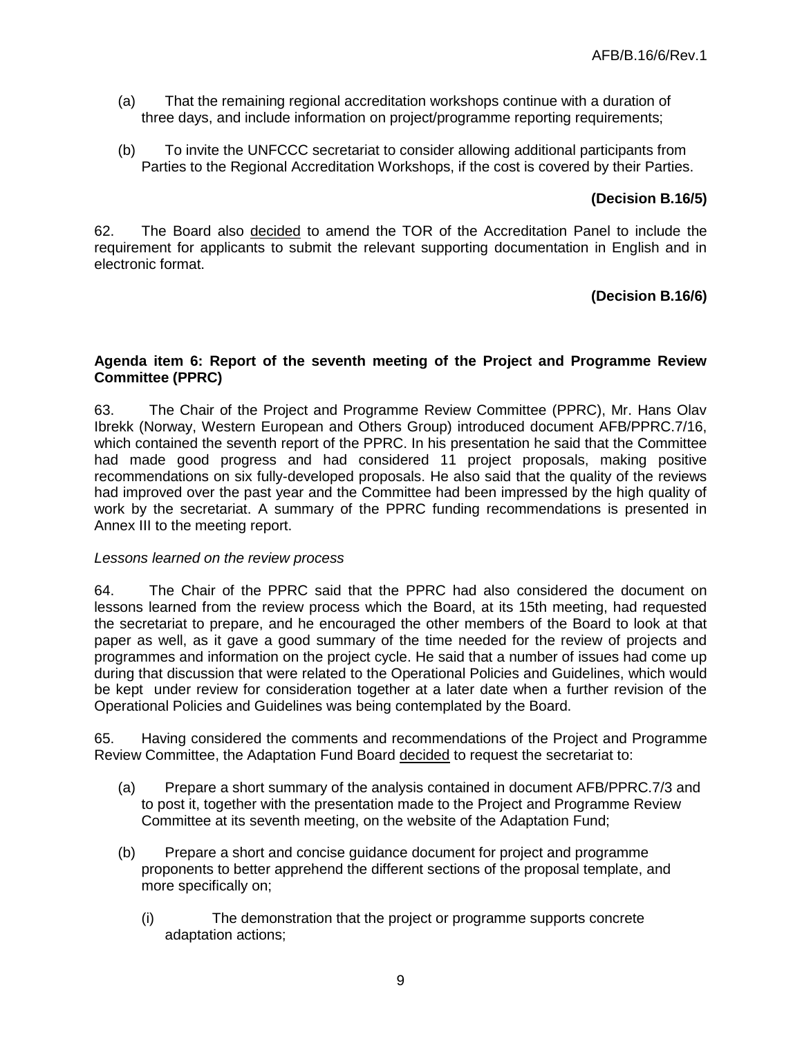(a) That the remaining regional accreditation workshops continue with a duration of three days, and include information on project/programme reporting requirements;

(b) To invite the UNFCCC secretariat to consider allowing additional participants from Parties to the Regional Accreditation Workshops, if the cost is covered by their Parties.

**(Decision B.16/5)**

62. The Board also decided to amend the TOR of the Accreditation Panel to include the requirement for applicants to submit the relevant supporting documentation in English and in electronic format.

**(Decision B.16/6)**

**Agenda item 6: Report of the seventh meeting of the Project and Programme Review Committee (PPRC)**

63. The Chair of the Project and Programme Review Committee (PPRC), Mr. Hans Olav Ibrekk (Norway, Western European and Others Group) introduced document AFB/PPRC.7/16, which contained the seventh report of the PPRC. In his presentation he said that the Committee had made good progress and had considered 11 project proposals, making positive recommendations on six fully-developed proposals. He also said that the quality of the reviews had improved over the past year and the Committee had been impressed by the high quality of work by the secretariat. A summary of the PPRC funding recommendations is presented in Annex III to the meeting report.

*Lessons learned on the review process*

64. The Chair of the PPRC said that the PPRC had also considered the document on lessons learned from the review process which the Board, at its 15th meeting, had requested the secretariat to prepare, and he encouraged the other members of the Board to look at that paper as well, as it gave a good summary of the time needed for the review of projects and programmes and information on the project cycle. He said that a number of issues had come up during that discussion that were related to the Operational Policies and Guidelines, which would be kept under review for consideration together at a later date when a further revision of the Operational Policies and Guidelines was being contemplated by the Board.

65. Having considered the comments and recommendations of the Project and Programme Review Committee, the Adaptation Fund Board decided to request the secretariat to:

(a) Prepare a short summary of the analysis contained in document AFB/PPRC.7/3 and to post it, together with the presentation made to the Project and Programme Review Committee at its seventh meeting, on the website of the Adaptation Fund;

(b) Prepare a short and concise guidance document for project and programme proponents to better apprehend the different sections of the proposal template, and more specifically on;

(i) The demonstration that the project or programme supports concrete adaptation actions;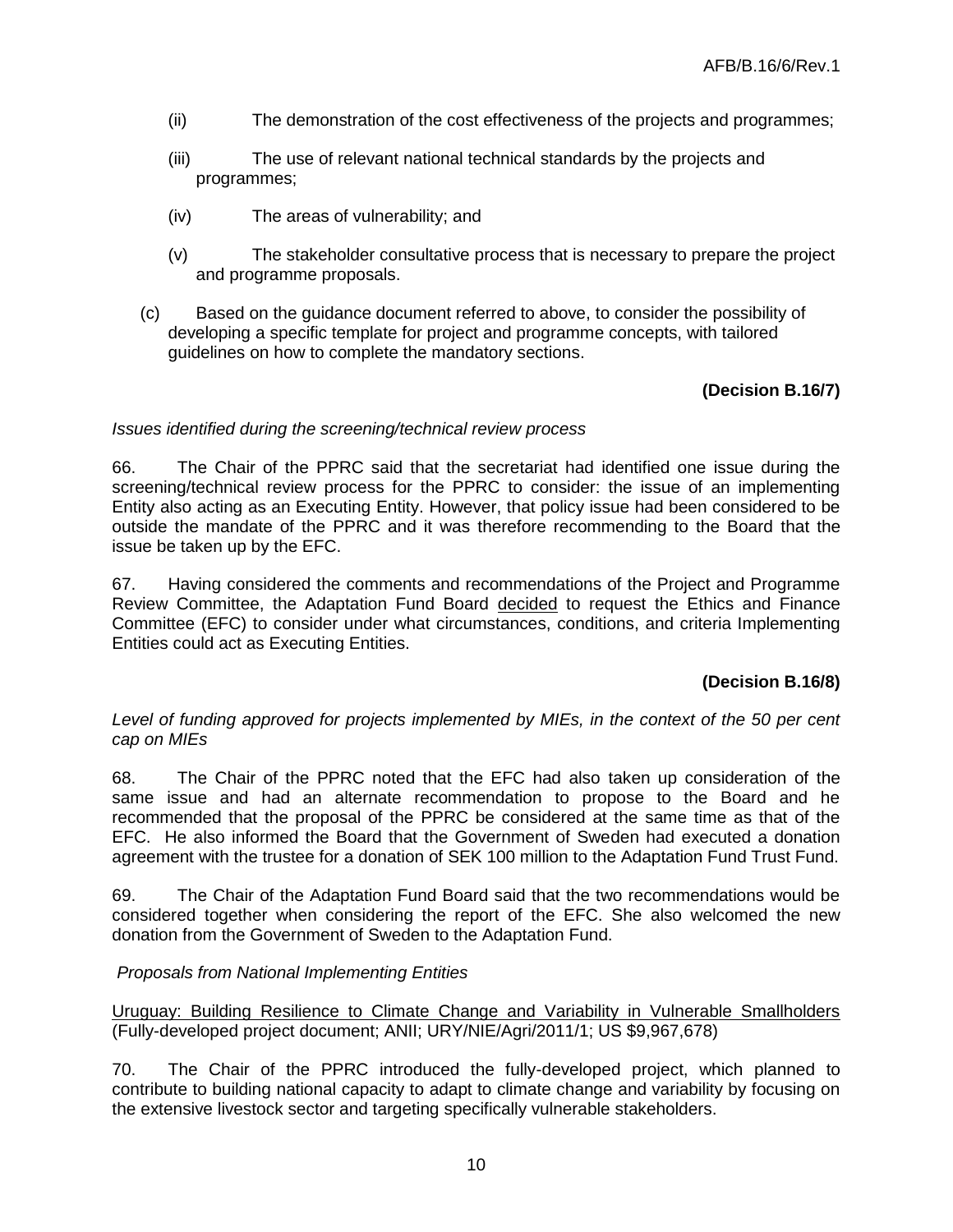(ii) The demonstration of the cost effectiveness of the projects and programmes;

(iii) The use of relevant national technical standards by the projects and programmes;

(iv) The areas of vulnerability; and

(v) The stakeholder consultative process that is necessary to prepare the project and programme proposals.

(c) Based on the guidance document referred to above, to consider the possibility of developing a specific template for project and programme concepts, with tailored guidelines on how to complete the mandatory sections.

**(Decision B.16/7)**

*Issues identified during the screening/technical review process*

66. The Chair of the PPRC said that the secretariat had identified one issue during the screening/technical review process for the PPRC to consider: the issue of an implementing Entity also acting as an Executing Entity. However, that policy issue had been considered to be outside the mandate of the PPRC and it was therefore recommending to the Board that the issue be taken up by the EFC.

67. Having considered the comments and recommendations of the Project and Programme Review Committee, the Adaptation Fund Board decided to request the Ethics and Finance Committee (EFC) to consider under what circumstances, conditions, and criteria Implementing Entities could act as Executing Entities.

**(Decision B.16/8)**

*Level of funding approved for projects implemented by MIEs, in the context of the 50 per cent cap on MIEs*

68. The Chair of the PPRC noted that the EFC had also taken up consideration of the same issue and had an alternate recommendation to propose to the Board and he recommended that the proposal of the PPRC be considered at the same time as that of the EFC. He also informed the Board that the Government of Sweden had executed a donation agreement with the trustee for a donation of SEK 100 million to the Adaptation Fund Trust Fund.

69. The Chair of the Adaptation Fund Board said that the two recommendations would be considered together when considering the report of the EFC. She also welcomed the new donation from the Government of Sweden to the Adaptation Fund.

*Proposals from National Implementing Entities*

Uruguay: Building Resilience to Climate Change and Variability in Vulnerable Smallholders (Fully-developed project document; ANII; URY/NIE/Agri/2011/1; US $9,967,678)

70. The Chair of the PPRC introduced the fully-developed project, which planned to contribute to building national capacity to adapt to climate change and variability by focusing on the extensive livestock sector and targeting specifically vulnerable stakeholders.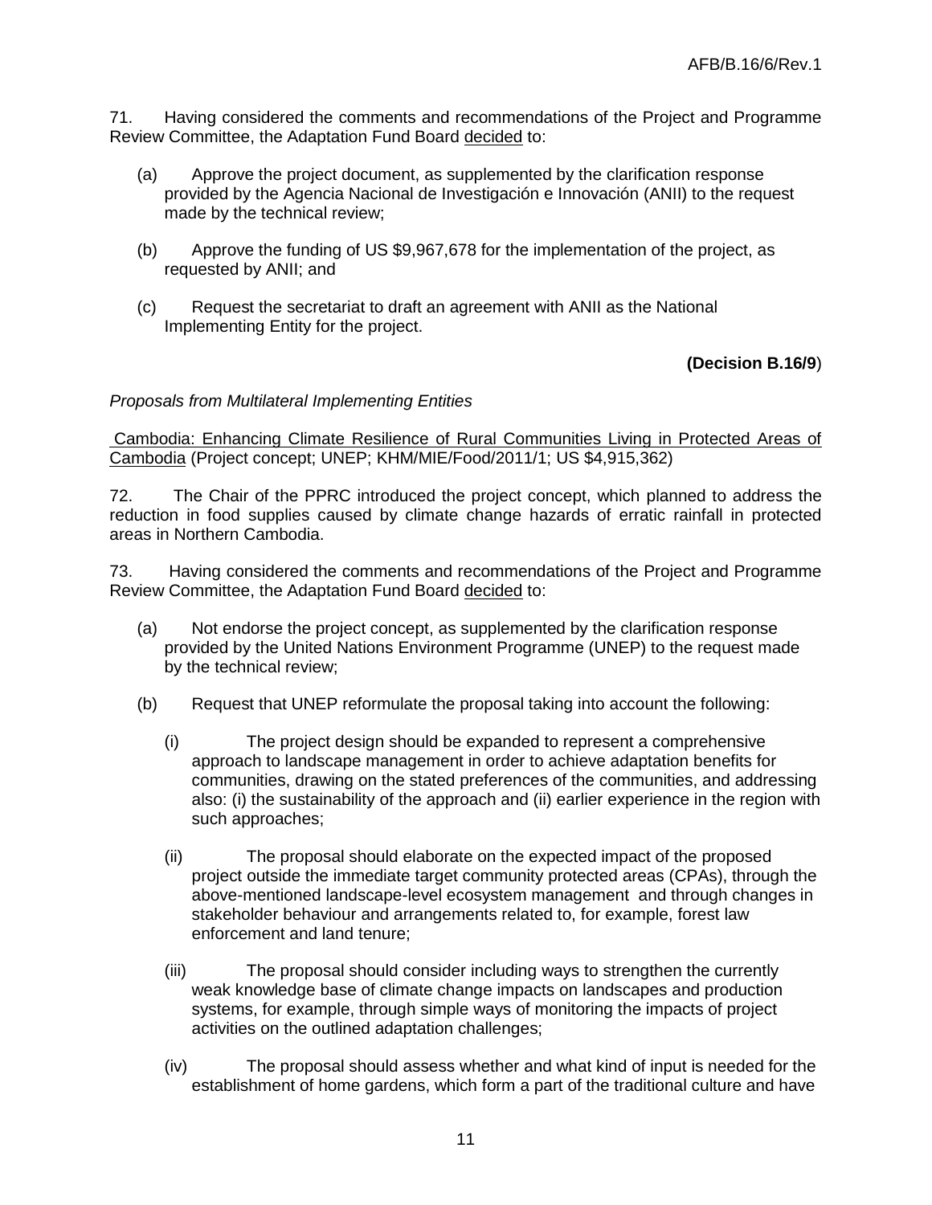71. Having considered the comments and recommendations of the Project and Programme Review Committee, the Adaptation Fund Board decided to:

(a) Approve the project document, as supplemented by the clarification response provided by the Agencia Nacional de Investigación e Innovación (ANII) to the request made by the technical review;

(b) Approve the funding of US $9,967,678 for the implementation of the project, as requested by ANII; and

(c) Request the secretariat to draft an agreement with ANII as the National Implementing Entity for the project.

**(Decision B.16/9)**

*Proposals from Multilateral Implementing Entities*

Cambodia: Enhancing Climate Resilience of Rural Communities Living in Protected Areas of Cambodia (Project concept; UNEP; KHM/MIE/Food/2011/1; US $4,915,362)

72. The Chair of the PPRC introduced the project concept, which planned to address the reduction in food supplies caused by climate change hazards of erratic rainfall in protected areas in Northern Cambodia.

73. Having considered the comments and recommendations of the Project and Programme Review Committee, the Adaptation Fund Board decided to:

(a) Not endorse the project concept, as supplemented by the clarification response provided by the United Nations Environment Programme (UNEP) to the request made by the technical review;

(b) Request that UNEP reformulate the proposal taking into account the following:

(i) The project design should be expanded to represent a comprehensive approach to landscape management in order to achieve adaptation benefits for communities, drawing on the stated preferences of the communities, and addressing also: (i) the sustainability of the approach and (ii) earlier experience in the region with such approaches;

(ii) The proposal should elaborate on the expected impact of the proposed project outside the immediate target community protected areas (CPAs), through the above-mentioned landscape-level ecosystem management and through changes in stakeholder behaviour and arrangements related to, for example, forest law enforcement and land tenure;

(iii) The proposal should consider including ways to strengthen the currently weak knowledge base of climate change impacts on landscapes and production systems, for example, through simple ways of monitoring the impacts of project activities on the outlined adaptation challenges;

(iv) The proposal should assess whether and what kind of input is needed for the establishment of home gardens, which form a part of the traditional culture and have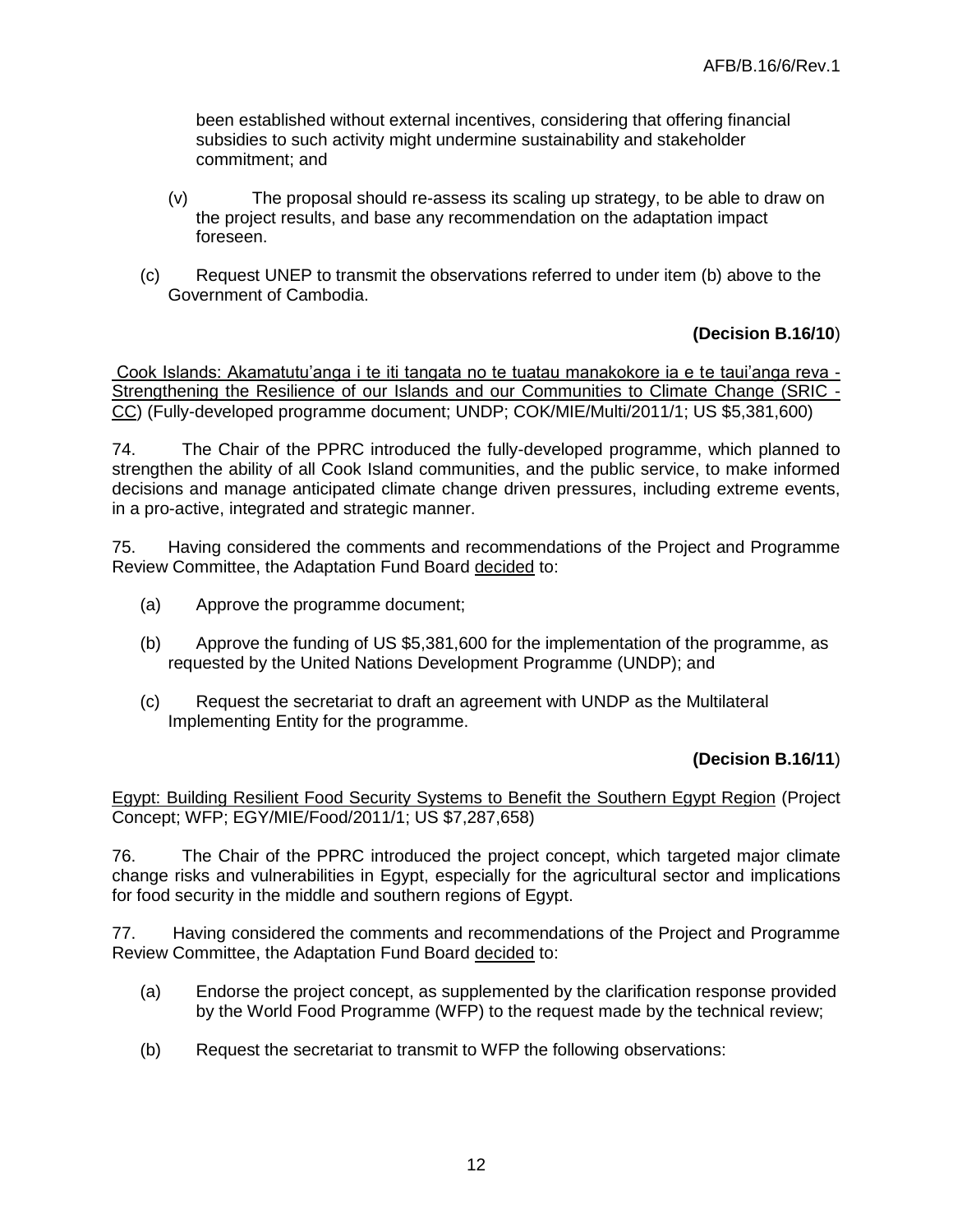been established without external incentives, considering that offering financial subsidies to such activity might undermine sustainability and stakeholder commitment; and

(v) The proposal should re-assess its scaling up strategy, to be able to draw on the project results, and base any recommendation on the adaptation impact foreseen.

(c) Request UNEP to transmit the observations referred to under item (b) above to the Government of Cambodia.

**(Decision B.16/10)**

Cook Islands: Akamatutu'anga i te iti tangata no te tuatau manakokore ia e te taui'anga reva - Strengthening the Resilience of our Islands and our Communities to Climate Change (SRIC - CC) (Fully-developed programme document; UNDP; COK/MIE/Multi/2011/1; US $5,381,600)

74. The Chair of the PPRC introduced the fully-developed programme, which planned to strengthen the ability of all Cook Island communities, and the public service, to make informed decisions and manage anticipated climate change driven pressures, including extreme events, in a pro-active, integrated and strategic manner.

75. Having considered the comments and recommendations of the Project and Programme Review Committee, the Adaptation Fund Board decided to:

(a) Approve the programme document;

(b) Approve the funding of US $5,381,600 for the implementation of the programme, as requested by the United Nations Development Programme (UNDP); and

(c) Request the secretariat to draft an agreement with UNDP as the Multilateral Implementing Entity for the programme.

**(Decision B.16/11)**

Egypt: Building Resilient Food Security Systems to Benefit the Southern Egypt Region (Project Concept; WFP; EGY/MIE/Food/2011/1; US $7,287,658)

76. The Chair of the PPRC introduced the project concept, which targeted major climate change risks and vulnerabilities in Egypt, especially for the agricultural sector and implications for food security in the middle and southern regions of Egypt.

77. Having considered the comments and recommendations of the Project and Programme Review Committee, the Adaptation Fund Board decided to:

(a) Endorse the project concept, as supplemented by the clarification response provided by the World Food Programme (WFP) to the request made by the technical review;

(b) Request the secretariat to transmit to WFP the following observations: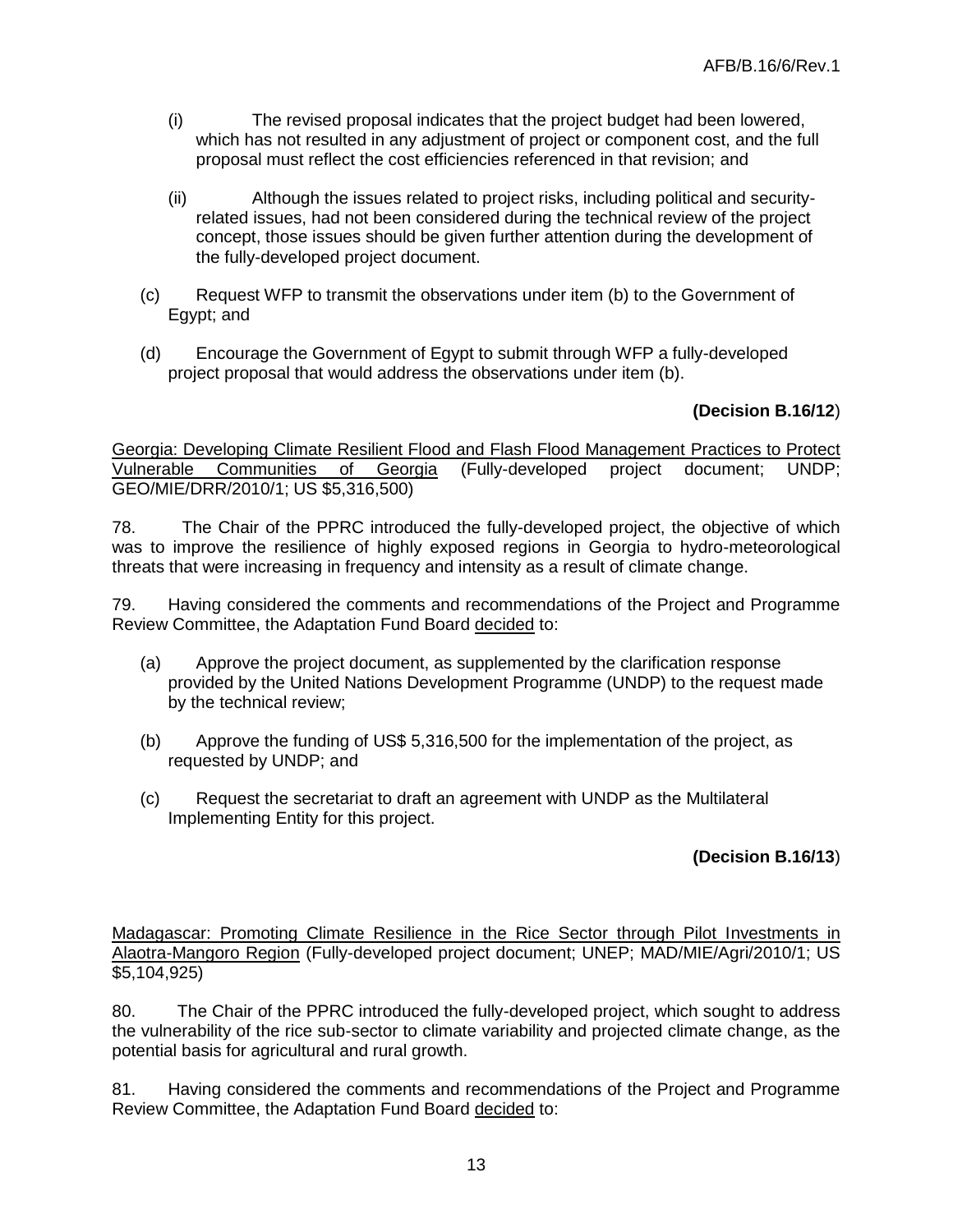(i) The revised proposal indicates that the project budget had been lowered, which has not resulted in any adjustment of project or component cost, and the full proposal must reflect the cost efficiencies referenced in that revision; and

(ii) Although the issues related to project risks, including political and security-related issues, had not been considered during the technical review of the project concept, those issues should be given further attention during the development of the fully-developed project document.

(c) Request WFP to transmit the observations under item (b) to the Government of Egypt; and

(d) Encourage the Government of Egypt to submit through WFP a fully-developed project proposal that would address the observations under item (b).

**(Decision B.16/12)**

Georgia: Developing Climate Resilient Flood and Flash Flood Management Practices to Protect Vulnerable Communities of Georgia (Fully-developed project document; UNDP; GEO/MIE/DRR/2010/1; US $5,316,500)

78. The Chair of the PPRC introduced the fully-developed project, the objective of which was to improve the resilience of highly exposed regions in Georgia to hydro-meteorological threats that were increasing in frequency and intensity as a result of climate change.

79. Having considered the comments and recommendations of the Project and Programme Review Committee, the Adaptation Fund Board decided to:

(a) Approve the project document, as supplemented by the clarification response provided by the United Nations Development Programme (UNDP) to the request made by the technical review;

(b) Approve the funding of US$ 5,316,500 for the implementation of the project, as requested by UNDP; and

(c) Request the secretariat to draft an agreement with UNDP as the Multilateral Implementing Entity for this project.

**(Decision B.16/13)**

Madagascar: Promoting Climate Resilience in the Rice Sector through Pilot Investments in Alaotra-Mangoro Region (Fully-developed project document; UNEP; MAD/MIE/Agri/2010/1; US $5,104,925)

80. The Chair of the PPRC introduced the fully-developed project, which sought to address the vulnerability of the rice sub-sector to climate variability and projected climate change, as the potential basis for agricultural and rural growth.

81. Having considered the comments and recommendations of the Project and Programme Review Committee, the Adaptation Fund Board decided to: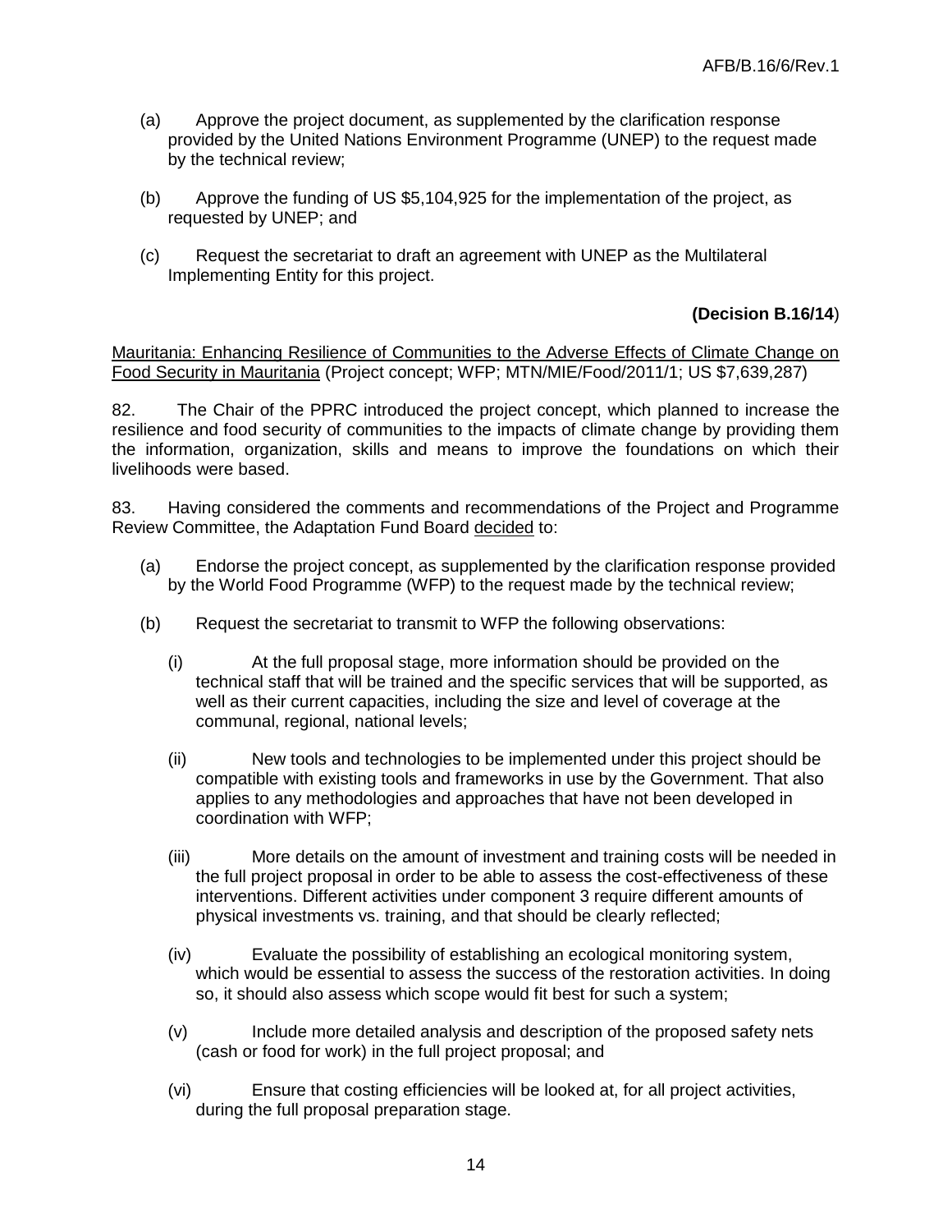(a) Approve the project document, as supplemented by the clarification response provided by the United Nations Environment Programme (UNEP) to the request made by the technical review;

(b) Approve the funding of US $5,104,925 for the implementation of the project, as requested by UNEP; and

(c) Request the secretariat to draft an agreement with UNEP as the Multilateral Implementing Entity for this project.

**(Decision B.16/14)**

Mauritania: Enhancing Resilience of Communities to the Adverse Effects of Climate Change on Food Security in Mauritania (Project concept; WFP; MTN/MIE/Food/2011/1; US $7,639,287)

82. The Chair of the PPRC introduced the project concept, which planned to increase the resilience and food security of communities to the impacts of climate change by providing them the information, organization, skills and means to improve the foundations on which their livelihoods were based.

83. Having considered the comments and recommendations of the Project and Programme Review Committee, the Adaptation Fund Board decided to:

(a) Endorse the project concept, as supplemented by the clarification response provided by the World Food Programme (WFP) to the request made by the technical review;

(b) Request the secretariat to transmit to WFP the following observations:

(i) At the full proposal stage, more information should be provided on the technical staff that will be trained and the specific services that will be supported, as well as their current capacities, including the size and level of coverage at the communal, regional, national levels;

(ii) New tools and technologies to be implemented under this project should be compatible with existing tools and frameworks in use by the Government. That also applies to any methodologies and approaches that have not been developed in coordination with WFP;

(iii) More details on the amount of investment and training costs will be needed in the full project proposal in order to be able to assess the cost-effectiveness of these interventions. Different activities under component 3 require different amounts of physical investments vs. training, and that should be clearly reflected;

(iv) Evaluate the possibility of establishing an ecological monitoring system, which would be essential to assess the success of the restoration activities. In doing so, it should also assess which scope would fit best for such a system;

(v) Include more detailed analysis and description of the proposed safety nets (cash or food for work) in the full project proposal; and

(vi) Ensure that costing efficiencies will be looked at, for all project activities, during the full proposal preparation stage.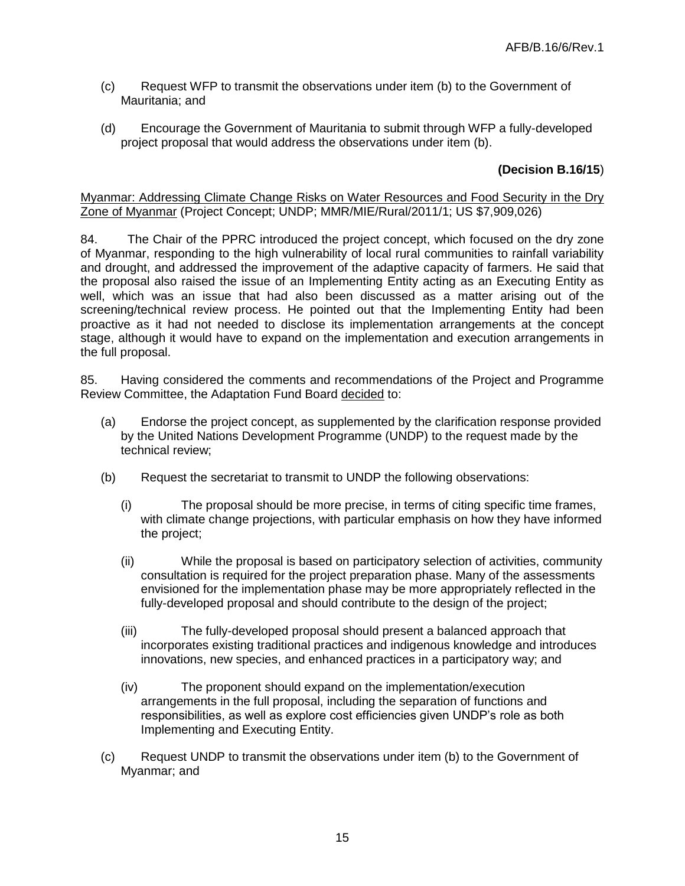(c) Request WFP to transmit the observations under item (b) to the Government of Mauritania; and

(d) Encourage the Government of Mauritania to submit through WFP a fully-developed project proposal that would address the observations under item (b).

**(Decision B.16/15)**

Myanmar: Addressing Climate Change Risks on Water Resources and Food Security in the Dry Zone of Myanmar (Project Concept; UNDP; MMR/MIE/Rural/2011/1; US $7,909,026)

84. The Chair of the PPRC introduced the project concept, which focused on the dry zone of Myanmar, responding to the high vulnerability of local rural communities to rainfall variability and drought, and addressed the improvement of the adaptive capacity of farmers. He said that the proposal also raised the issue of an Implementing Entity acting as an Executing Entity as well, which was an issue that had also been discussed as a matter arising out of the screening/technical review process. He pointed out that the Implementing Entity had been proactive as it had not needed to disclose its implementation arrangements at the concept stage, although it would have to expand on the implementation and execution arrangements in the full proposal.

85. Having considered the comments and recommendations of the Project and Programme Review Committee, the Adaptation Fund Board decided to:

(a) Endorse the project concept, as supplemented by the clarification response provided by the United Nations Development Programme (UNDP) to the request made by the technical review;

(b) Request the secretariat to transmit to UNDP the following observations:

  (i) The proposal should be more precise, in terms of citing specific time frames, with climate change projections, with particular emphasis on how they have informed the project;

  (ii) While the proposal is based on participatory selection of activities, community consultation is required for the project preparation phase. Many of the assessments envisioned for the implementation phase may be more appropriately reflected in the fully-developed proposal and should contribute to the design of the project;

  (iii) The fully-developed proposal should present a balanced approach that incorporates existing traditional practices and indigenous knowledge and introduces innovations, new species, and enhanced practices in a participatory way; and

  (iv) The proponent should expand on the implementation/execution arrangements in the full proposal, including the separation of functions and responsibilities, as well as explore cost efficiencies given UNDP's role as both Implementing and Executing Entity.

(c) Request UNDP to transmit the observations under item (b) to the Government of Myanmar; and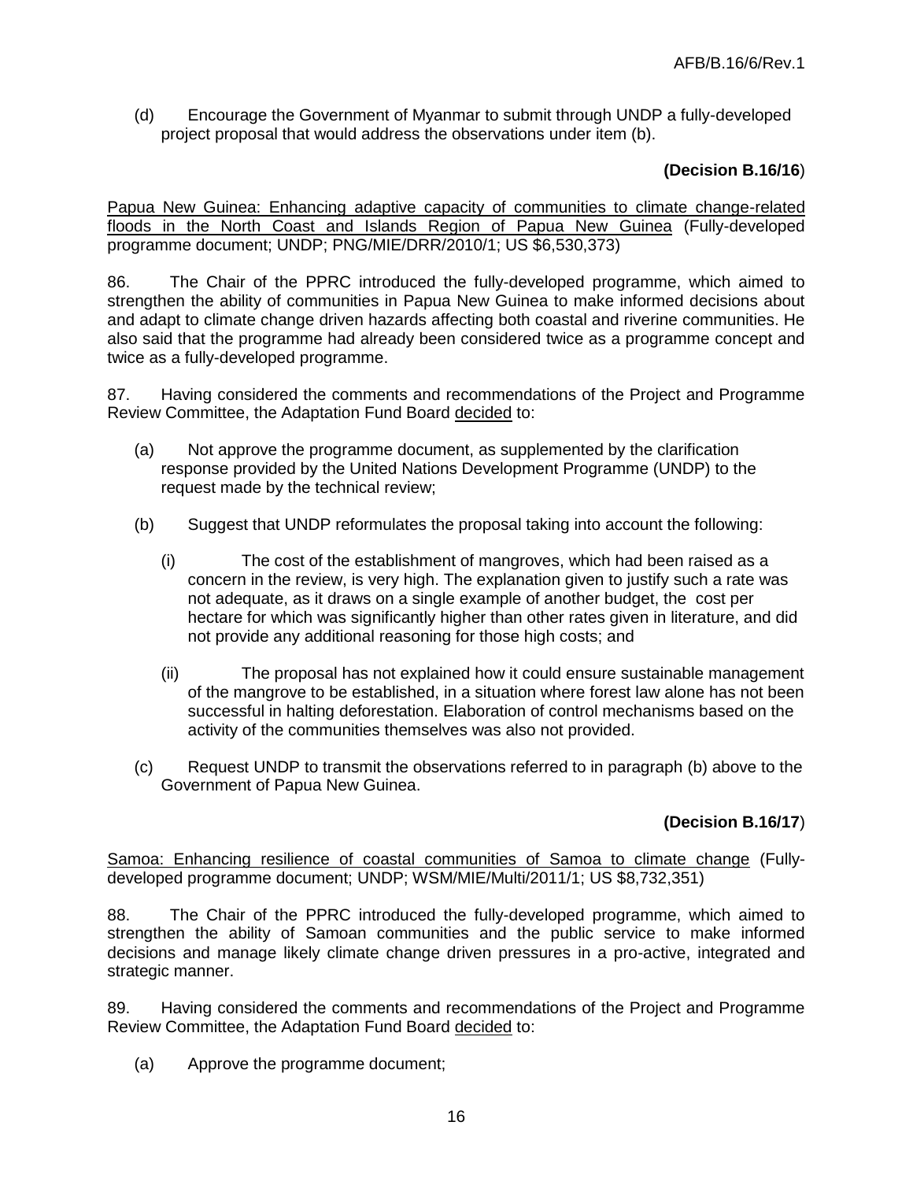(d) Encourage the Government of Myanmar to submit through UNDP a fully-developed project proposal that would address the observations under item (b).

**(Decision B.16/16)**

Papua New Guinea: Enhancing adaptive capacity of communities to climate change-related floods in the North Coast and Islands Region of Papua New Guinea (Fully-developed programme document; UNDP; PNG/MIE/DRR/2010/1; US $6,530,373)

86. The Chair of the PPRC introduced the fully-developed programme, which aimed to strengthen the ability of communities in Papua New Guinea to make informed decisions about and adapt to climate change driven hazards affecting both coastal and riverine communities. He also said that the programme had already been considered twice as a programme concept and twice as a fully-developed programme.

87. Having considered the comments and recommendations of the Project and Programme Review Committee, the Adaptation Fund Board decided to:

(a) Not approve the programme document, as supplemented by the clarification response provided by the United Nations Development Programme (UNDP) to the request made by the technical review;

(b) Suggest that UNDP reformulates the proposal taking into account the following:

(i) The cost of the establishment of mangroves, which had been raised as a concern in the review, is very high. The explanation given to justify such a rate was not adequate, as it draws on a single example of another budget, the cost per hectare for which was significantly higher than other rates given in literature, and did not provide any additional reasoning for those high costs; and

(ii) The proposal has not explained how it could ensure sustainable management of the mangrove to be established, in a situation where forest law alone has not been successful in halting deforestation. Elaboration of control mechanisms based on the activity of the communities themselves was also not provided.

(c) Request UNDP to transmit the observations referred to in paragraph (b) above to the Government of Papua New Guinea.

**(Decision B.16/17)**

Samoa: Enhancing resilience of coastal communities of Samoa to climate change (Fully-developed programme document; UNDP; WSM/MIE/Multi/2011/1; US $8,732,351)

88. The Chair of the PPRC introduced the fully-developed programme, which aimed to strengthen the ability of Samoan communities and the public service to make informed decisions and manage likely climate change driven pressures in a pro-active, integrated and strategic manner.

89. Having considered the comments and recommendations of the Project and Programme Review Committee, the Adaptation Fund Board decided to:

(a) Approve the programme document;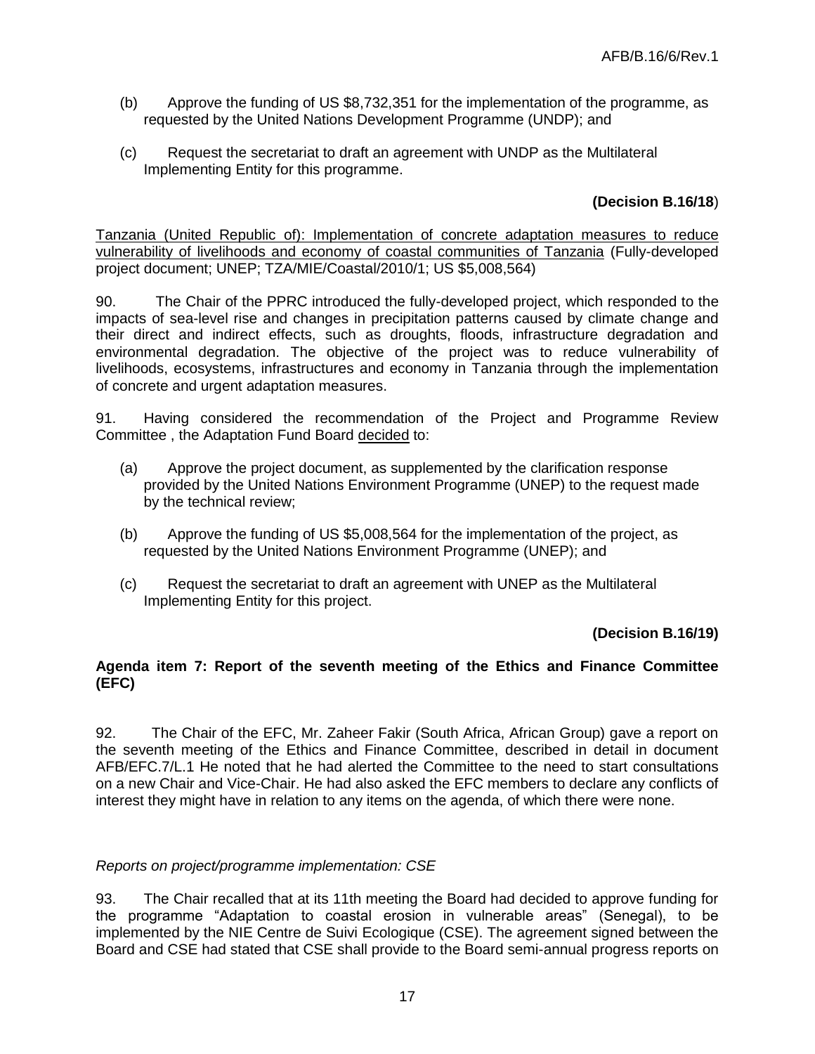(b) Approve the funding of US $8,732,351 for the implementation of the programme, as requested by the United Nations Development Programme (UNDP); and

(c) Request the secretariat to draft an agreement with UNDP as the Multilateral Implementing Entity for this programme.

**(Decision B.16/18)**

Tanzania (United Republic of): Implementation of concrete adaptation measures to reduce vulnerability of livelihoods and economy of coastal communities of Tanzania (Fully-developed project document; UNEP; TZA/MIE/Coastal/2010/1; US $5,008,564)

90. The Chair of the PPRC introduced the fully-developed project, which responded to the impacts of sea-level rise and changes in precipitation patterns caused by climate change and their direct and indirect effects, such as droughts, floods, infrastructure degradation and environmental degradation. The objective of the project was to reduce vulnerability of livelihoods, ecosystems, infrastructures and economy in Tanzania through the implementation of concrete and urgent adaptation measures.

91. Having considered the recommendation of the Project and Programme Review Committee , the Adaptation Fund Board decided to:

(a) Approve the project document, as supplemented by the clarification response provided by the United Nations Environment Programme (UNEP) to the request made by the technical review;

(b) Approve the funding of US $5,008,564 for the implementation of the project, as requested by the United Nations Environment Programme (UNEP); and

(c) Request the secretariat to draft an agreement with UNEP as the Multilateral Implementing Entity for this project.

**(Decision B.16/19)**

## Agenda item 7: Report of the seventh meeting of the Ethics and Finance Committee (EFC)

92. The Chair of the EFC, Mr. Zaheer Fakir (South Africa, African Group) gave a report on the seventh meeting of the Ethics and Finance Committee, described in detail in document AFB/EFC.7/L.1 He noted that he had alerted the Committee to the need to start consultations on a new Chair and Vice-Chair. He had also asked the EFC members to declare any conflicts of interest they might have in relation to any items on the agenda, of which there were none.

*Reports on project/programme implementation: CSE*

93. The Chair recalled that at its 11th meeting the Board had decided to approve funding for the programme "Adaptation to coastal erosion in vulnerable areas" (Senegal), to be implemented by the NIE Centre de Suivi Ecologique (CSE). The agreement signed between the Board and CSE had stated that CSE shall provide to the Board semi-annual progress reports on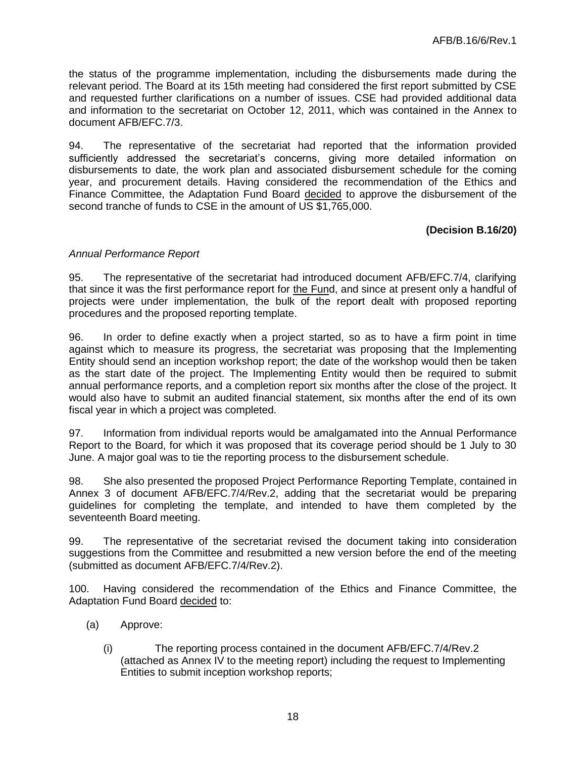the status of the programme implementation, including the disbursements made during the relevant period. The Board at its 15th meeting had considered the first report submitted by CSE and requested further clarifications on a number of issues. CSE had provided additional data and information to the secretariat on October 12, 2011, which was contained in the Annex to document AFB/EFC.7/3.

94. The representative of the secretariat had reported that the information provided sufficiently addressed the secretariat's concerns, giving more detailed information on disbursements to date, the work plan and associated disbursement schedule for the coming year, and procurement details. Having considered the recommendation of the Ethics and Finance Committee, the Adaptation Fund Board decided to approve the disbursement of the second tranche of funds to CSE in the amount of US $1,765,000.

**(Decision B.16/20)**

*Annual Performance Report*

95. The representative of the secretariat had introduced document AFB/EFC.7/4, clarifying that since it was the first performance report for the Fund, and since at present only a handful of projects were under implementation, the bulk of the report dealt with proposed reporting procedures and the proposed reporting template.

96. In order to define exactly when a project started, so as to have a firm point in time against which to measure its progress, the secretariat was proposing that the Implementing Entity should send an inception workshop report; the date of the workshop would then be taken as the start date of the project. The Implementing Entity would then be required to submit annual performance reports, and a completion report six months after the close of the project. It would also have to submit an audited financial statement, six months after the end of its own fiscal year in which a project was completed.

97. Information from individual reports would be amalgamated into the Annual Performance Report to the Board, for which it was proposed that its coverage period should be 1 July to 30 June. A major goal was to tie the reporting process to the disbursement schedule.

98. She also presented the proposed Project Performance Reporting Template, contained in Annex 3 of document AFB/EFC.7/4/Rev.2, adding that the secretariat would be preparing guidelines for completing the template, and intended to have them completed by the seventeenth Board meeting.

99. The representative of the secretariat revised the document taking into consideration suggestions from the Committee and resubmitted a new version before the end of the meeting (submitted as document AFB/EFC.7/4/Rev.2).

100. Having considered the recommendation of the Ethics and Finance Committee, the Adaptation Fund Board decided to:

(a) Approve:

(i) The reporting process contained in the document AFB/EFC.7/4/Rev.2 (attached as Annex IV to the meeting report) including the request to Implementing Entities to submit inception workshop reports;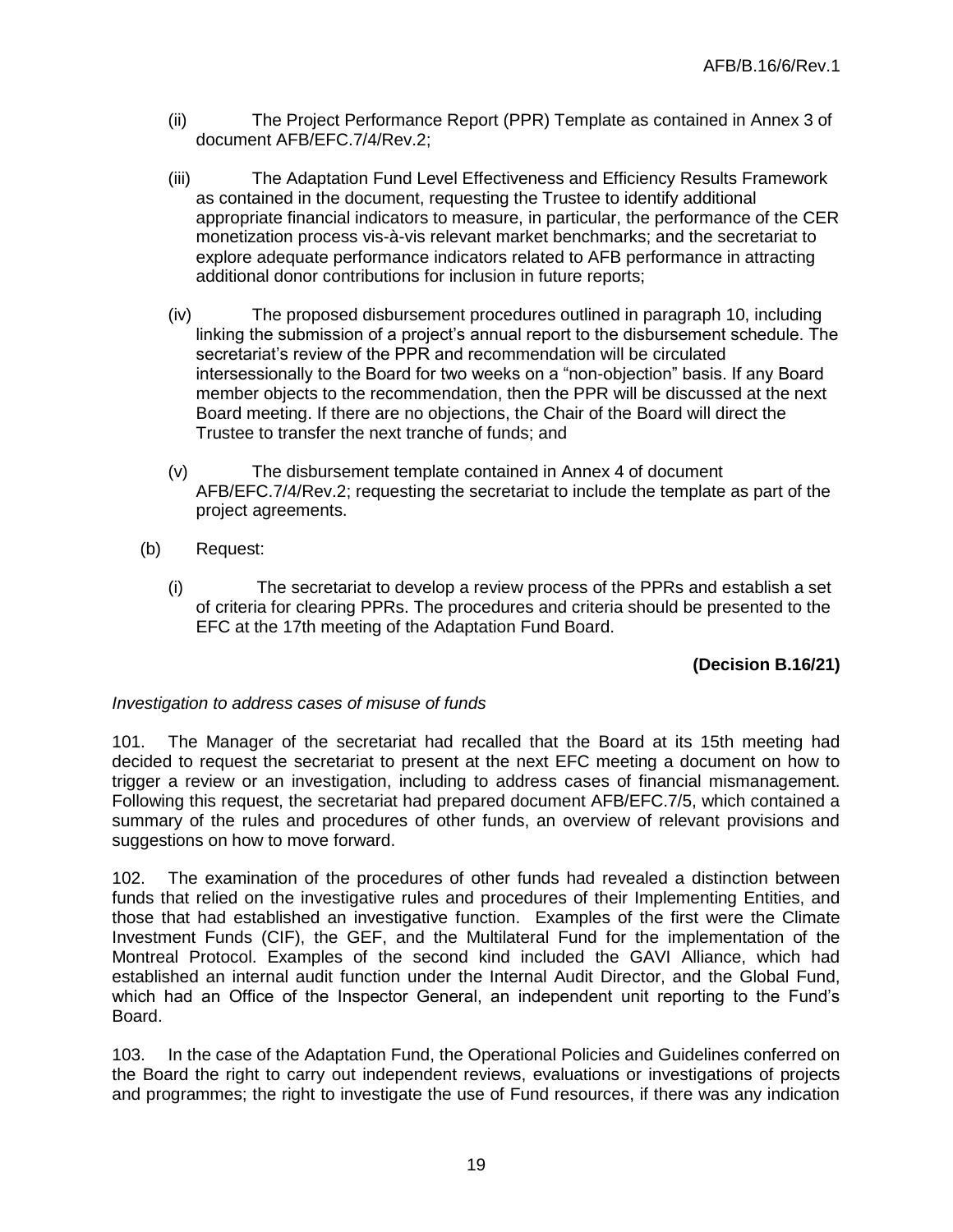(ii) The Project Performance Report (PPR) Template as contained in Annex 3 of document AFB/EFC.7/4/Rev.2;

(iii) The Adaptation Fund Level Effectiveness and Efficiency Results Framework as contained in the document, requesting the Trustee to identify additional appropriate financial indicators to measure, in particular, the performance of the CER monetization process vis-à-vis relevant market benchmarks; and the secretariat to explore adequate performance indicators related to AFB performance in attracting additional donor contributions for inclusion in future reports;

(iv) The proposed disbursement procedures outlined in paragraph 10, including linking the submission of a project's annual report to the disbursement schedule. The secretariat's review of the PPR and recommendation will be circulated intersessionally to the Board for two weeks on a "non-objection" basis. If any Board member objects to the recommendation, then the PPR will be discussed at the next Board meeting. If there are no objections, the Chair of the Board will direct the Trustee to transfer the next tranche of funds; and

(v) The disbursement template contained in Annex 4 of document AFB/EFC.7/4/Rev.2; requesting the secretariat to include the template as part of the project agreements.

(b) Request:

(i) The secretariat to develop a review process of the PPRs and establish a set of criteria for clearing PPRs. The procedures and criteria should be presented to the EFC at the 17th meeting of the Adaptation Fund Board.

**(Decision B.16/21)**

*Investigation to address cases of misuse of funds*

101. The Manager of the secretariat had recalled that the Board at its 15th meeting had decided to request the secretariat to present at the next EFC meeting a document on how to trigger a review or an investigation, including to address cases of financial mismanagement. Following this request, the secretariat had prepared document AFB/EFC.7/5, which contained a summary of the rules and procedures of other funds, an overview of relevant provisions and suggestions on how to move forward.

102. The examination of the procedures of other funds had revealed a distinction between funds that relied on the investigative rules and procedures of their Implementing Entities, and those that had established an investigative function. Examples of the first were the Climate Investment Funds (CIF), the GEF, and the Multilateral Fund for the implementation of the Montreal Protocol. Examples of the second kind included the GAVI Alliance, which had established an internal audit function under the Internal Audit Director, and the Global Fund, which had an Office of the Inspector General, an independent unit reporting to the Fund's Board.

103. In the case of the Adaptation Fund, the Operational Policies and Guidelines conferred on the Board the right to carry out independent reviews, evaluations or investigations of projects and programmes; the right to investigate the use of Fund resources, if there was any indication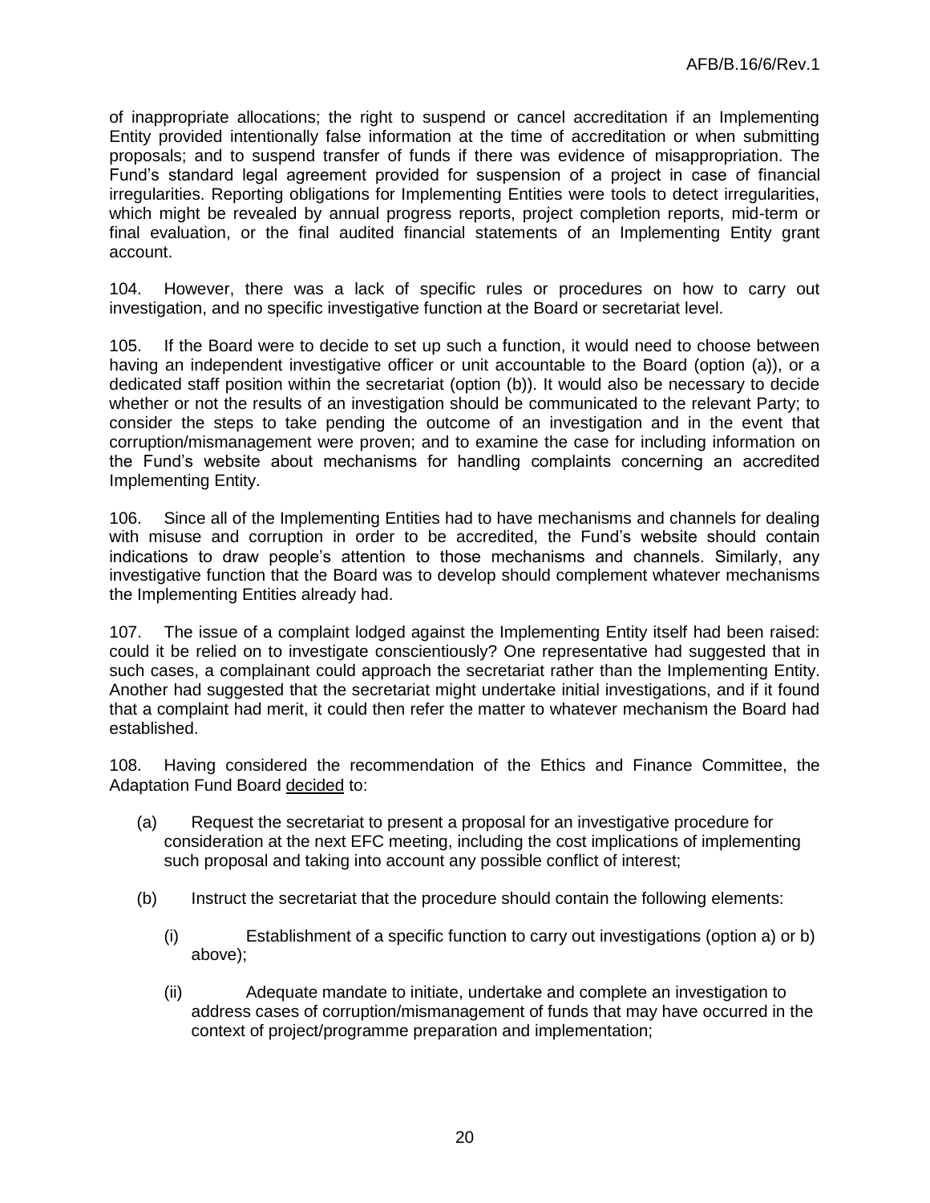of inappropriate allocations; the right to suspend or cancel accreditation if an Implementing Entity provided intentionally false information at the time of accreditation or when submitting proposals; and to suspend transfer of funds if there was evidence of misappropriation. The Fund's standard legal agreement provided for suspension of a project in case of financial irregularities. Reporting obligations for Implementing Entities were tools to detect irregularities, which might be revealed by annual progress reports, project completion reports, mid-term or final evaluation, or the final audited financial statements of an Implementing Entity grant account.

104. However, there was a lack of specific rules or procedures on how to carry out investigation, and no specific investigative function at the Board or secretariat level.

105. If the Board were to decide to set up such a function, it would need to choose between having an independent investigative officer or unit accountable to the Board (option (a)), or a dedicated staff position within the secretariat (option (b)). It would also be necessary to decide whether or not the results of an investigation should be communicated to the relevant Party; to consider the steps to take pending the outcome of an investigation and in the event that corruption/mismanagement were proven; and to examine the case for including information on the Fund's website about mechanisms for handling complaints concerning an accredited Implementing Entity.

106. Since all of the Implementing Entities had to have mechanisms and channels for dealing with misuse and corruption in order to be accredited, the Fund's website should contain indications to draw people's attention to those mechanisms and channels. Similarly, any investigative function that the Board was to develop should complement whatever mechanisms the Implementing Entities already had.

107. The issue of a complaint lodged against the Implementing Entity itself had been raised: could it be relied on to investigate conscientiously? One representative had suggested that in such cases, a complainant could approach the secretariat rather than the Implementing Entity. Another had suggested that the secretariat might undertake initial investigations, and if it found that a complaint had merit, it could then refer the matter to whatever mechanism the Board had established.

108. Having considered the recommendation of the Ethics and Finance Committee, the Adaptation Fund Board decided to:

(a) Request the secretariat to present a proposal for an investigative procedure for consideration at the next EFC meeting, including the cost implications of implementing such proposal and taking into account any possible conflict of interest;

(b) Instruct the secretariat that the procedure should contain the following elements:

(i) Establishment of a specific function to carry out investigations (option a) or b) above);

(ii) Adequate mandate to initiate, undertake and complete an investigation to address cases of corruption/mismanagement of funds that may have occurred in the context of project/programme preparation and implementation;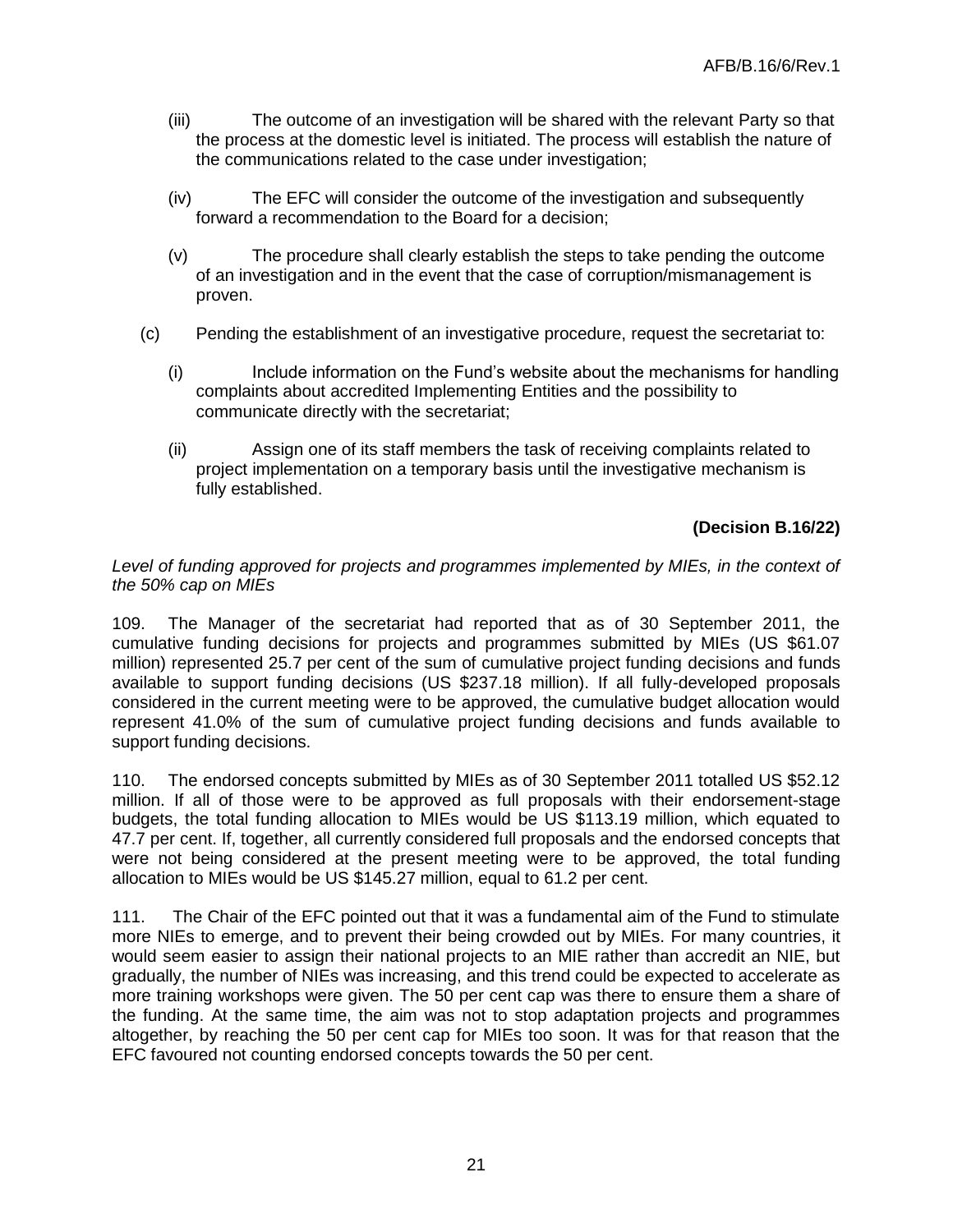(iii) The outcome of an investigation will be shared with the relevant Party so that the process at the domestic level is initiated. The process will establish the nature of the communications related to the case under investigation;

(iv) The EFC will consider the outcome of the investigation and subsequently forward a recommendation to the Board for a decision;

(v) The procedure shall clearly establish the steps to take pending the outcome of an investigation and in the event that the case of corruption/mismanagement is proven.

(c) Pending the establishment of an investigative procedure, request the secretariat to:

(i) Include information on the Fund's website about the mechanisms for handling complaints about accredited Implementing Entities and the possibility to communicate directly with the secretariat;

(ii) Assign one of its staff members the task of receiving complaints related to project implementation on a temporary basis until the investigative mechanism is fully established.

**(Decision B.16/22)**

*Level of funding approved for projects and programmes implemented by MIEs, in the context of the 50% cap on MIEs*

109. The Manager of the secretariat had reported that as of 30 September 2011, the cumulative funding decisions for projects and programmes submitted by MIEs (US $61.07 million) represented 25.7 per cent of the sum of cumulative project funding decisions and funds available to support funding decisions (US $237.18 million). If all fully-developed proposals considered in the current meeting were to be approved, the cumulative budget allocation would represent 41.0% of the sum of cumulative project funding decisions and funds available to support funding decisions.

110. The endorsed concepts submitted by MIEs as of 30 September 2011 totalled US $52.12 million. If all of those were to be approved as full proposals with their endorsement-stage budgets, the total funding allocation to MIEs would be US $113.19 million, which equated to 47.7 per cent. If, together, all currently considered full proposals and the endorsed concepts that were not being considered at the present meeting were to be approved, the total funding allocation to MIEs would be US $145.27 million, equal to 61.2 per cent.

111. The Chair of the EFC pointed out that it was a fundamental aim of the Fund to stimulate more NIEs to emerge, and to prevent their being crowded out by MIEs. For many countries, it would seem easier to assign their national projects to an MIE rather than accredit an NIE, but gradually, the number of NIEs was increasing, and this trend could be expected to accelerate as more training workshops were given. The 50 per cent cap was there to ensure them a share of the funding. At the same time, the aim was not to stop adaptation projects and programmes altogether, by reaching the 50 per cent cap for MIEs too soon. It was for that reason that the EFC favoured not counting endorsed concepts towards the 50 per cent.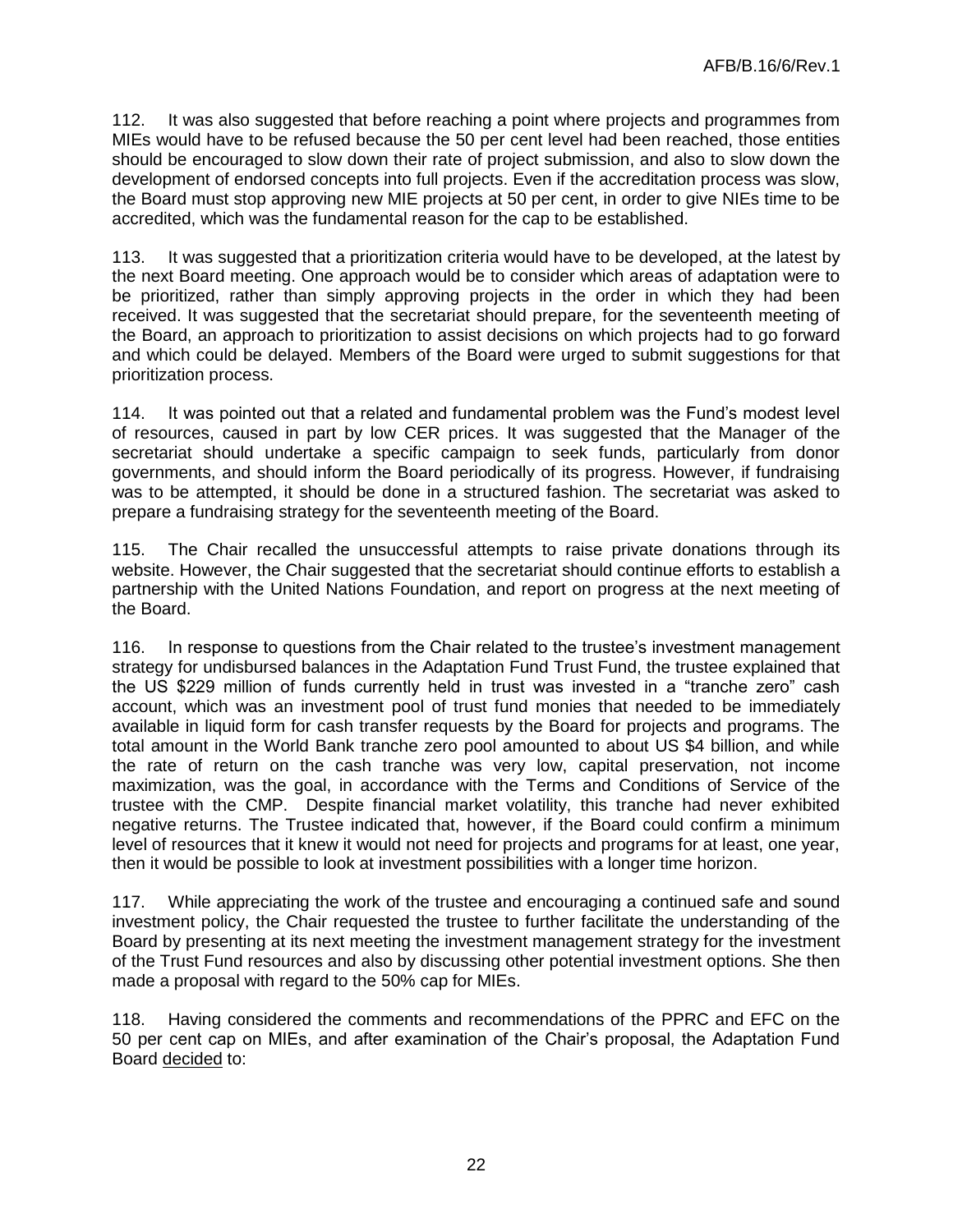112. It was also suggested that before reaching a point where projects and programmes from MIEs would have to be refused because the 50 per cent level had been reached, those entities should be encouraged to slow down their rate of project submission, and also to slow down the development of endorsed concepts into full projects. Even if the accreditation process was slow, the Board must stop approving new MIE projects at 50 per cent, in order to give NIEs time to be accredited, which was the fundamental reason for the cap to be established.

113. It was suggested that a prioritization criteria would have to be developed, at the latest by the next Board meeting. One approach would be to consider which areas of adaptation were to be prioritized, rather than simply approving projects in the order in which they had been received. It was suggested that the secretariat should prepare, for the seventeenth meeting of the Board, an approach to prioritization to assist decisions on which projects had to go forward and which could be delayed. Members of the Board were urged to submit suggestions for that prioritization process.

114. It was pointed out that a related and fundamental problem was the Fund's modest level of resources, caused in part by low CER prices. It was suggested that the Manager of the secretariat should undertake a specific campaign to seek funds, particularly from donor governments, and should inform the Board periodically of its progress. However, if fundraising was to be attempted, it should be done in a structured fashion. The secretariat was asked to prepare a fundraising strategy for the seventeenth meeting of the Board.

115. The Chair recalled the unsuccessful attempts to raise private donations through its website. However, the Chair suggested that the secretariat should continue efforts to establish a partnership with the United Nations Foundation, and report on progress at the next meeting of the Board.

116. In response to questions from the Chair related to the trustee's investment management strategy for undisbursed balances in the Adaptation Fund Trust Fund, the trustee explained that the US $229 million of funds currently held in trust was invested in a "tranche zero" cash account, which was an investment pool of trust fund monies that needed to be immediately available in liquid form for cash transfer requests by the Board for projects and programs. The total amount in the World Bank tranche zero pool amounted to about US $4 billion, and while the rate of return on the cash tranche was very low, capital preservation, not income maximization, was the goal, in accordance with the Terms and Conditions of Service of the trustee with the CMP. Despite financial market volatility, this tranche had never exhibited negative returns. The Trustee indicated that, however, if the Board could confirm a minimum level of resources that it knew it would not need for projects and programs for at least, one year, then it would be possible to look at investment possibilities with a longer time horizon.

117. While appreciating the work of the trustee and encouraging a continued safe and sound investment policy, the Chair requested the trustee to further facilitate the understanding of the Board by presenting at its next meeting the investment management strategy for the investment of the Trust Fund resources and also by discussing other potential investment options. She then made a proposal with regard to the 50% cap for MIEs.

118. Having considered the comments and recommendations of the PPRC and EFC on the 50 per cent cap on MIEs, and after examination of the Chair's proposal, the Adaptation Fund Board decided to: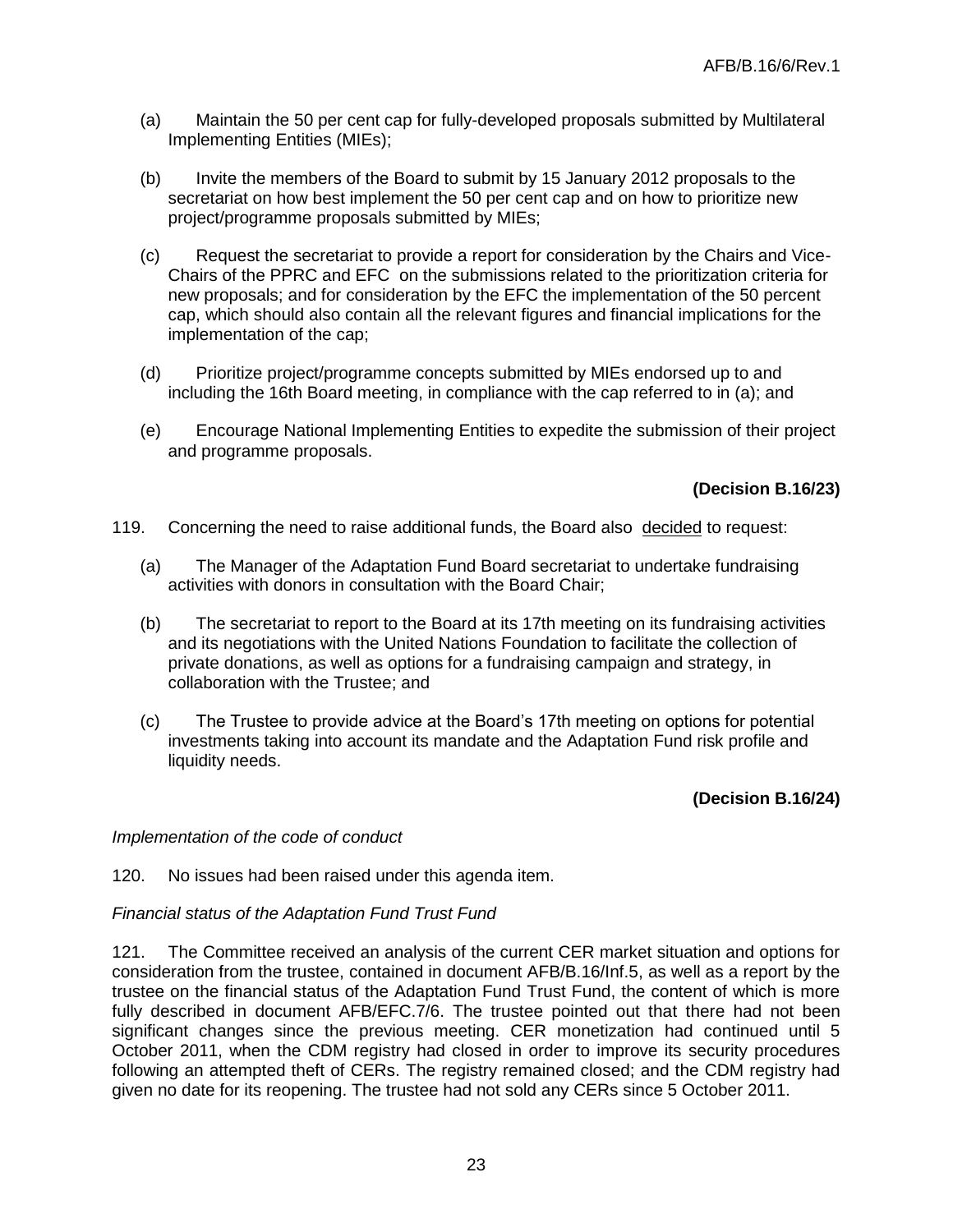(a) Maintain the 50 per cent cap for fully-developed proposals submitted by Multilateral Implementing Entities (MIEs);

(b) Invite the members of the Board to submit by 15 January 2012 proposals to the secretariat on how best implement the 50 per cent cap and on how to prioritize new project/programme proposals submitted by MIEs;

(c) Request the secretariat to provide a report for consideration by the Chairs and Vice-Chairs of the PPRC and EFC on the submissions related to the prioritization criteria for new proposals; and for consideration by the EFC the implementation of the 50 percent cap, which should also contain all the relevant figures and financial implications for the implementation of the cap;

(d) Prioritize project/programme concepts submitted by MIEs endorsed up to and including the 16th Board meeting, in compliance with the cap referred to in (a); and

(e) Encourage National Implementing Entities to expedite the submission of their project and programme proposals.

**(Decision B.16/23)**

119. Concerning the need to raise additional funds, the Board also decided to request:

(a) The Manager of the Adaptation Fund Board secretariat to undertake fundraising activities with donors in consultation with the Board Chair;

(b) The secretariat to report to the Board at its 17th meeting on its fundraising activities and its negotiations with the United Nations Foundation to facilitate the collection of private donations, as well as options for a fundraising campaign and strategy, in collaboration with the Trustee; and

(c) The Trustee to provide advice at the Board's 17th meeting on options for potential investments taking into account its mandate and the Adaptation Fund risk profile and liquidity needs.

**(Decision B.16/24)**

*Implementation of the code of conduct*

120. No issues had been raised under this agenda item.

*Financial status of the Adaptation Fund Trust Fund*

121. The Committee received an analysis of the current CER market situation and options for consideration from the trustee, contained in document AFB/B.16/Inf.5, as well as a report by the trustee on the financial status of the Adaptation Fund Trust Fund, the content of which is more fully described in document AFB/EFC.7/6. The trustee pointed out that there had not been significant changes since the previous meeting. CER monetization had continued until 5 October 2011, when the CDM registry had closed in order to improve its security procedures following an attempted theft of CERs. The registry remained closed; and the CDM registry had given no date for its reopening. The trustee had not sold any CERs since 5 October 2011.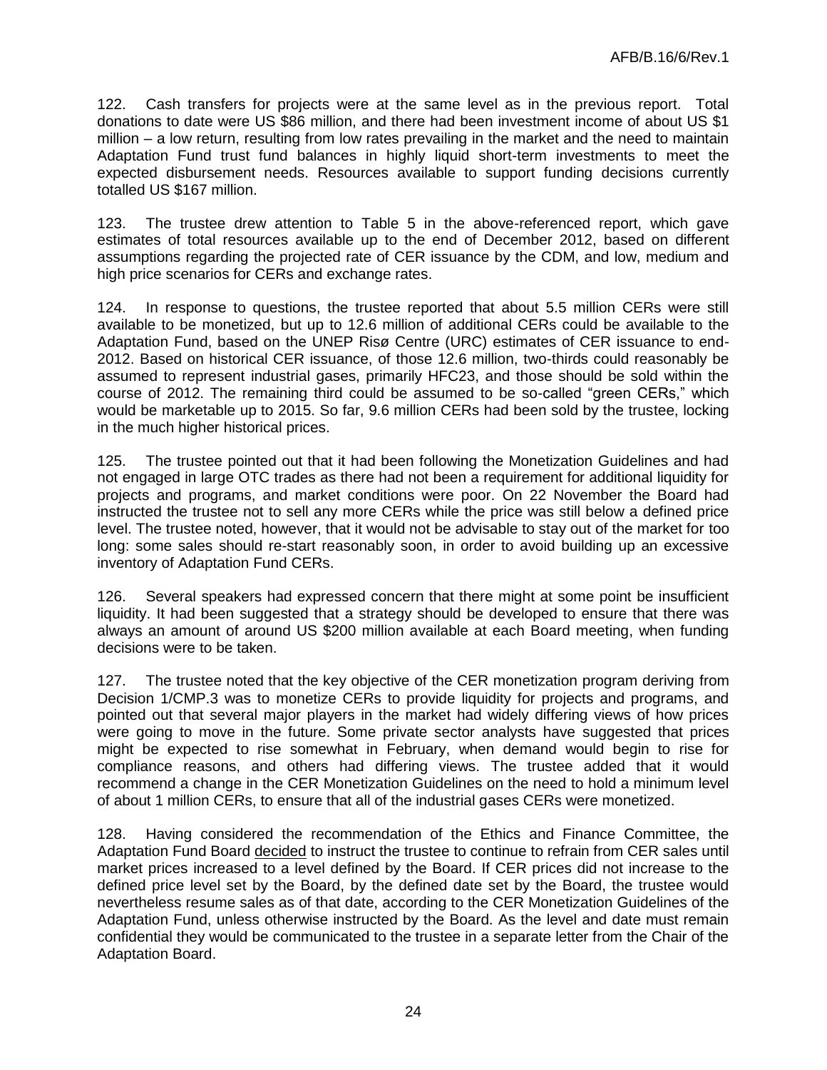122. Cash transfers for projects were at the same level as in the previous report. Total donations to date were US $86 million, and there had been investment income of about US $1 million – a low return, resulting from low rates prevailing in the market and the need to maintain Adaptation Fund trust fund balances in highly liquid short-term investments to meet the expected disbursement needs. Resources available to support funding decisions currently totalled US $167 million.

123. The trustee drew attention to Table 5 in the above-referenced report, which gave estimates of total resources available up to the end of December 2012, based on different assumptions regarding the projected rate of CER issuance by the CDM, and low, medium and high price scenarios for CERs and exchange rates.

124. In response to questions, the trustee reported that about 5.5 million CERs were still available to be monetized, but up to 12.6 million of additional CERs could be available to the Adaptation Fund, based on the UNEP Risø Centre (URC) estimates of CER issuance to end-2012. Based on historical CER issuance, of those 12.6 million, two-thirds could reasonably be assumed to represent industrial gases, primarily HFC23, and those should be sold within the course of 2012. The remaining third could be assumed to be so-called "green CERs," which would be marketable up to 2015. So far, 9.6 million CERs had been sold by the trustee, locking in the much higher historical prices.

125. The trustee pointed out that it had been following the Monetization Guidelines and had not engaged in large OTC trades as there had not been a requirement for additional liquidity for projects and programs, and market conditions were poor. On 22 November the Board had instructed the trustee not to sell any more CERs while the price was still below a defined price level. The trustee noted, however, that it would not be advisable to stay out of the market for too long: some sales should re-start reasonably soon, in order to avoid building up an excessive inventory of Adaptation Fund CERs.

126. Several speakers had expressed concern that there might at some point be insufficient liquidity. It had been suggested that a strategy should be developed to ensure that there was always an amount of around US $200 million available at each Board meeting, when funding decisions were to be taken.

127. The trustee noted that the key objective of the CER monetization program deriving from Decision 1/CMP.3 was to monetize CERs to provide liquidity for projects and programs, and pointed out that several major players in the market had widely differing views of how prices were going to move in the future. Some private sector analysts have suggested that prices might be expected to rise somewhat in February, when demand would begin to rise for compliance reasons, and others had differing views. The trustee added that it would recommend a change in the CER Monetization Guidelines on the need to hold a minimum level of about 1 million CERs, to ensure that all of the industrial gases CERs were monetized.

128. Having considered the recommendation of the Ethics and Finance Committee, the Adaptation Fund Board decided to instruct the trustee to continue to refrain from CER sales until market prices increased to a level defined by the Board. If CER prices did not increase to the defined price level set by the Board, by the defined date set by the Board, the trustee would nevertheless resume sales as of that date, according to the CER Monetization Guidelines of the Adaptation Fund, unless otherwise instructed by the Board. As the level and date must remain confidential they would be communicated to the trustee in a separate letter from the Chair of the Adaptation Board.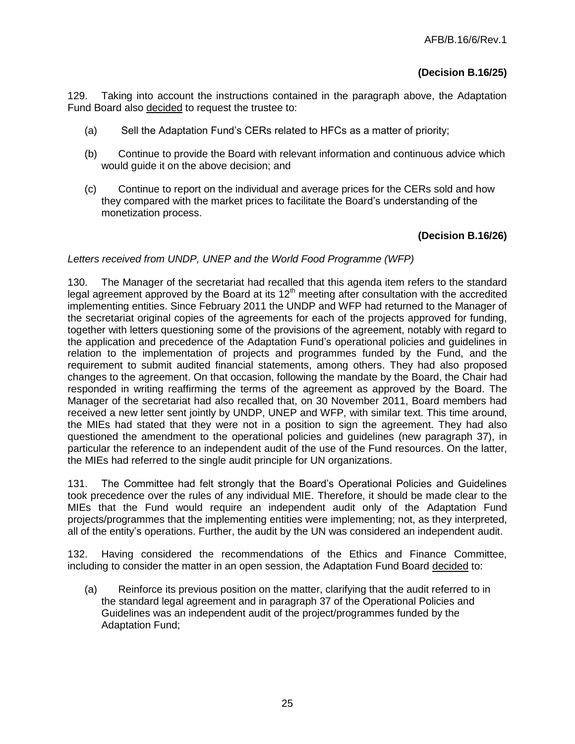**(Decision B.16/25)**

129. Taking into account the instructions contained in the paragraph above, the Adaptation Fund Board also decided to request the trustee to:

(a) Sell the Adaptation Fund's CERs related to HFCs as a matter of priority;

(b) Continue to provide the Board with relevant information and continuous advice which would guide it on the above decision; and

(c) Continue to report on the individual and average prices for the CERs sold and how they compared with the market prices to facilitate the Board's understanding of the monetization process.

**(Decision B.16/26)**

*Letters received from UNDP, UNEP and the World Food Programme (WFP)*

130. The Manager of the secretariat had recalled that this agenda item refers to the standard legal agreement approved by the Board at its 12th meeting after consultation with the accredited implementing entities. Since February 2011 the UNDP and WFP had returned to the Manager of the secretariat original copies of the agreements for each of the projects approved for funding, together with letters questioning some of the provisions of the agreement, notably with regard to the application and precedence of the Adaptation Fund's operational policies and guidelines in relation to the implementation of projects and programmes funded by the Fund, and the requirement to submit audited financial statements, among others. They had also proposed changes to the agreement. On that occasion, following the mandate by the Board, the Chair had responded in writing reaffirming the terms of the agreement as approved by the Board. The Manager of the secretariat had also recalled that, on 30 November 2011, Board members had received a new letter sent jointly by UNDP, UNEP and WFP, with similar text. This time around, the MIEs had stated that they were not in a position to sign the agreement. They had also questioned the amendment to the operational policies and guidelines (new paragraph 37), in particular the reference to an independent audit of the use of the Fund resources. On the latter, the MIEs had referred to the single audit principle for UN organizations.

131. The Committee had felt strongly that the Board's Operational Policies and Guidelines took precedence over the rules of any individual MIE. Therefore, it should be made clear to the MIEs that the Fund would require an independent audit only of the Adaptation Fund projects/programmes that the implementing entities were implementing; not, as they interpreted, all of the entity's operations. Further, the audit by the UN was considered an independent audit.

132. Having considered the recommendations of the Ethics and Finance Committee, including to consider the matter in an open session, the Adaptation Fund Board decided to:

(a) Reinforce its previous position on the matter, clarifying that the audit referred to in the standard legal agreement and in paragraph 37 of the Operational Policies and Guidelines was an independent audit of the project/programmes funded by the Adaptation Fund;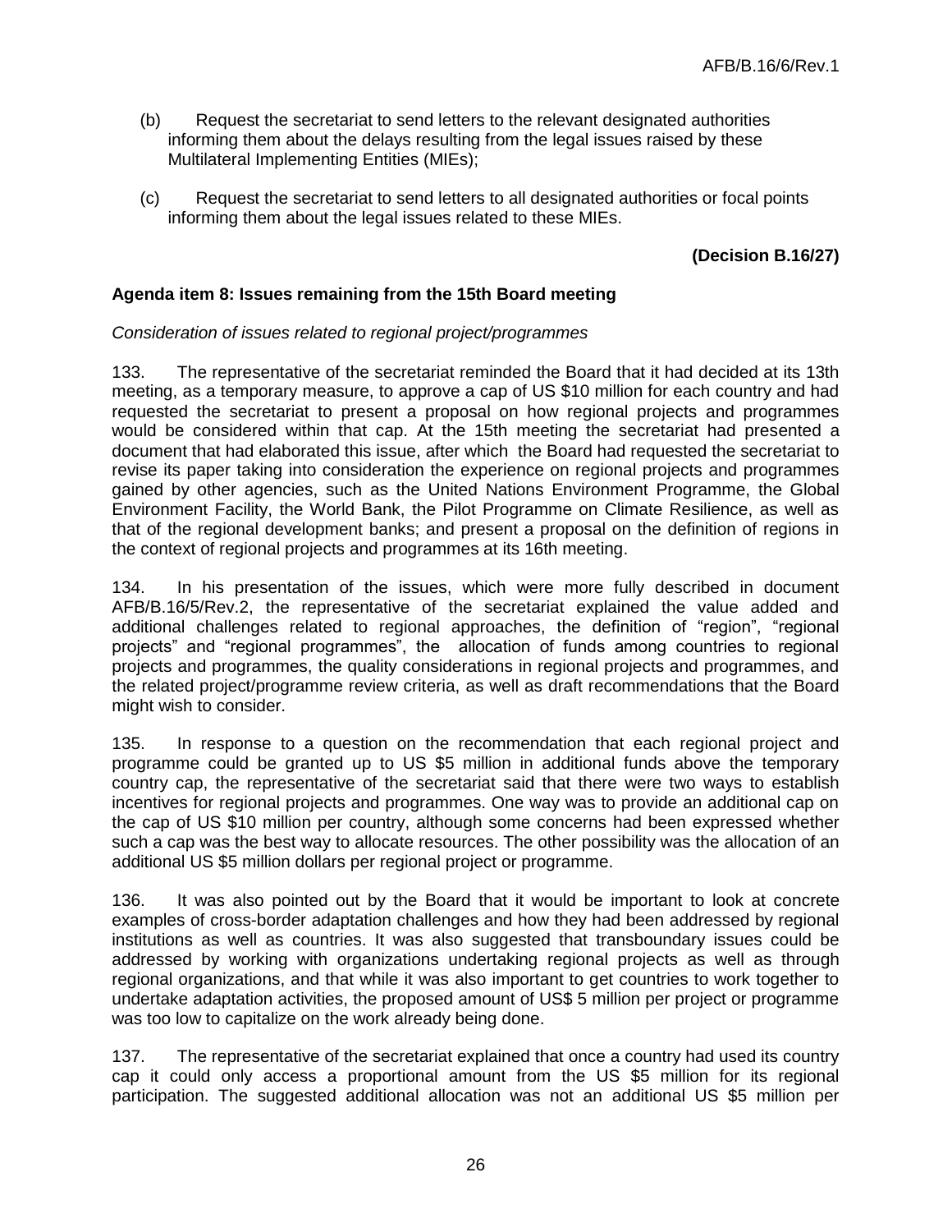(b) Request the secretariat to send letters to the relevant designated authorities informing them about the delays resulting from the legal issues raised by these Multilateral Implementing Entities (MIEs);

(c) Request the secretariat to send letters to all designated authorities or focal points informing them about the legal issues related to these MIEs.

**(Decision B.16/27)**

**Agenda item 8: Issues remaining from the 15th Board meeting**

*Consideration of issues related to regional project/programmes*

133. The representative of the secretariat reminded the Board that it had decided at its 13th meeting, as a temporary measure, to approve a cap of US $10 million for each country and had requested the secretariat to present a proposal on how regional projects and programmes would be considered within that cap. At the 15th meeting the secretariat had presented a document that had elaborated this issue, after which the Board had requested the secretariat to revise its paper taking into consideration the experience on regional projects and programmes gained by other agencies, such as the United Nations Environment Programme, the Global Environment Facility, the World Bank, the Pilot Programme on Climate Resilience, as well as that of the regional development banks; and present a proposal on the definition of regions in the context of regional projects and programmes at its 16th meeting.

134. In his presentation of the issues, which were more fully described in document AFB/B.16/5/Rev.2, the representative of the secretariat explained the value added and additional challenges related to regional approaches, the definition of "region", "regional projects" and "regional programmes", the allocation of funds among countries to regional projects and programmes, the quality considerations in regional projects and programmes, and the related project/programme review criteria, as well as draft recommendations that the Board might wish to consider.

135. In response to a question on the recommendation that each regional project and programme could be granted up to US $5 million in additional funds above the temporary country cap, the representative of the secretariat said that there were two ways to establish incentives for regional projects and programmes. One way was to provide an additional cap on the cap of US $10 million per country, although some concerns had been expressed whether such a cap was the best way to allocate resources. The other possibility was the allocation of an additional US $5 million dollars per regional project or programme.

136. It was also pointed out by the Board that it would be important to look at concrete examples of cross-border adaptation challenges and how they had been addressed by regional institutions as well as countries. It was also suggested that transboundary issues could be addressed by working with organizations undertaking regional projects as well as through regional organizations, and that while it was also important to get countries to work together to undertake adaptation activities, the proposed amount of US$ 5 million per project or programme was too low to capitalize on the work already being done.

137. The representative of the secretariat explained that once a country had used its country cap it could only access a proportional amount from the US $5 million for its regional participation. The suggested additional allocation was not an additional US $5 million per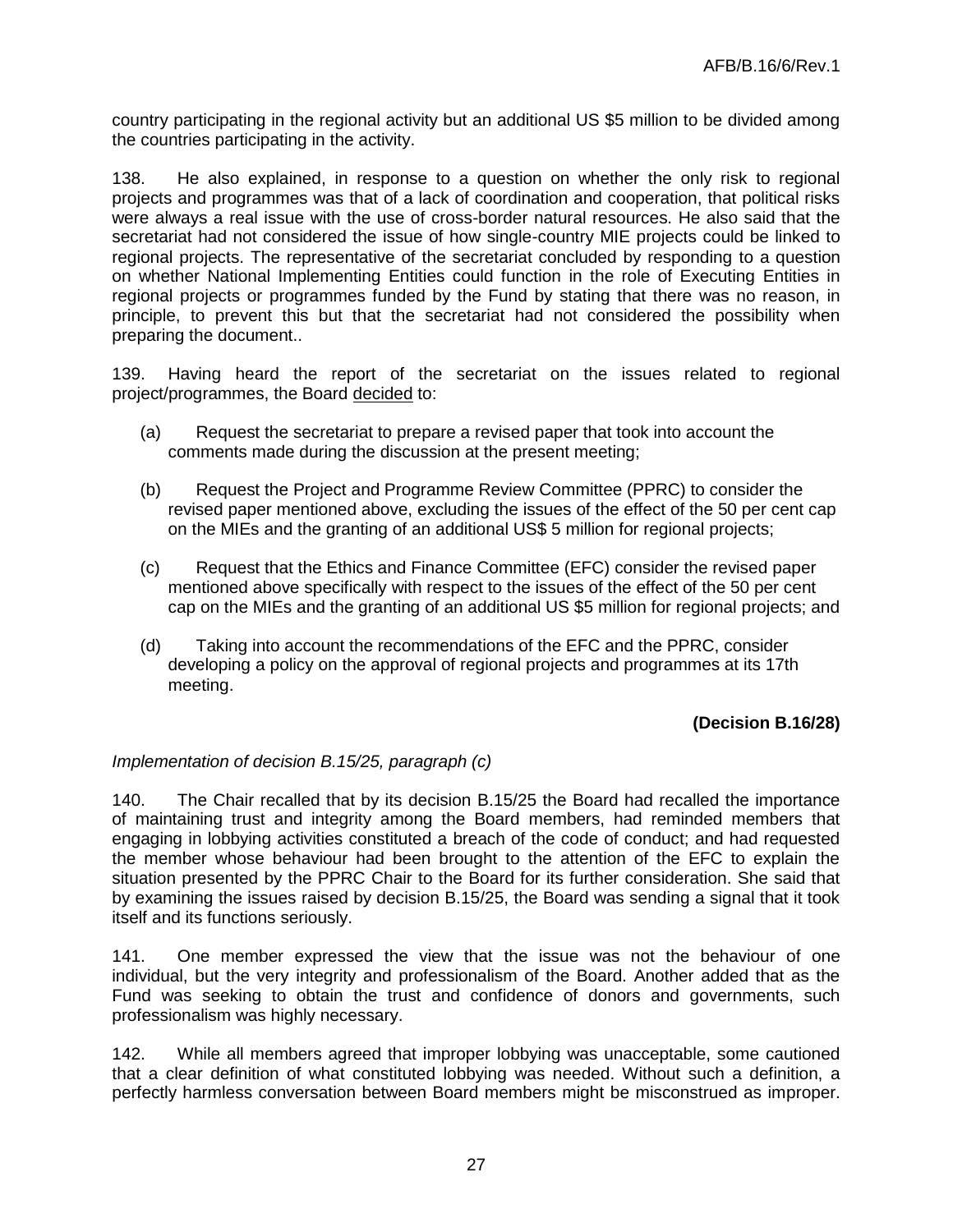country participating in the regional activity but an additional US $5 million to be divided among the countries participating in the activity.

138. He also explained, in response to a question on whether the only risk to regional projects and programmes was that of a lack of coordination and cooperation, that political risks were always a real issue with the use of cross-border natural resources. He also said that the secretariat had not considered the issue of how single-country MIE projects could be linked to regional projects. The representative of the secretariat concluded by responding to a question on whether National Implementing Entities could function in the role of Executing Entities in regional projects or programmes funded by the Fund by stating that there was no reason, in principle, to prevent this but that the secretariat had not considered the possibility when preparing the document..

139. Having heard the report of the secretariat on the issues related to regional project/programmes, the Board decided to:

(a) Request the secretariat to prepare a revised paper that took into account the comments made during the discussion at the present meeting;

(b) Request the Project and Programme Review Committee (PPRC) to consider the revised paper mentioned above, excluding the issues of the effect of the 50 per cent cap on the MIEs and the granting of an additional US$ 5 million for regional projects;

(c) Request that the Ethics and Finance Committee (EFC) consider the revised paper mentioned above specifically with respect to the issues of the effect of the 50 per cent cap on the MIEs and the granting of an additional US $5 million for regional projects; and

(d) Taking into account the recommendations of the EFC and the PPRC, consider developing a policy on the approval of regional projects and programmes at its 17th meeting.

**(Decision B.16/28)**

*Implementation of decision B.15/25, paragraph (c)*

140. The Chair recalled that by its decision B.15/25 the Board had recalled the importance of maintaining trust and integrity among the Board members, had reminded members that engaging in lobbying activities constituted a breach of the code of conduct; and had requested the member whose behaviour had been brought to the attention of the EFC to explain the situation presented by the PPRC Chair to the Board for its further consideration. She said that by examining the issues raised by decision B.15/25, the Board was sending a signal that it took itself and its functions seriously.

141. One member expressed the view that the issue was not the behaviour of one individual, but the very integrity and professionalism of the Board. Another added that as the Fund was seeking to obtain the trust and confidence of donors and governments, such professionalism was highly necessary.

142. While all members agreed that improper lobbying was unacceptable, some cautioned that a clear definition of what constituted lobbying was needed. Without such a definition, a perfectly harmless conversation between Board members might be misconstrued as improper.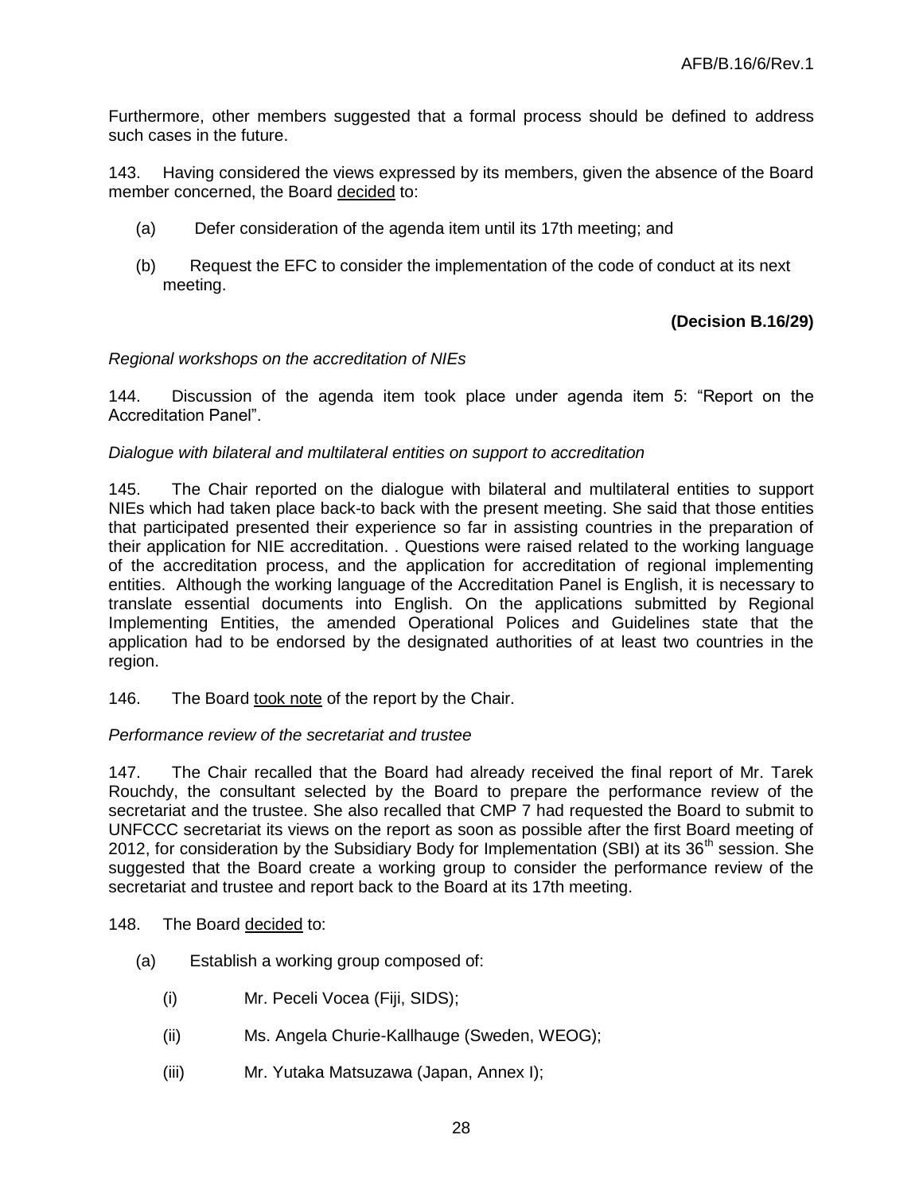Furthermore, other members suggested that a formal process should be defined to address such cases in the future.

143. Having considered the views expressed by its members, given the absence of the Board member concerned, the Board decided to:

(a) Defer consideration of the agenda item until its 17th meeting; and

(b) Request the EFC to consider the implementation of the code of conduct at its next meeting.

**(Decision B.16/29)**

*Regional workshops on the accreditation of NIEs*

144. Discussion of the agenda item took place under agenda item 5: "Report on the Accreditation Panel".

*Dialogue with bilateral and multilateral entities on support to accreditation*

145. The Chair reported on the dialogue with bilateral and multilateral entities to support NIEs which had taken place back-to back with the present meeting. She said that those entities that participated presented their experience so far in assisting countries in the preparation of their application for NIE accreditation. . Questions were raised related to the working language of the accreditation process, and the application for accreditation of regional implementing entities. Although the working language of the Accreditation Panel is English, it is necessary to translate essential documents into English. On the applications submitted by Regional Implementing Entities, the amended Operational Polices and Guidelines state that the application had to be endorsed by the designated authorities of at least two countries in the region.

146. The Board took note of the report by the Chair.

*Performance review of the secretariat and trustee*

147. The Chair recalled that the Board had already received the final report of Mr. Tarek Rouchdy, the consultant selected by the Board to prepare the performance review of the secretariat and the trustee. She also recalled that CMP 7 had requested the Board to submit to UNFCCC secretariat its views on the report as soon as possible after the first Board meeting of 2012, for consideration by the Subsidiary Body for Implementation (SBI) at its 36th session. She suggested that the Board create a working group to consider the performance review of the secretariat and trustee and report back to the Board at its 17th meeting.

148. The Board decided to:

(a) Establish a working group composed of:

(i) Mr. Peceli Vocea (Fiji, SIDS);

(ii) Ms. Angela Churie-Kallhauge (Sweden, WEOG);

(iii) Mr. Yutaka Matsuzawa (Japan, Annex I);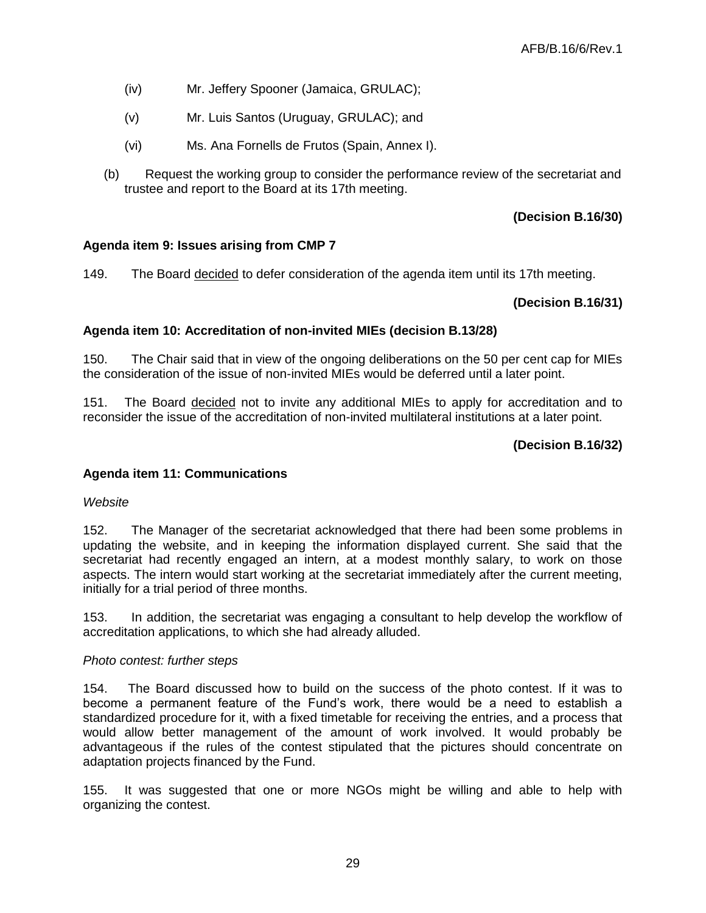(iv) Mr. Jeffery Spooner (Jamaica, GRULAC);

(v) Mr. Luis Santos (Uruguay, GRULAC); and

(vi) Ms. Ana Fornells de Frutos (Spain, Annex I).

(b) Request the working group to consider the performance review of the secretariat and trustee and report to the Board at its 17th meeting.

**(Decision B.16/30)**

**Agenda item 9: Issues arising from CMP 7**

149. The Board decided to defer consideration of the agenda item until its 17th meeting.

**(Decision B.16/31)**

**Agenda item 10: Accreditation of non-invited MIEs (decision B.13/28)**

150. The Chair said that in view of the ongoing deliberations on the 50 per cent cap for MIEs the consideration of the issue of non-invited MIEs would be deferred until a later point.

151. The Board decided not to invite any additional MIEs to apply for accreditation and to reconsider the issue of the accreditation of non-invited multilateral institutions at a later point.

**(Decision B.16/32)**

**Agenda item 11: Communications**

*Website*

152. The Manager of the secretariat acknowledged that there had been some problems in updating the website, and in keeping the information displayed current. She said that the secretariat had recently engaged an intern, at a modest monthly salary, to work on those aspects. The intern would start working at the secretariat immediately after the current meeting, initially for a trial period of three months.

153. In addition, the secretariat was engaging a consultant to help develop the workflow of accreditation applications, to which she had already alluded.

*Photo contest: further steps*

154. The Board discussed how to build on the success of the photo contest. If it was to become a permanent feature of the Fund's work, there would be a need to establish a standardized procedure for it, with a fixed timetable for receiving the entries, and a process that would allow better management of the amount of work involved. It would probably be advantageous if the rules of the contest stipulated that the pictures should concentrate on adaptation projects financed by the Fund.

155. It was suggested that one or more NGOs might be willing and able to help with organizing the contest.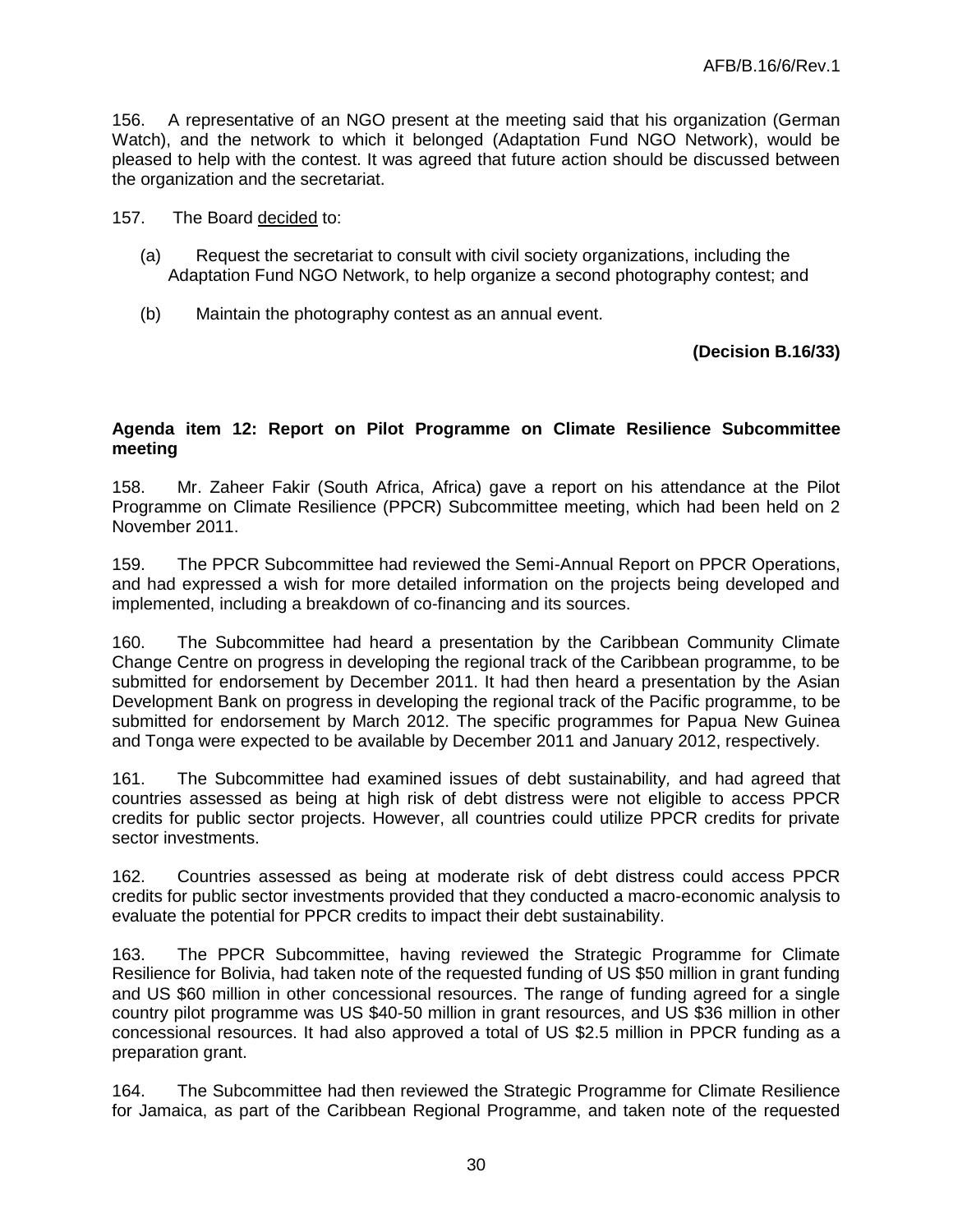156. A representative of an NGO present at the meeting said that his organization (German Watch), and the network to which it belonged (Adaptation Fund NGO Network), would be pleased to help with the contest. It was agreed that future action should be discussed between the organization and the secretariat.

157. The Board decided to:

(a) Request the secretariat to consult with civil society organizations, including the Adaptation Fund NGO Network, to help organize a second photography contest; and

(b) Maintain the photography contest as an annual event.

**(Decision B.16/33)**

**Agenda item 12: Report on Pilot Programme on Climate Resilience Subcommittee meeting**

158. Mr. Zaheer Fakir (South Africa, Africa) gave a report on his attendance at the Pilot Programme on Climate Resilience (PPCR) Subcommittee meeting, which had been held on 2 November 2011.

159. The PPCR Subcommittee had reviewed the Semi-Annual Report on PPCR Operations, and had expressed a wish for more detailed information on the projects being developed and implemented, including a breakdown of co-financing and its sources.

160. The Subcommittee had heard a presentation by the Caribbean Community Climate Change Centre on progress in developing the regional track of the Caribbean programme, to be submitted for endorsement by December 2011. It had then heard a presentation by the Asian Development Bank on progress in developing the regional track of the Pacific programme, to be submitted for endorsement by March 2012. The specific programmes for Papua New Guinea and Tonga were expected to be available by December 2011 and January 2012, respectively.

161. The Subcommittee had examined issues of debt sustainability, and had agreed that countries assessed as being at high risk of debt distress were not eligible to access PPCR credits for public sector projects. However, all countries could utilize PPCR credits for private sector investments.

162. Countries assessed as being at moderate risk of debt distress could access PPCR credits for public sector investments provided that they conducted a macro-economic analysis to evaluate the potential for PPCR credits to impact their debt sustainability.

163. The PPCR Subcommittee, having reviewed the Strategic Programme for Climate Resilience for Bolivia, had taken note of the requested funding of US $50 million in grant funding and US $60 million in other concessional resources. The range of funding agreed for a single country pilot programme was US $40-50 million in grant resources, and US $36 million in other concessional resources. It had also approved a total of US $2.5 million in PPCR funding as a preparation grant.

164. The Subcommittee had then reviewed the Strategic Programme for Climate Resilience for Jamaica, as part of the Caribbean Regional Programme, and taken note of the requested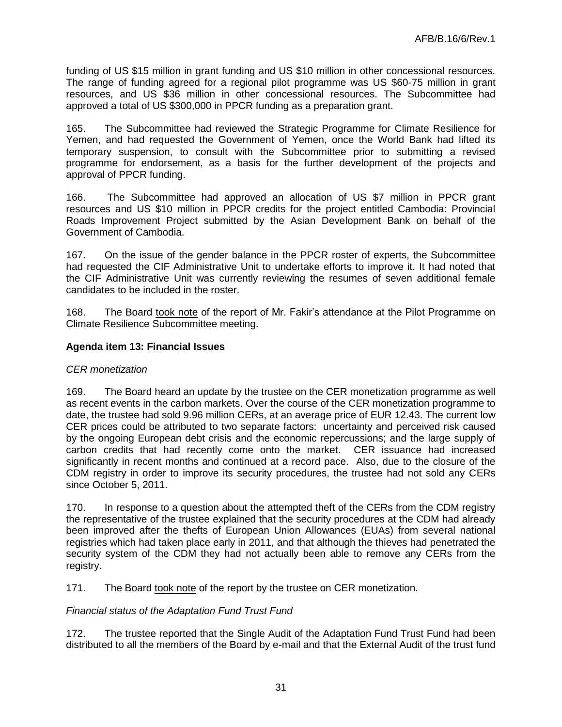funding of US $15 million in grant funding and US $10 million in other concessional resources. The range of funding agreed for a regional pilot programme was US $60-75 million in grant resources, and US $36 million in other concessional resources. The Subcommittee had approved a total of US $300,000 in PPCR funding as a preparation grant.

165. The Subcommittee had reviewed the Strategic Programme for Climate Resilience for Yemen, and had requested the Government of Yemen, once the World Bank had lifted its temporary suspension, to consult with the Subcommittee prior to submitting a revised programme for endorsement, as a basis for the further development of the projects and approval of PPCR funding.

166. The Subcommittee had approved an allocation of US $7 million in PPCR grant resources and US $10 million in PPCR credits for the project entitled Cambodia: Provincial Roads Improvement Project submitted by the Asian Development Bank on behalf of the Government of Cambodia.

167. On the issue of the gender balance in the PPCR roster of experts, the Subcommittee had requested the CIF Administrative Unit to undertake efforts to improve it. It had noted that the CIF Administrative Unit was currently reviewing the resumes of seven additional female candidates to be included in the roster.

168. The Board took note of the report of Mr. Fakir's attendance at the Pilot Programme on Climate Resilience Subcommittee meeting.

**Agenda item 13: Financial Issues**

*CER monetization*

169. The Board heard an update by the trustee on the CER monetization programme as well as recent events in the carbon markets. Over the course of the CER monetization programme to date, the trustee had sold 9.96 million CERs, at an average price of EUR 12.43. The current low CER prices could be attributed to two separate factors: uncertainty and perceived risk caused by the ongoing European debt crisis and the economic repercussions; and the large supply of carbon credits that had recently come onto the market. CER issuance had increased significantly in recent months and continued at a record pace. Also, due to the closure of the CDM registry in order to improve its security procedures, the trustee had not sold any CERs since October 5, 2011.

170. In response to a question about the attempted theft of the CERs from the CDM registry the representative of the trustee explained that the security procedures at the CDM had already been improved after the thefts of European Union Allowances (EUAs) from several national registries which had taken place early in 2011, and that although the thieves had penetrated the security system of the CDM they had not actually been able to remove any CERs from the registry.

171. The Board took note of the report by the trustee on CER monetization.

*Financial status of the Adaptation Fund Trust Fund*

172. The trustee reported that the Single Audit of the Adaptation Fund Trust Fund had been distributed to all the members of the Board by e-mail and that the External Audit of the trust fund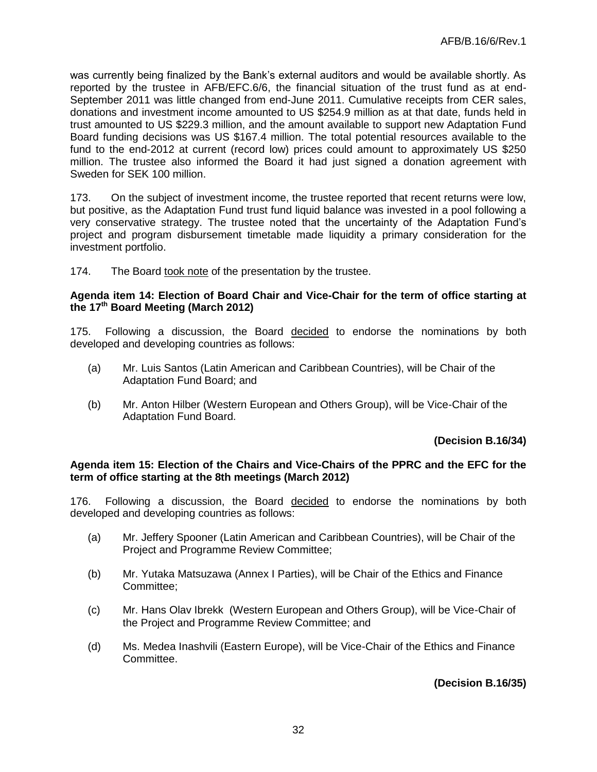was currently being finalized by the Bank's external auditors and would be available shortly. As reported by the trustee in AFB/EFC.6/6, the financial situation of the trust fund as at end-September 2011 was little changed from end-June 2011. Cumulative receipts from CER sales, donations and investment income amounted to US $254.9 million as at that date, funds held in trust amounted to US $229.3 million, and the amount available to support new Adaptation Fund Board funding decisions was US $167.4 million. The total potential resources available to the fund to the end-2012 at current (record low) prices could amount to approximately US $250 million. The trustee also informed the Board it had just signed a donation agreement with Sweden for SEK 100 million.

173. On the subject of investment income, the trustee reported that recent returns were low, but positive, as the Adaptation Fund trust fund liquid balance was invested in a pool following a very conservative strategy. The trustee noted that the uncertainty of the Adaptation Fund's project and program disbursement timetable made liquidity a primary consideration for the investment portfolio.

174. The Board took note of the presentation by the trustee.

**Agenda item 14: Election of Board Chair and Vice-Chair for the term of office starting at the 17th Board Meeting (March 2012)**

175. Following a discussion, the Board decided to endorse the nominations by both developed and developing countries as follows:

(a) Mr. Luis Santos (Latin American and Caribbean Countries), will be Chair of the Adaptation Fund Board; and

(b) Mr. Anton Hilber (Western European and Others Group), will be Vice-Chair of the Adaptation Fund Board.

**(Decision B.16/34)**

**Agenda item 15: Election of the Chairs and Vice-Chairs of the PPRC and the EFC for the term of office starting at the 8th meetings (March 2012)**

176. Following a discussion, the Board decided to endorse the nominations by both developed and developing countries as follows:

(a) Mr. Jeffery Spooner (Latin American and Caribbean Countries), will be Chair of the Project and Programme Review Committee;

(b) Mr. Yutaka Matsuzawa (Annex I Parties), will be Chair of the Ethics and Finance Committee;

(c) Mr. Hans Olav Ibrekk (Western European and Others Group), will be Vice-Chair of the Project and Programme Review Committee; and

(d) Ms. Medea Inashvili (Eastern Europe), will be Vice-Chair of the Ethics and Finance Committee.

**(Decision B.16/35)**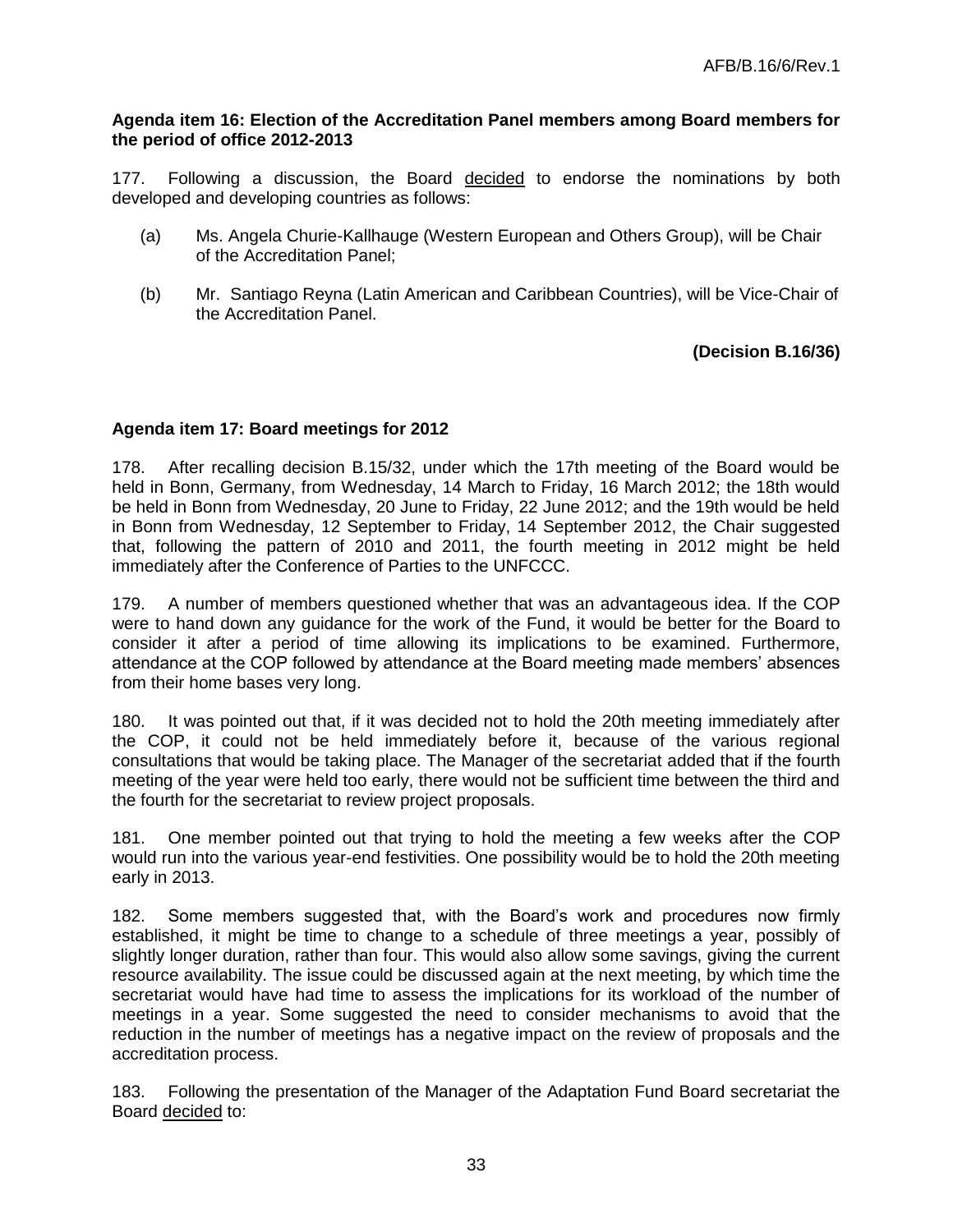**Agenda item 16: Election of the Accreditation Panel members among Board members for the period of office 2012-2013**

177. Following a discussion, the Board decided to endorse the nominations by both developed and developing countries as follows:

(a) Ms. Angela Churie-Kallhauge (Western European and Others Group), will be Chair of the Accreditation Panel;

(b) Mr. Santiago Reyna (Latin American and Caribbean Countries), will be Vice-Chair of the Accreditation Panel.

**(Decision B.16/36)**

**Agenda item 17: Board meetings for 2012**

178. After recalling decision B.15/32, under which the 17th meeting of the Board would be held in Bonn, Germany, from Wednesday, 14 March to Friday, 16 March 2012; the 18th would be held in Bonn from Wednesday, 20 June to Friday, 22 June 2012; and the 19th would be held in Bonn from Wednesday, 12 September to Friday, 14 September 2012, the Chair suggested that, following the pattern of 2010 and 2011, the fourth meeting in 2012 might be held immediately after the Conference of Parties to the UNFCCC.

179. A number of members questioned whether that was an advantageous idea. If the COP were to hand down any guidance for the work of the Fund, it would be better for the Board to consider it after a period of time allowing its implications to be examined. Furthermore, attendance at the COP followed by attendance at the Board meeting made members' absences from their home bases very long.

180. It was pointed out that, if it was decided not to hold the 20th meeting immediately after the COP, it could not be held immediately before it, because of the various regional consultations that would be taking place. The Manager of the secretariat added that if the fourth meeting of the year were held too early, there would not be sufficient time between the third and the fourth for the secretariat to review project proposals.

181. One member pointed out that trying to hold the meeting a few weeks after the COP would run into the various year-end festivities. One possibility would be to hold the 20th meeting early in 2013.

182. Some members suggested that, with the Board's work and procedures now firmly established, it might be time to change to a schedule of three meetings a year, possibly of slightly longer duration, rather than four. This would also allow some savings, giving the current resource availability. The issue could be discussed again at the next meeting, by which time the secretariat would have had time to assess the implications for its workload of the number of meetings in a year. Some suggested the need to consider mechanisms to avoid that the reduction in the number of meetings has a negative impact on the review of proposals and the accreditation process.

183. Following the presentation of the Manager of the Adaptation Fund Board secretariat the Board decided to: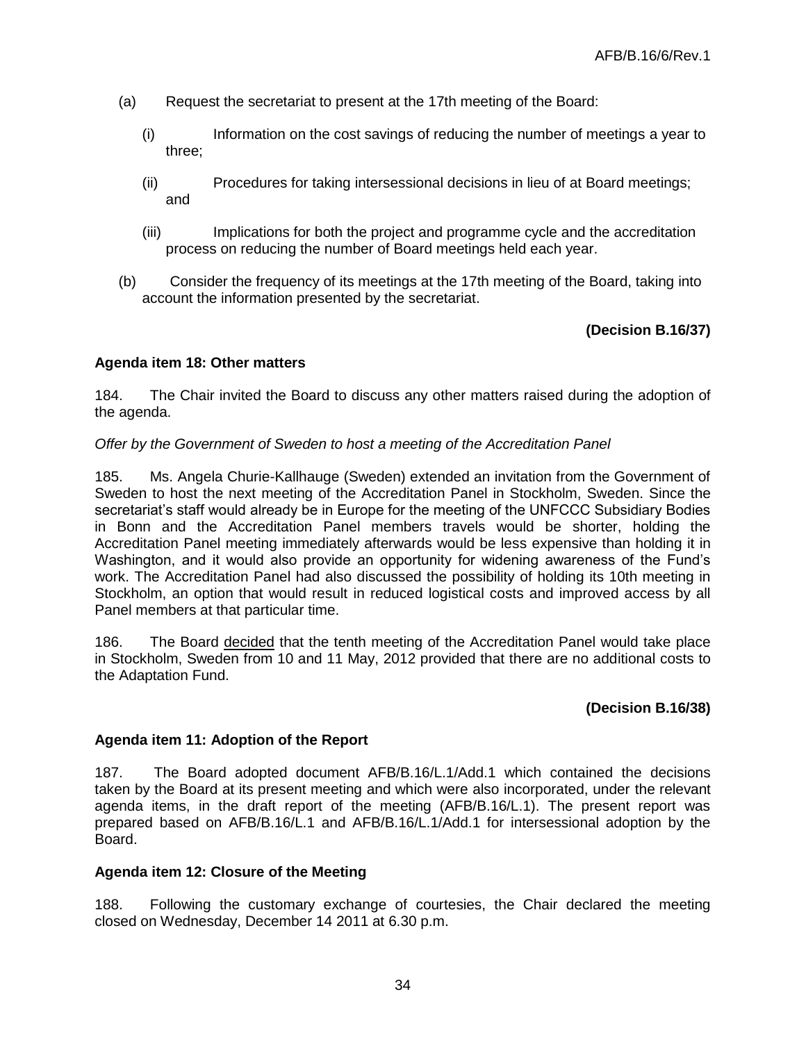(a) Request the secretariat to present at the 17th meeting of the Board:

(i) Information on the cost savings of reducing the number of meetings a year to three;

(ii) Procedures for taking intersessional decisions in lieu of at Board meetings; and

(iii) Implications for both the project and programme cycle and the accreditation process on reducing the number of Board meetings held each year.

(b) Consider the frequency of its meetings at the 17th meeting of the Board, taking into account the information presented by the secretariat.

**(Decision B.16/37)**

**Agenda item 18: Other matters**

184. The Chair invited the Board to discuss any other matters raised during the adoption of the agenda.

*Offer by the Government of Sweden to host a meeting of the Accreditation Panel*

185. Ms. Angela Churie-Kallhauge (Sweden) extended an invitation from the Government of Sweden to host the next meeting of the Accreditation Panel in Stockholm, Sweden. Since the secretariat's staff would already be in Europe for the meeting of the UNFCCC Subsidiary Bodies in Bonn and the Accreditation Panel members travels would be shorter, holding the Accreditation Panel meeting immediately afterwards would be less expensive than holding it in Washington, and it would also provide an opportunity for widening awareness of the Fund's work. The Accreditation Panel had also discussed the possibility of holding its 10th meeting in Stockholm, an option that would result in reduced logistical costs and improved access by all Panel members at that particular time.

186. The Board decided that the tenth meeting of the Accreditation Panel would take place in Stockholm, Sweden from 10 and 11 May, 2012 provided that there are no additional costs to the Adaptation Fund.

**(Decision B.16/38)**

**Agenda item 11: Adoption of the Report**

187. The Board adopted document AFB/B.16/L.1/Add.1 which contained the decisions taken by the Board at its present meeting and which were also incorporated, under the relevant agenda items, in the draft report of the meeting (AFB/B.16/L.1). The present report was prepared based on AFB/B.16/L.1 and AFB/B.16/L.1/Add.1 for intersessional adoption by the Board.

**Agenda item 12: Closure of the Meeting**

188. Following the customary exchange of courtesies, the Chair declared the meeting closed on Wednesday, December 14 2011 at 6.30 p.m.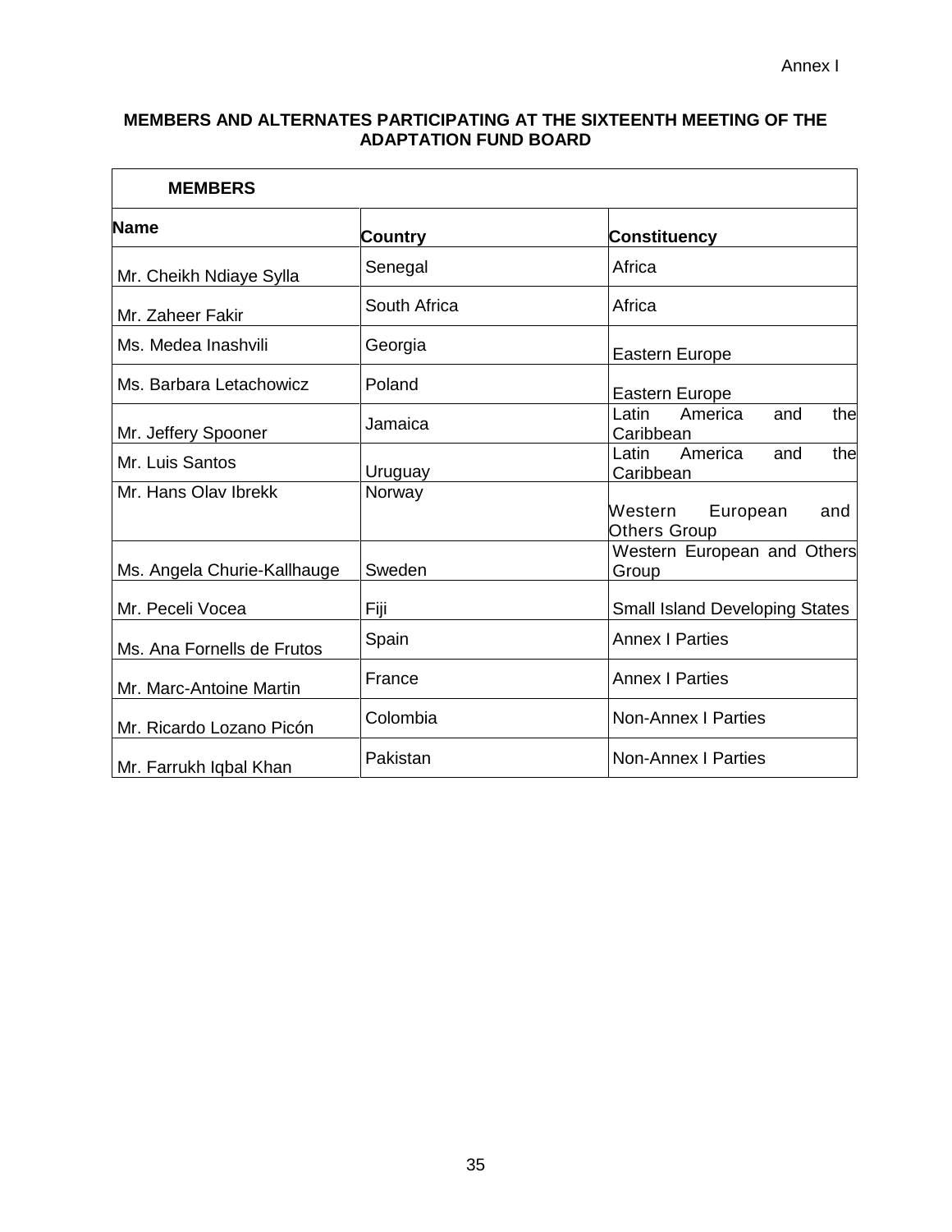Annex I

**MEMBERS AND ALTERNATES PARTICIPATING AT THE SIXTEENTH MEETING OF THE ADAPTATION FUND BOARD**

| **MEMBERS** | | |
|---|---|---|
| **Name** | **Country** | **Constituency** |
| Mr. Cheikh Ndiaye Sylla | Senegal | Africa |
| Mr. Zaheer Fakir | South Africa | Africa |
| Ms. Medea Inashvili | Georgia | Eastern Europe |
| Ms. Barbara Letachowicz | Poland | Eastern Europe |
| Mr. Jeffery Spooner | Jamaica | Latin America and the Caribbean |
| Mr. Luis Santos | Uruguay | Latin America and the Caribbean |
| Mr. Hans Olav Ibrekk | Norway | Western European and Others Group |
| Ms. Angela Churie-Kallhauge | Sweden | Western European and Others Group |
| Mr. Peceli Vocea | Fiji | Small Island Developing States |
| Ms. Ana Fornells de Frutos | Spain | Annex I Parties |
| Mr. Marc-Antoine Martin | France | Annex I Parties |
| Mr. Ricardo Lozano Picón | Colombia | Non-Annex I Parties |
| Mr. Farrukh Iqbal Khan | Pakistan | Non-Annex I Parties |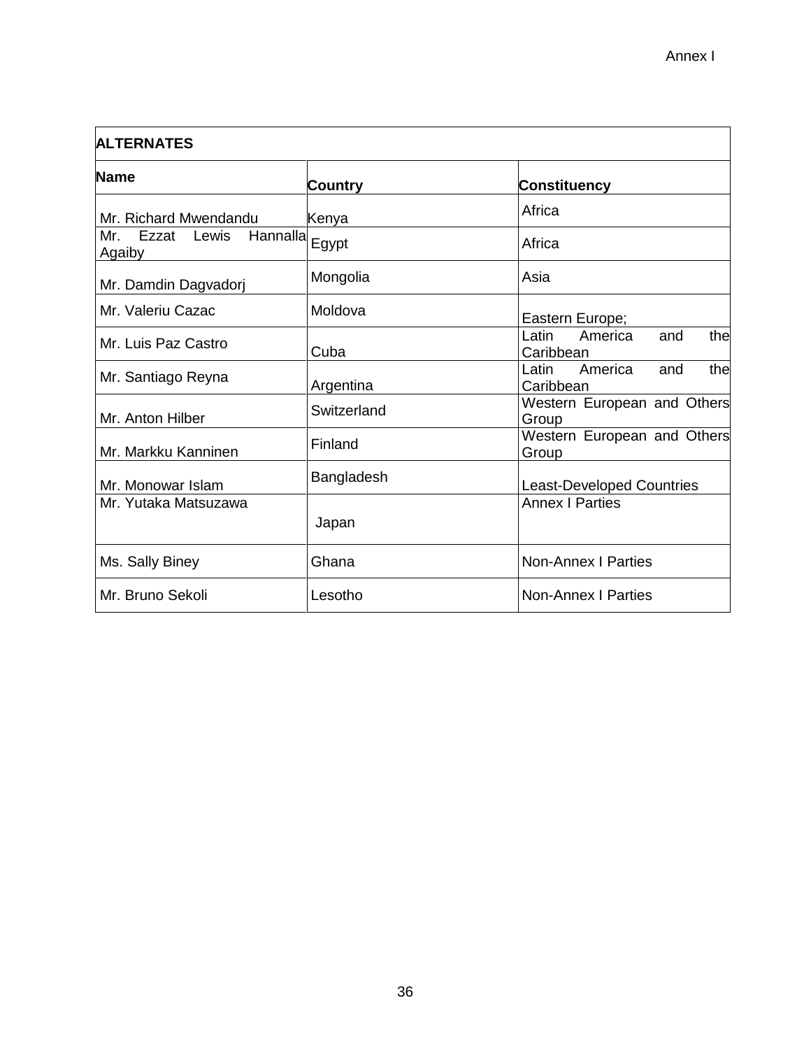| ALTERNATES | | |
|---|---|---|
| **Name** | **Country** | **Constituency** |
| Mr. Richard Mwendandu | Kenya | Africa |
| Mr. Ezzat Lewis Hannalla Agaiby | Egypt | Africa |
| Mr. Damdin Dagvadorj | Mongolia | Asia |
| Mr. Valeriu Cazac | Moldova | Eastern Europe; |
| Mr. Luis Paz Castro | Cuba | Latin America and the Caribbean |
| Mr. Santiago Reyna | Argentina | Latin America and the Caribbean |
| Mr. Anton Hilber | Switzerland | Western European and Others Group |
| Mr. Markku Kanninen | Finland | Western European and Others Group |
| Mr. Monowar Islam | Bangladesh | Least-Developed Countries |
| Mr. Yutaka Matsuzawa | Japan | Annex I Parties |
| Ms. Sally Biney | Ghana | Non-Annex I Parties |
| Mr. Bruno Sekoli | Lesotho | Non-Annex I Parties |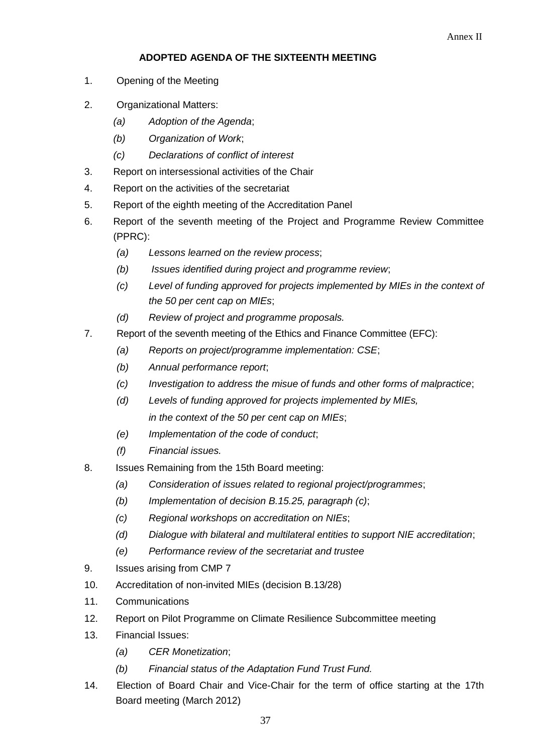Annex II

## ADOPTED AGENDA OF THE SIXTEENTH MEETING

1. Opening of the Meeting
2. Organizational Matters:
   - (a) *Adoption of the Agenda*;
   - (b) *Organization of Work*;
   - (c) *Declarations of conflict of interest*
3. Report on intersessional activities of the Chair
4. Report on the activities of the secretariat
5. Report of the eighth meeting of the Accreditation Panel
6. Report of the seventh meeting of the Project and Programme Review Committee (PPRC):
   - (a) *Lessons learned on the review process*;
   - (b) *Issues identified during project and programme review*;
   - (c) *Level of funding approved for projects implemented by MIEs in the context of the 50 per cent cap on MIEs*;
   - (d) *Review of project and programme proposals.*
7. Report of the seventh meeting of the Ethics and Finance Committee (EFC):
   - (a) *Reports on project/programme implementation: CSE*;
   - (b) *Annual performance report*;
   - (c) *Investigation to address the misue of funds and other forms of malpractice*;
   - (d) *Levels of funding approved for projects implemented by MIEs, in the context of the 50 per cent cap on MIEs*;
   - (e) *Implementation of the code of conduct*;
   - (f) *Financial issues.*
8. Issues Remaining from the 15th Board meeting:
   - (a) *Consideration of issues related to regional project/programmes*;
   - (b) *Implementation of decision B.15.25, paragraph (c)*;
   - (c) *Regional workshops on accreditation on NIEs*;
   - (d) *Dialogue with bilateral and multilateral entities to support NIE accreditation*;
   - (e) *Performance review of the secretariat and trustee*
9. Issues arising from CMP 7
10. Accreditation of non-invited MIEs (decision B.13/28)
11. Communications
12. Report on Pilot Programme on Climate Resilience Subcommittee meeting
13. Financial Issues:
    - (a) *CER Monetization*;
    - (b) *Financial status of the Adaptation Fund Trust Fund.*
14. Election of Board Chair and Vice-Chair for the term of office starting at the 17th Board meeting (March 2012)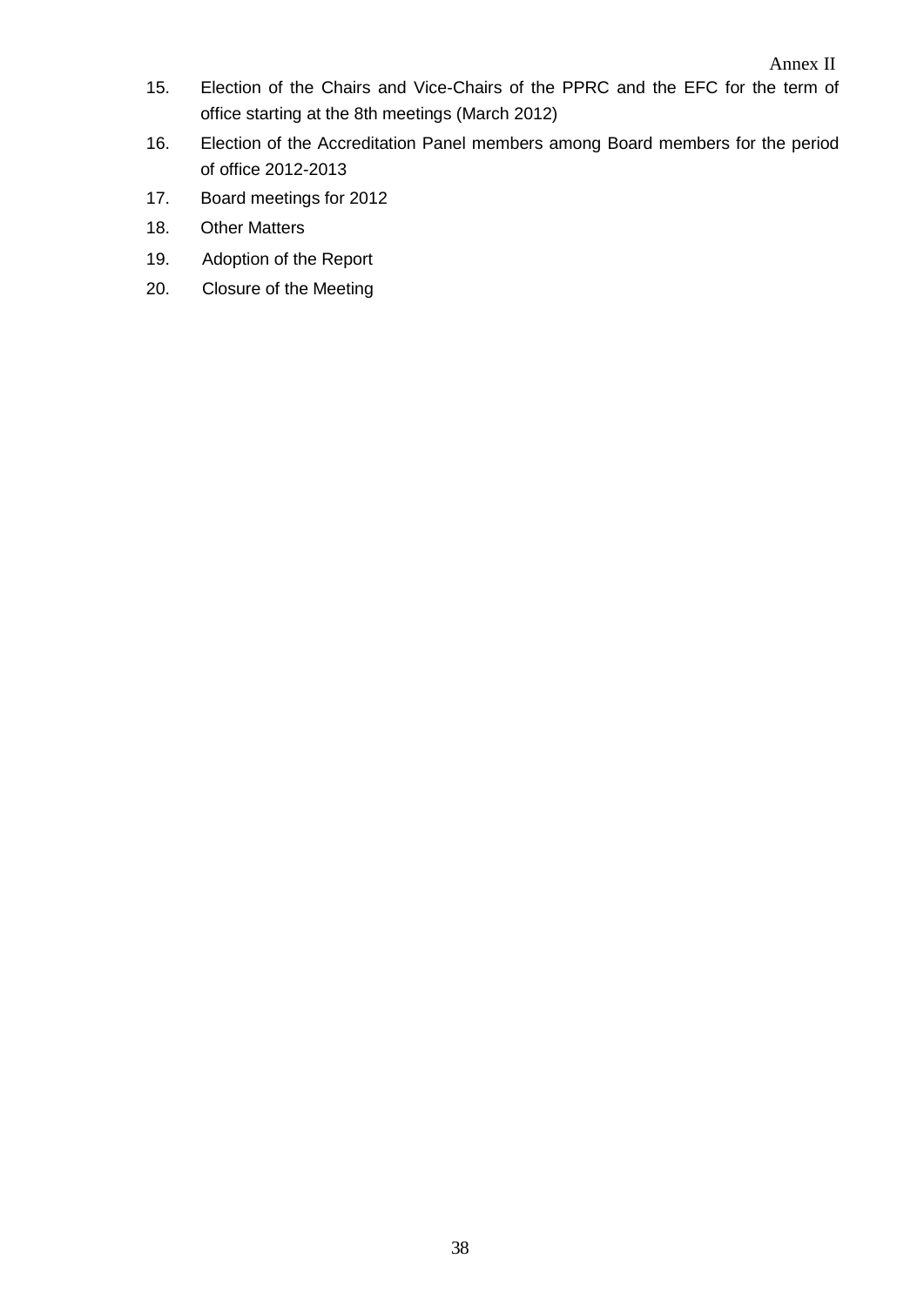15. Election of the Chairs and Vice-Chairs of the PPRC and the EFC for the term of office starting at the 8th meetings (March 2012)
16. Election of the Accreditation Panel members among Board members for the period of office 2012-2013
17. Board meetings for 2012
18. Other Matters
19. Adoption of the Report
20. Closure of the Meeting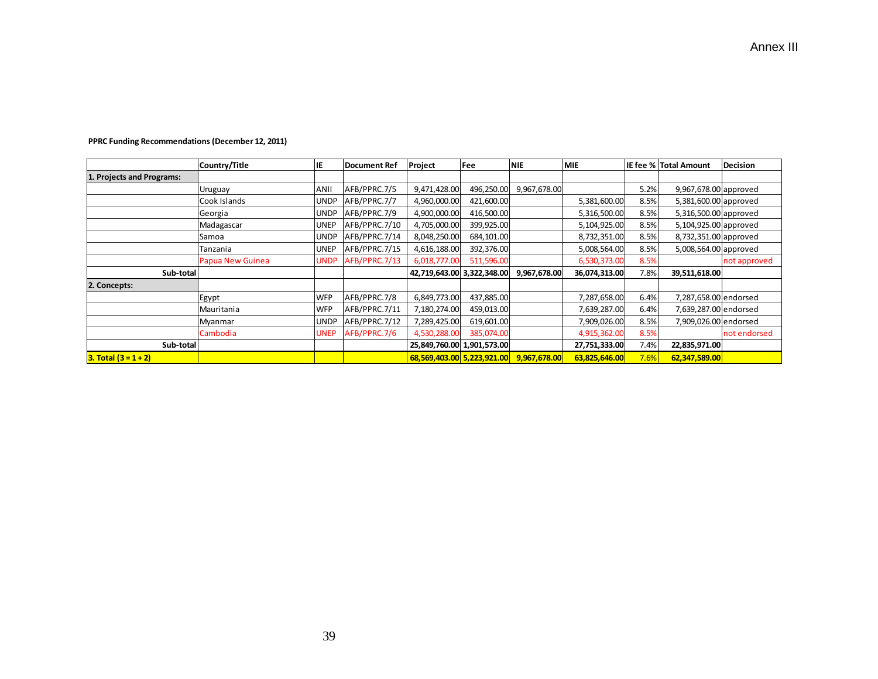Annex III

**PPRC Funding Recommendations (December 12, 2011)**

| | Country/Title | IE | Document Ref | Project | Fee | NIE | MIE | IE fee % | Total Amount | Decision |
|---|---|---|---|---|---|---|---|---|---|---|
| **1. Projects and Programs:** | | | | | | | | | | |
| | Uruguay | ANII | AFB/PPRC.7/5 | 9,471,428.00 | 496,250.00 | 9,967,678.00 | | 5.2% | 9,967,678.00 | approved |
| | Cook Islands | UNDP | AFB/PPRC.7/7 | 4,960,000.00 | 421,600.00 | | 5,381,600.00 | 8.5% | 5,381,600.00 | approved |
| | Georgia | UNDP | AFB/PPRC.7/9 | 4,900,000.00 | 416,500.00 | | 5,316,500.00 | 8.5% | 5,316,500.00 | approved |
| | Madagascar | UNEP | AFB/PPRC.7/10 | 4,705,000.00 | 399,925.00 | | 5,104,925.00 | 8.5% | 5,104,925.00 | approved |
| | Samoa | UNDP | AFB/PPRC.7/14 | 8,048,250.00 | 684,101.00 | | 8,732,351.00 | 8.5% | 8,732,351.00 | approved |
| | Tanzania | UNEP | AFB/PPRC.7/15 | 4,616,188.00 | 392,376.00 | | 5,008,564.00 | 8.5% | 5,008,564.00 | approved |
| | Papua New Guinea | UNDP | AFB/PPRC.7/13 | 6,018,777.00 | 511,596.00 | | 6,530,373.00 | 8.5% | | not approved |
| **Sub-total** | | | | **42,719,643.00** | **3,322,348.00** | **9,967,678.00** | **36,074,313.00** | 7.8% | **39,511,618.00** | |
| **2. Concepts:** | | | | | | | | | | |
| | Egypt | WFP | AFB/PPRC.7/8 | 6,849,773.00 | 437,885.00 | | 7,287,658.00 | 6.4% | 7,287,658.00 | endorsed |
| | Mauritania | WFP | AFB/PPRC.7/11 | 7,180,274.00 | 459,013.00 | | 7,639,287.00 | 6.4% | 7,639,287.00 | endorsed |
| | Myanmar | UNDP | AFB/PPRC.7/12 | 7,289,425.00 | 619,601.00 | | 7,909,026.00 | 8.5% | 7,909,026.00 | endorsed |
| | Cambodia | UNEP | AFB/PPRC.7/6 | 4,530,288.00 | 385,074.00 | | 4,915,362.00 | 8.5% | | not endorsed |
| **Sub-total** | | | | **25,849,760.00** | **1,901,573.00** | | **27,751,333.00** | 7.4% | **22,835,971.00** | |
| **3. Total (3 = 1 + 2)** | | | | **68,569,403.00** | **5,223,921.00** | **9,967,678.00** | **63,825,646.00** | 7.6% | **62,347,589.00** | |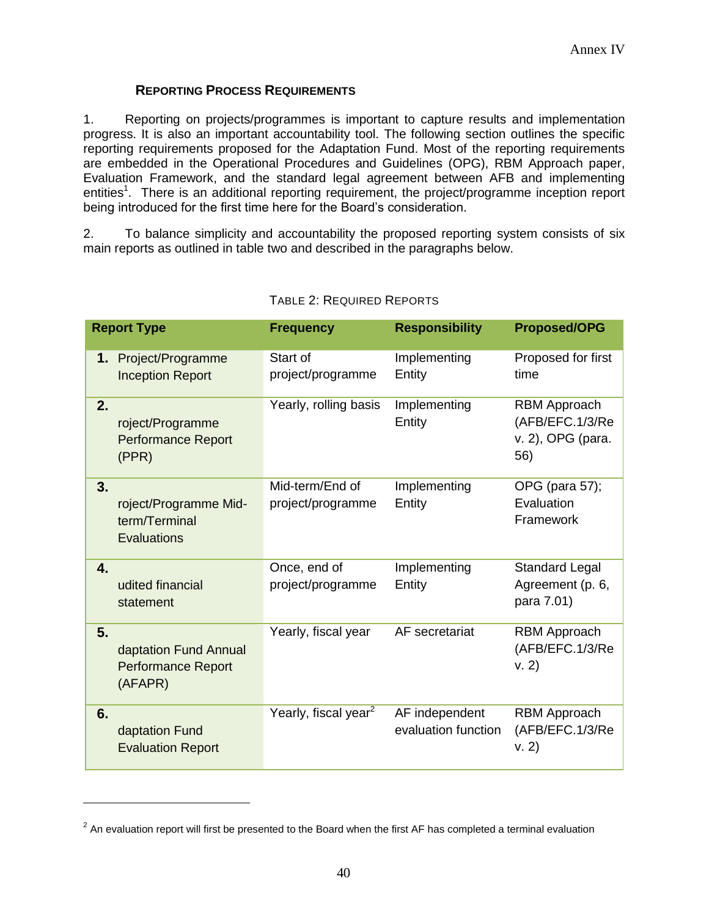Annex IV

## REPORTING PROCESS REQUIREMENTS

1. Reporting on projects/programmes is important to capture results and implementation progress. It is also an important accountability tool. The following section outlines the specific reporting requirements proposed for the Adaptation Fund. Most of the reporting requirements are embedded in the Operational Procedures and Guidelines (OPG), RBM Approach paper, Evaluation Framework, and the standard legal agreement between AFB and implementing entities[1]. There is an additional reporting requirement, the project/programme inception report being introduced for the first time here for the Board's consideration.

2. To balance simplicity and accountability the proposed reporting system consists of six main reports as outlined in table two and described in the paragraphs below.

TABLE 2: REQUIRED REPORTS

| Report Type | Frequency | Responsibility | Proposed/OPG |
|---|---|---|---|
| **1.** Project/Programme Inception Report | Start of project/programme | Implementing Entity | Proposed for first time |
| **2.** roject/Programme Performance Report (PPR) | Yearly, rolling basis | Implementing Entity | RBM Approach (AFB/EFC.1/3/Rev. 2), OPG (para. 56) |
| **3.** roject/Programme Mid-term/Terminal Evaluations | Mid-term/End of project/programme | Implementing Entity | OPG (para 57); Evaluation Framework |
| **4.** udited financial statement | Once, end of project/programme | Implementing Entity | Standard Legal Agreement (p. 6, para 7.01) |
| **5.** daptation Fund Annual Performance Report (AFAPR) | Yearly, fiscal year | AF secretariat | RBM Approach (AFB/EFC.1/3/Rev. 2) |
| **6.** daptation Fund Evaluation Report | Yearly, fiscal year[2] | AF independent evaluation function | RBM Approach (AFB/EFC.1/3/Rev. 2) |

[2] An evaluation report will first be presented to the Board when the first AF has completed a terminal evaluation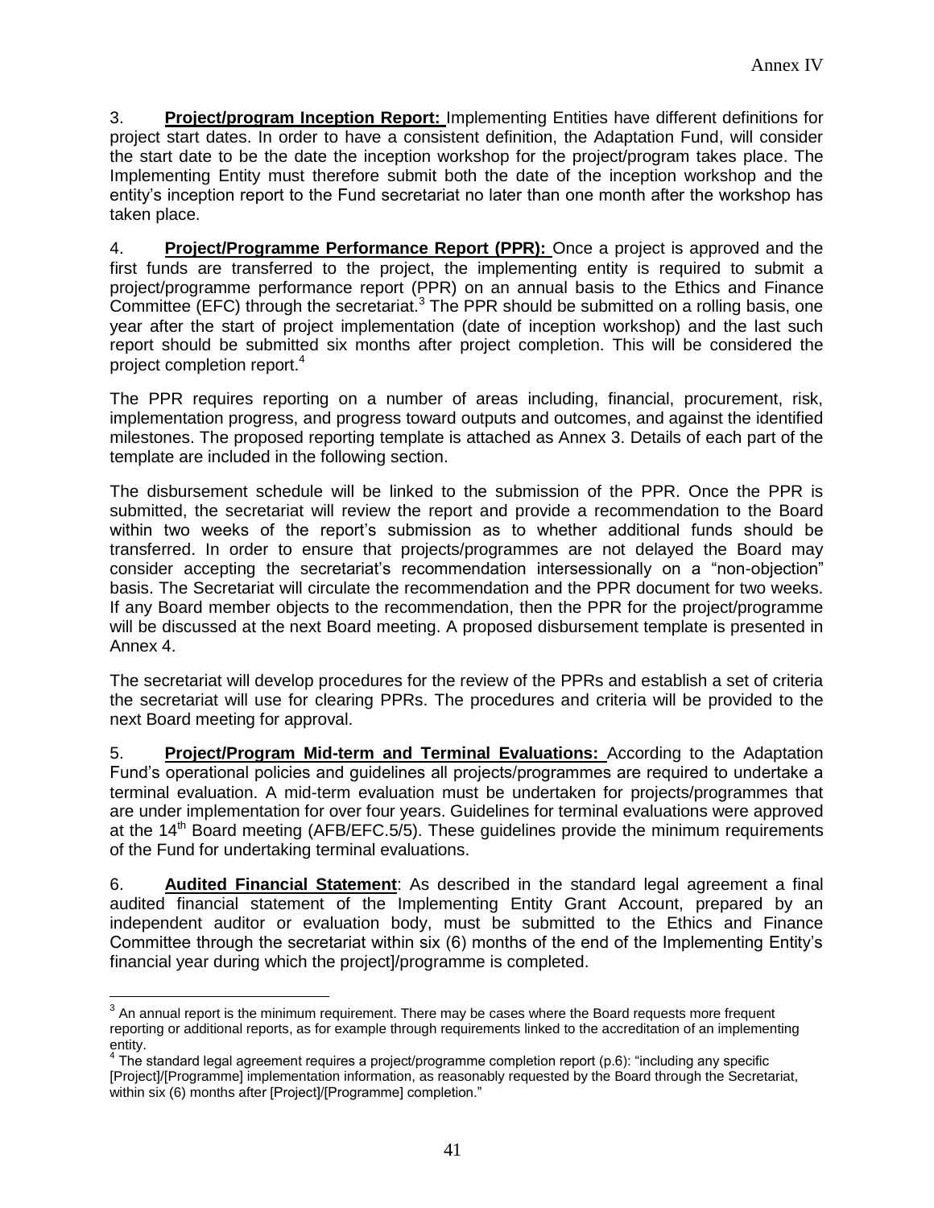3. **Project/program Inception Report:** Implementing Entities have different definitions for project start dates. In order to have a consistent definition, the Adaptation Fund, will consider the start date to be the date the inception workshop for the project/program takes place. The Implementing Entity must therefore submit both the date of the inception workshop and the entity's inception report to the Fund secretariat no later than one month after the workshop has taken place.

4. **Project/Programme Performance Report (PPR):** Once a project is approved and the first funds are transferred to the project, the implementing entity is required to submit a project/programme performance report (PPR) on an annual basis to the Ethics and Finance Committee (EFC) through the secretariat.[3] The PPR should be submitted on a rolling basis, one year after the start of project implementation (date of inception workshop) and the last such report should be submitted six months after project completion. This will be considered the project completion report.[4]

The PPR requires reporting on a number of areas including, financial, procurement, risk, implementation progress, and progress toward outputs and outcomes, and against the identified milestones. The proposed reporting template is attached as Annex 3. Details of each part of the template are included in the following section.

The disbursement schedule will be linked to the submission of the PPR. Once the PPR is submitted, the secretariat will review the report and provide a recommendation to the Board within two weeks of the report's submission as to whether additional funds should be transferred. In order to ensure that projects/programmes are not delayed the Board may consider accepting the secretariat's recommendation intersessionally on a "non-objection" basis. The Secretariat will circulate the recommendation and the PPR document for two weeks. If any Board member objects to the recommendation, then the PPR for the project/programme will be discussed at the next Board meeting. A proposed disbursement template is presented in Annex 4.

The secretariat will develop procedures for the review of the PPRs and establish a set of criteria the secretariat will use for clearing PPRs. The procedures and criteria will be provided to the next Board meeting for approval.

5. **Project/Program Mid-term and Terminal Evaluations:** According to the Adaptation Fund's operational policies and guidelines all projects/programmes are required to undertake a terminal evaluation. A mid-term evaluation must be undertaken for projects/programmes that are under implementation for over four years. Guidelines for terminal evaluations were approved at the 14th Board meeting (AFB/EFC.5/5). These guidelines provide the minimum requirements of the Fund for undertaking terminal evaluations.

6. **Audited Financial Statement**: As described in the standard legal agreement a final audited financial statement of the Implementing Entity Grant Account, prepared by an independent auditor or evaluation body, must be submitted to the Ethics and Finance Committee through the secretariat within six (6) months of the end of the Implementing Entity's financial year during which the project]/programme is completed.

---

[3] An annual report is the minimum requirement. There may be cases where the Board requests more frequent reporting or additional reports, as for example through requirements linked to the accreditation of an implementing entity.

[4] The standard legal agreement requires a project/programme completion report (p.6): "including any specific [Project]/[Programme] implementation information, as reasonably requested by the Board through the Secretariat, within six (6) months after [Project]/[Programme] completion."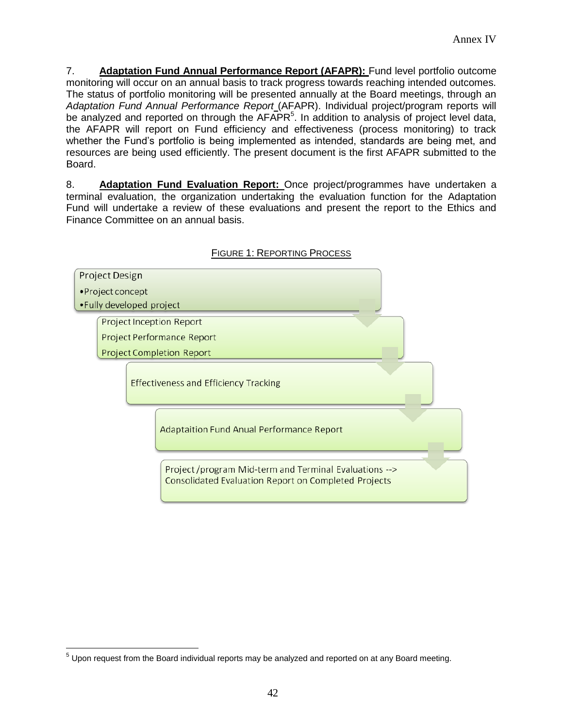7. **Adaptation Fund Annual Performance Report (AFAPR):** Fund level portfolio outcome monitoring will occur on an annual basis to track progress towards reaching intended outcomes. The status of portfolio monitoring will be presented annually at the Board meetings, through an *Adaptation Fund Annual Performance Report* (AFAPR). Individual project/program reports will be analyzed and reported on through the AFAPR[5]. In addition to analysis of project level data, the AFAPR will report on Fund efficiency and effectiveness (process monitoring) to track whether the Fund's portfolio is being implemented as intended, standards are being met, and resources are being used efficiently. The present document is the first AFAPR submitted to the Board.

8. **Adaptation Fund Evaluation Report:** Once project/programmes have undertaken a terminal evaluation, the organization undertaking the evaluation function for the Adaptation Fund will undertake a review of these evaluations and present the report to the Ethics and Finance Committee on an annual basis.

FIGURE 1: REPORTING PROCESS

Project Design
- Project concept
- Fully developed project

Project Inception Report
Project Performance Report
Project Completion Report

Effectiveness and Efficiency Tracking

Adaptaition Fund Anual Performance Report

Project /program Mid-term and Terminal Evaluations --> Consolidated Evaluation Report on Completed Projects

[5] Upon request from the Board individual reports may be analyzed and reported on at any Board meeting.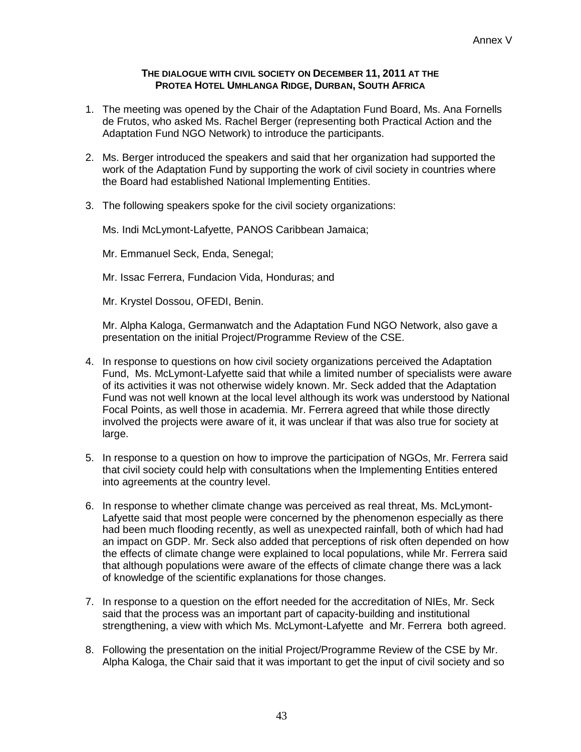Annex V

**THE DIALOGUE WITH CIVIL SOCIETY ON DECEMBER 11, 2011 AT THE PROTEA HOTEL UMHLANGA RIDGE, DURBAN, SOUTH AFRICA**

1. The meeting was opened by the Chair of the Adaptation Fund Board, Ms. Ana Fornells de Frutos, who asked Ms. Rachel Berger (representing both Practical Action and the Adaptation Fund NGO Network) to introduce the participants.

2. Ms. Berger introduced the speakers and said that her organization had supported the work of the Adaptation Fund by supporting the work of civil society in countries where the Board had established National Implementing Entities.

3. The following speakers spoke for the civil society organizations:

   Ms. Indi McLymont-Lafayette, PANOS Caribbean Jamaica;

   Mr. Emmanuel Seck, Enda, Senegal;

   Mr. Issac Ferrera, Fundacion Vida, Honduras; and

   Mr. Krystel Dossou, OFEDI, Benin.

   Mr. Alpha Kaloga, Germanwatch and the Adaptation Fund NGO Network, also gave a presentation on the initial Project/Programme Review of the CSE.

4. In response to questions on how civil society organizations perceived the Adaptation Fund, Ms. McLymont-Lafayette said that while a limited number of specialists were aware of its activities it was not otherwise widely known. Mr. Seck added that the Adaptation Fund was not well known at the local level although its work was understood by National Focal Points, as well those in academia. Mr. Ferrera agreed that while those directly involved the projects were aware of it, it was unclear if that was also true for society at large.

5. In response to a question on how to improve the participation of NGOs, Mr. Ferrera said that civil society could help with consultations when the Implementing Entities entered into agreements at the country level.

6. In response to whether climate change was perceived as real threat, Ms. McLymont-Lafayette said that most people were concerned by the phenomenon especially as there had been much flooding recently, as well as unexpected rainfall, both of which had had an impact on GDP. Mr. Seck also added that perceptions of risk often depended on how the effects of climate change were explained to local populations, while Mr. Ferrera said that although populations were aware of the effects of climate change there was a lack of knowledge of the scientific explanations for those changes.

7. In response to a question on the effort needed for the accreditation of NIEs, Mr. Seck said that the process was an important part of capacity-building and institutional strengthening, a view with which Ms. McLymont-Lafayette and Mr. Ferrera both agreed.

8. Following the presentation on the initial Project/Programme Review of the CSE by Mr. Alpha Kaloga, the Chair said that it was important to get the input of civil society and so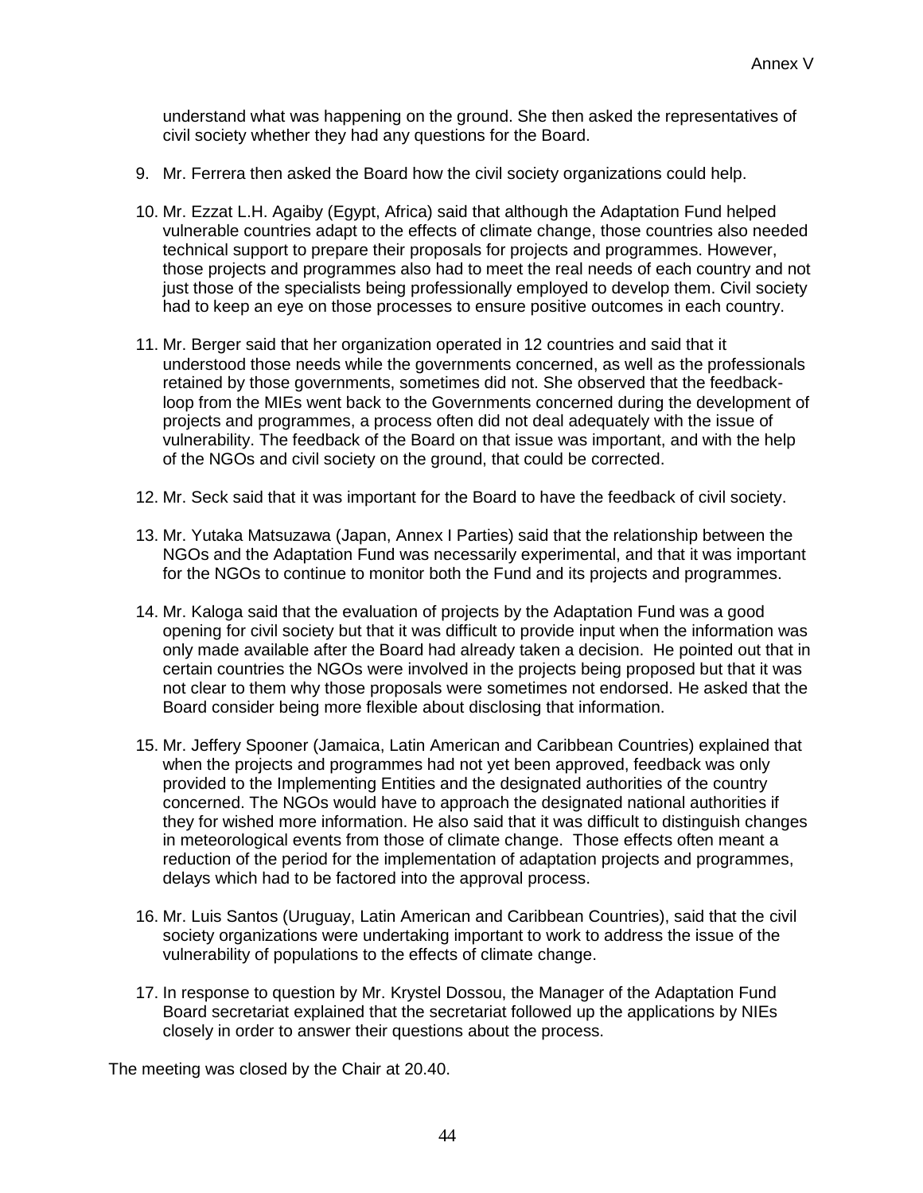understand what was happening on the ground. She then asked the representatives of civil society whether they had any questions for the Board.

9. Mr. Ferrera then asked the Board how the civil society organizations could help.

10. Mr. Ezzat L.H. Agaiby (Egypt, Africa) said that although the Adaptation Fund helped vulnerable countries adapt to the effects of climate change, those countries also needed technical support to prepare their proposals for projects and programmes. However, those projects and programmes also had to meet the real needs of each country and not just those of the specialists being professionally employed to develop them. Civil society had to keep an eye on those processes to ensure positive outcomes in each country.

11. Mr. Berger said that her organization operated in 12 countries and said that it understood those needs while the governments concerned, as well as the professionals retained by those governments, sometimes did not. She observed that the feedback-loop from the MIEs went back to the Governments concerned during the development of projects and programmes, a process often did not deal adequately with the issue of vulnerability. The feedback of the Board on that issue was important, and with the help of the NGOs and civil society on the ground, that could be corrected.

12. Mr. Seck said that it was important for the Board to have the feedback of civil society.

13. Mr. Yutaka Matsuzawa (Japan, Annex I Parties) said that the relationship between the NGOs and the Adaptation Fund was necessarily experimental, and that it was important for the NGOs to continue to monitor both the Fund and its projects and programmes.

14. Mr. Kaloga said that the evaluation of projects by the Adaptation Fund was a good opening for civil society but that it was difficult to provide input when the information was only made available after the Board had already taken a decision. He pointed out that in certain countries the NGOs were involved in the projects being proposed but that it was not clear to them why those proposals were sometimes not endorsed. He asked that the Board consider being more flexible about disclosing that information.

15. Mr. Jeffery Spooner (Jamaica, Latin American and Caribbean Countries) explained that when the projects and programmes had not yet been approved, feedback was only provided to the Implementing Entities and the designated authorities of the country concerned. The NGOs would have to approach the designated national authorities if they for wished more information. He also said that it was difficult to distinguish changes in meteorological events from those of climate change. Those effects often meant a reduction of the period for the implementation of adaptation projects and programmes, delays which had to be factored into the approval process.

16. Mr. Luis Santos (Uruguay, Latin American and Caribbean Countries), said that the civil society organizations were undertaking important to work to address the issue of the vulnerability of populations to the effects of climate change.

17. In response to question by Mr. Krystel Dossou, the Manager of the Adaptation Fund Board secretariat explained that the secretariat followed up the applications by NIEs closely in order to answer their questions about the process.

The meeting was closed by the Chair at 20.40.